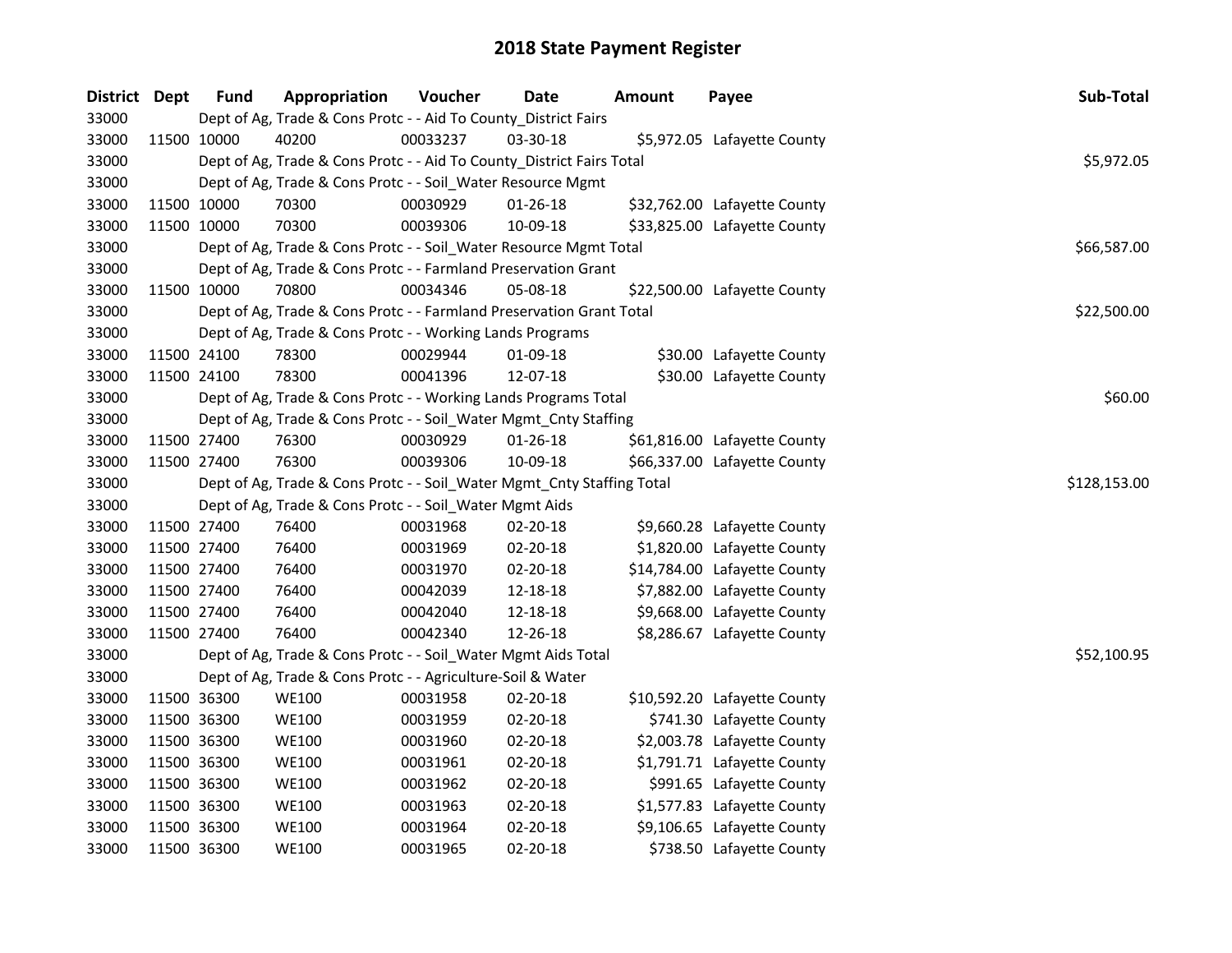# 2018 State Payment Register

| District | Dept | Fund | Appropriation | Voucher | Date | Amount | Payee | Sub-Total |
|---|---|---|---|---|---|---|---|---|
| 33000 | | Dept of Ag, Trade & Cons Protc - - Aid To County_District Fairs | | | | | | |
| 33000 | 11500 | 10000 | 40200 | 00033237 | 03-30-18 | $5,972.05 | Lafayette County | |
| 33000 | | Dept of Ag, Trade & Cons Protc - - Aid To County_District Fairs Total | | | | | | $5,972.05 |
| 33000 | | Dept of Ag, Trade & Cons Protc - - Soil_Water Resource Mgmt | | | | | | |
| 33000 | 11500 | 10000 | 70300 | 00030929 | 01-26-18 | $32,762.00 | Lafayette County | |
| 33000 | 11500 | 10000 | 70300 | 00039306 | 10-09-18 | $33,825.00 | Lafayette County | |
| 33000 | | Dept of Ag, Trade & Cons Protc - - Soil_Water Resource Mgmt Total | | | | | | $66,587.00 |
| 33000 | | Dept of Ag, Trade & Cons Protc - - Farmland Preservation Grant | | | | | | |
| 33000 | 11500 | 10000 | 70800 | 00034346 | 05-08-18 | $22,500.00 | Lafayette County | |
| 33000 | | Dept of Ag, Trade & Cons Protc - - Farmland Preservation Grant Total | | | | | | $22,500.00 |
| 33000 | | Dept of Ag, Trade & Cons Protc - - Working Lands Programs | | | | | | |
| 33000 | 11500 | 24100 | 78300 | 00029944 | 01-09-18 | $30.00 | Lafayette County | |
| 33000 | 11500 | 24100 | 78300 | 00041396 | 12-07-18 | $30.00 | Lafayette County | |
| 33000 | | Dept of Ag, Trade & Cons Protc - - Working Lands Programs Total | | | | | | $60.00 |
| 33000 | | Dept of Ag, Trade & Cons Protc - - Soil_Water Mgmt_Cnty Staffing | | | | | | |
| 33000 | 11500 | 27400 | 76300 | 00030929 | 01-26-18 | $61,816.00 | Lafayette County | |
| 33000 | 11500 | 27400 | 76300 | 00039306 | 10-09-18 | $66,337.00 | Lafayette County | |
| 33000 | | Dept of Ag, Trade & Cons Protc - - Soil_Water Mgmt_Cnty Staffing Total | | | | | | $128,153.00 |
| 33000 | | Dept of Ag, Trade & Cons Protc - - Soil_Water Mgmt Aids | | | | | | |
| 33000 | 11500 | 27400 | 76400 | 00031968 | 02-20-18 | $9,660.28 | Lafayette County | |
| 33000 | 11500 | 27400 | 76400 | 00031969 | 02-20-18 | $1,820.00 | Lafayette County | |
| 33000 | 11500 | 27400 | 76400 | 00031970 | 02-20-18 | $14,784.00 | Lafayette County | |
| 33000 | 11500 | 27400 | 76400 | 00042039 | 12-18-18 | $7,882.00 | Lafayette County | |
| 33000 | 11500 | 27400 | 76400 | 00042040 | 12-18-18 | $9,668.00 | Lafayette County | |
| 33000 | 11500 | 27400 | 76400 | 00042340 | 12-26-18 | $8,286.67 | Lafayette County | |
| 33000 | | Dept of Ag, Trade & Cons Protc - - Soil_Water Mgmt Aids Total | | | | | | $52,100.95 |
| 33000 | | Dept of Ag, Trade & Cons Protc - - Agriculture-Soil & Water | | | | | | |
| 33000 | 11500 | 36300 | WE100 | 00031958 | 02-20-18 | $10,592.20 | Lafayette County | |
| 33000 | 11500 | 36300 | WE100 | 00031959 | 02-20-18 | $741.30 | Lafayette County | |
| 33000 | 11500 | 36300 | WE100 | 00031960 | 02-20-18 | $2,003.78 | Lafayette County | |
| 33000 | 11500 | 36300 | WE100 | 00031961 | 02-20-18 | $1,791.71 | Lafayette County | |
| 33000 | 11500 | 36300 | WE100 | 00031962 | 02-20-18 | $991.65 | Lafayette County | |
| 33000 | 11500 | 36300 | WE100 | 00031963 | 02-20-18 | $1,577.83 | Lafayette County | |
| 33000 | 11500 | 36300 | WE100 | 00031964 | 02-20-18 | $9,106.65 | Lafayette County | |
| 33000 | 11500 | 36300 | WE100 | 00031965 | 02-20-18 | $738.50 | Lafayette County | |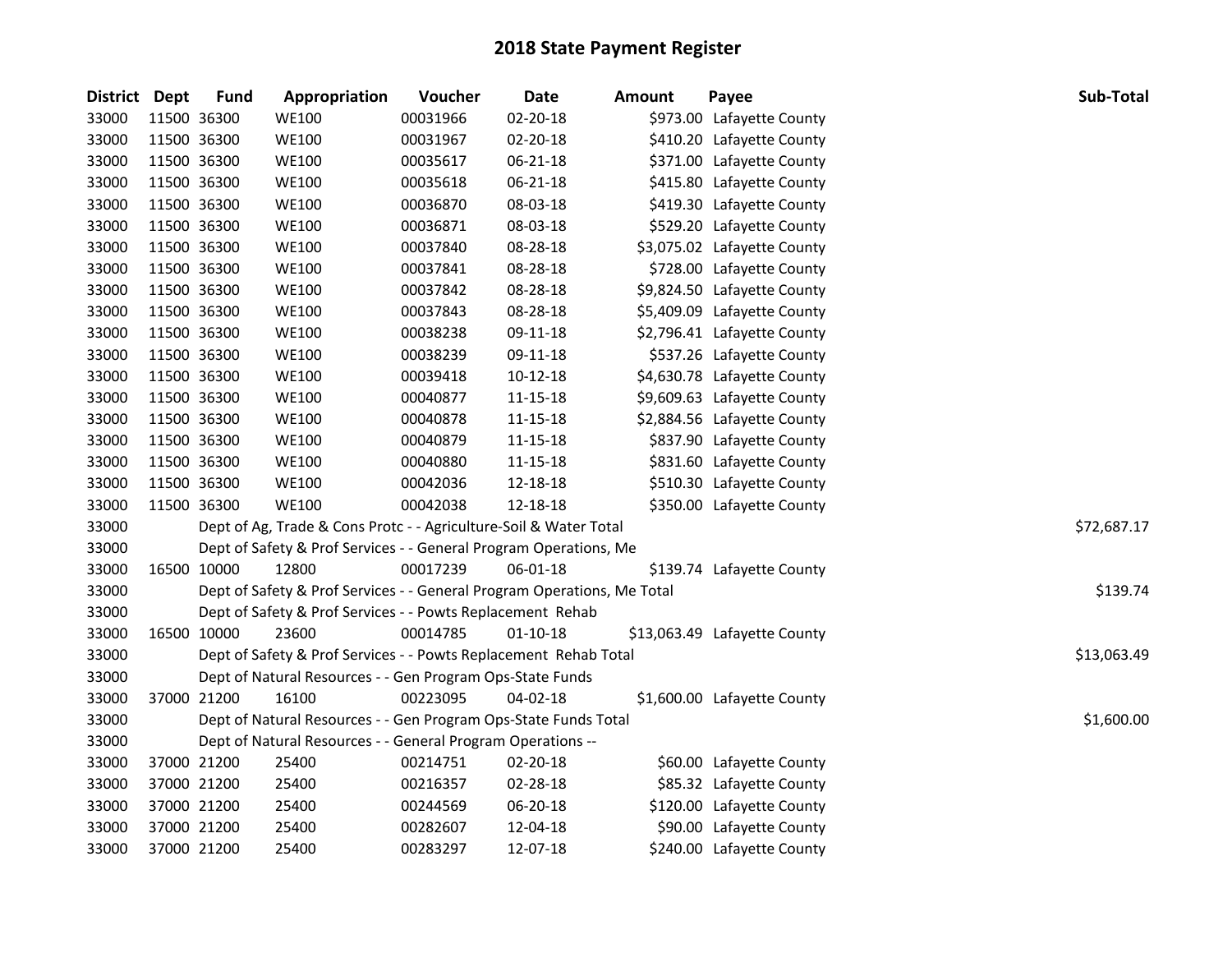# 2018 State Payment Register

| District | Dept | Fund | Appropriation | Voucher | Date | Amount | Payee | Sub-Total |
|---|---|---|---|---|---|---|---|---|
| 33000 | 11500 | 36300 | WE100 | 00031966 | 02-20-18 | $973.00 | Lafayette County | |
| 33000 | 11500 | 36300 | WE100 | 00031967 | 02-20-18 | $410.20 | Lafayette County | |
| 33000 | 11500 | 36300 | WE100 | 00035617 | 06-21-18 | $371.00 | Lafayette County | |
| 33000 | 11500 | 36300 | WE100 | 00035618 | 06-21-18 | $415.80 | Lafayette County | |
| 33000 | 11500 | 36300 | WE100 | 00036870 | 08-03-18 | $419.30 | Lafayette County | |
| 33000 | 11500 | 36300 | WE100 | 00036871 | 08-03-18 | $529.20 | Lafayette County | |
| 33000 | 11500 | 36300 | WE100 | 00037840 | 08-28-18 | $3,075.02 | Lafayette County | |
| 33000 | 11500 | 36300 | WE100 | 00037841 | 08-28-18 | $728.00 | Lafayette County | |
| 33000 | 11500 | 36300 | WE100 | 00037842 | 08-28-18 | $9,824.50 | Lafayette County | |
| 33000 | 11500 | 36300 | WE100 | 00037843 | 08-28-18 | $5,409.09 | Lafayette County | |
| 33000 | 11500 | 36300 | WE100 | 00038238 | 09-11-18 | $2,796.41 | Lafayette County | |
| 33000 | 11500 | 36300 | WE100 | 00038239 | 09-11-18 | $537.26 | Lafayette County | |
| 33000 | 11500 | 36300 | WE100 | 00039418 | 10-12-18 | $4,630.78 | Lafayette County | |
| 33000 | 11500 | 36300 | WE100 | 00040877 | 11-15-18 | $9,609.63 | Lafayette County | |
| 33000 | 11500 | 36300 | WE100 | 00040878 | 11-15-18 | $2,884.56 | Lafayette County | |
| 33000 | 11500 | 36300 | WE100 | 00040879 | 11-15-18 | $837.90 | Lafayette County | |
| 33000 | 11500 | 36300 | WE100 | 00040880 | 11-15-18 | $831.60 | Lafayette County | |
| 33000 | 11500 | 36300 | WE100 | 00042036 | 12-18-18 | $510.30 | Lafayette County | |
| 33000 | 11500 | 36300 | WE100 | 00042038 | 12-18-18 | $350.00 | Lafayette County | |
| 33000 | | | Dept of Ag, Trade & Cons Protc - - Agriculture-Soil & Water Total | | | | | $72,687.17 |
| 33000 | | | Dept of Safety & Prof Services - - General Program Operations, Me | | | | | |
| 33000 | 16500 | 10000 | 12800 | 00017239 | 06-01-18 | $139.74 | Lafayette County | |
| 33000 | | | Dept of Safety & Prof Services - - General Program Operations, Me Total | | | | | $139.74 |
| 33000 | | | Dept of Safety & Prof Services - - Powts Replacement Rehab | | | | | |
| 33000 | 16500 | 10000 | 23600 | 00014785 | 01-10-18 | $13,063.49 | Lafayette County | |
| 33000 | | | Dept of Safety & Prof Services - - Powts Replacement Rehab Total | | | | | $13,063.49 |
| 33000 | | | Dept of Natural Resources - - Gen Program Ops-State Funds | | | | | |
| 33000 | 37000 | 21200 | 16100 | 00223095 | 04-02-18 | $1,600.00 | Lafayette County | |
| 33000 | | | Dept of Natural Resources - - Gen Program Ops-State Funds Total | | | | | $1,600.00 |
| 33000 | | | Dept of Natural Resources - - General Program Operations -- | | | | | |
| 33000 | 37000 | 21200 | 25400 | 00214751 | 02-20-18 | $60.00 | Lafayette County | |
| 33000 | 37000 | 21200 | 25400 | 00216357 | 02-28-18 | $85.32 | Lafayette County | |
| 33000 | 37000 | 21200 | 25400 | 00244569 | 06-20-18 | $120.00 | Lafayette County | |
| 33000 | 37000 | 21200 | 25400 | 00282607 | 12-04-18 | $90.00 | Lafayette County | |
| 33000 | 37000 | 21200 | 25400 | 00283297 | 12-07-18 | $240.00 | Lafayette County | |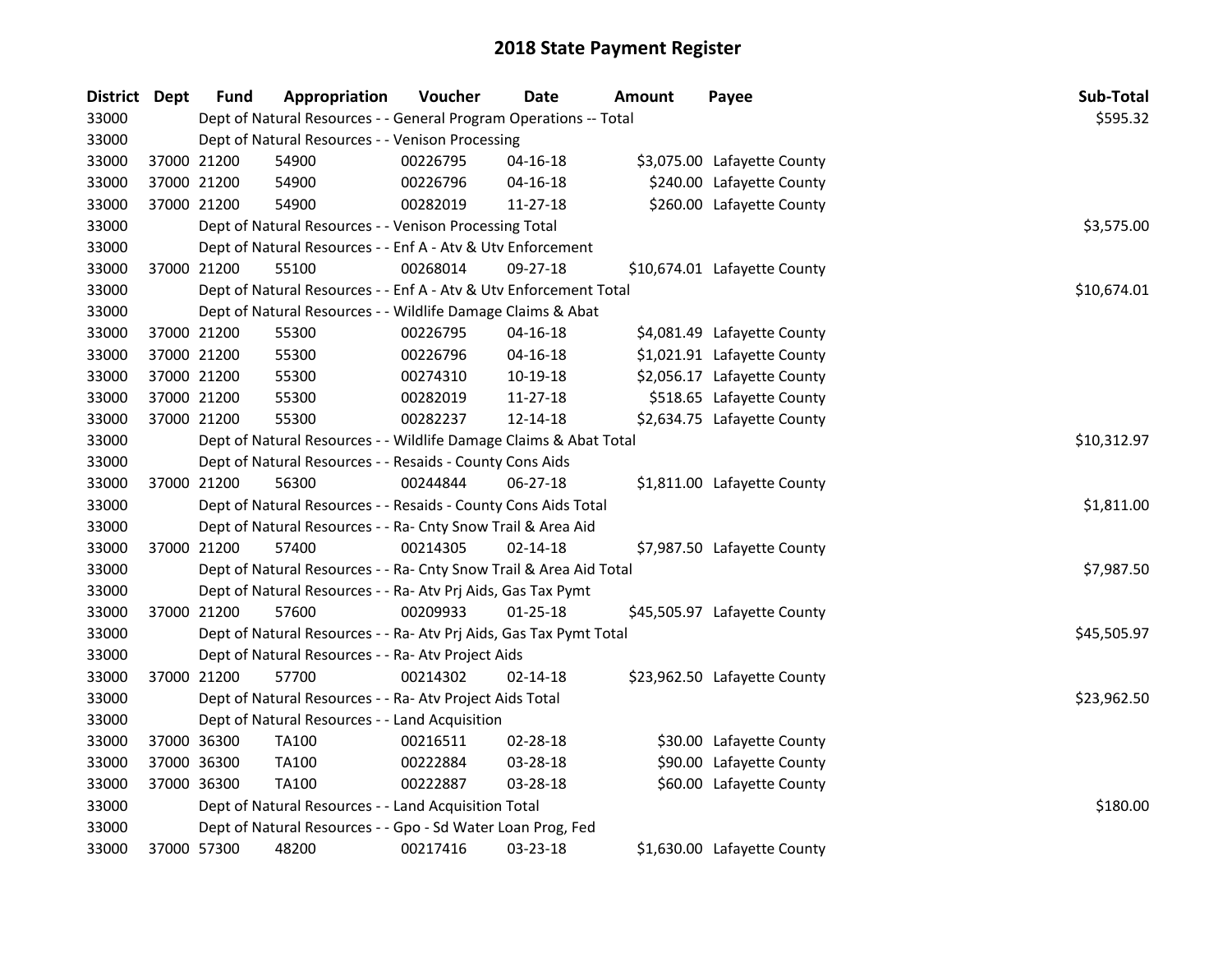# 2018 State Payment Register

| District | Dept | Fund | Appropriation | Voucher | Date | Amount | Payee | Sub-Total |
|---|---|---|---|---|---|---|---|---|
| 33000 | | Dept of Natural Resources - - General Program Operations -- Total | | | | | | $595.32 |
| 33000 | | Dept of Natural Resources - - Venison Processing | | | | | | |
| 33000 | 37000 | 21200 | 54900 | 00226795 | 04-16-18 | $3,075.00 | Lafayette County | |
| 33000 | 37000 | 21200 | 54900 | 00226796 | 04-16-18 | $240.00 | Lafayette County | |
| 33000 | 37000 | 21200 | 54900 | 00282019 | 11-27-18 | $260.00 | Lafayette County | |
| 33000 | | Dept of Natural Resources - - Venison Processing Total | | | | | | $3,575.00 |
| 33000 | | Dept of Natural Resources - - Enf A - Atv & Utv Enforcement | | | | | | |
| 33000 | 37000 | 21200 | 55100 | 00268014 | 09-27-18 | $10,674.01 | Lafayette County | |
| 33000 | | Dept of Natural Resources - - Enf A - Atv & Utv Enforcement Total | | | | | | $10,674.01 |
| 33000 | | Dept of Natural Resources - - Wildlife Damage Claims & Abat | | | | | | |
| 33000 | 37000 | 21200 | 55300 | 00226795 | 04-16-18 | $4,081.49 | Lafayette County | |
| 33000 | 37000 | 21200 | 55300 | 00226796 | 04-16-18 | $1,021.91 | Lafayette County | |
| 33000 | 37000 | 21200 | 55300 | 00274310 | 10-19-18 | $2,056.17 | Lafayette County | |
| 33000 | 37000 | 21200 | 55300 | 00282019 | 11-27-18 | $518.65 | Lafayette County | |
| 33000 | 37000 | 21200 | 55300 | 00282237 | 12-14-18 | $2,634.75 | Lafayette County | |
| 33000 | | Dept of Natural Resources - - Wildlife Damage Claims & Abat Total | | | | | | $10,312.97 |
| 33000 | | Dept of Natural Resources - - Resaids - County Cons Aids | | | | | | |
| 33000 | 37000 | 21200 | 56300 | 00244844 | 06-27-18 | $1,811.00 | Lafayette County | |
| 33000 | | Dept of Natural Resources - - Resaids - County Cons Aids Total | | | | | | $1,811.00 |
| 33000 | | Dept of Natural Resources - - Ra- Cnty Snow Trail & Area Aid | | | | | | |
| 33000 | 37000 | 21200 | 57400 | 00214305 | 02-14-18 | $7,987.50 | Lafayette County | |
| 33000 | | Dept of Natural Resources - - Ra- Cnty Snow Trail & Area Aid Total | | | | | | $7,987.50 |
| 33000 | | Dept of Natural Resources - - Ra- Atv Prj Aids, Gas Tax Pymt | | | | | | |
| 33000 | 37000 | 21200 | 57600 | 00209933 | 01-25-18 | $45,505.97 | Lafayette County | |
| 33000 | | Dept of Natural Resources - - Ra- Atv Prj Aids, Gas Tax Pymt Total | | | | | | $45,505.97 |
| 33000 | | Dept of Natural Resources - - Ra- Atv Project Aids | | | | | | |
| 33000 | 37000 | 21200 | 57700 | 00214302 | 02-14-18 | $23,962.50 | Lafayette County | |
| 33000 | | Dept of Natural Resources - - Ra- Atv Project Aids Total | | | | | | $23,962.50 |
| 33000 | | Dept of Natural Resources - - Land Acquisition | | | | | | |
| 33000 | 37000 | 36300 | TA100 | 00216511 | 02-28-18 | $30.00 | Lafayette County | |
| 33000 | 37000 | 36300 | TA100 | 00222884 | 03-28-18 | $90.00 | Lafayette County | |
| 33000 | 37000 | 36300 | TA100 | 00222887 | 03-28-18 | $60.00 | Lafayette County | |
| 33000 | | Dept of Natural Resources - - Land Acquisition Total | | | | | | $180.00 |
| 33000 | | Dept of Natural Resources - - Gpo - Sd Water Loan Prog, Fed | | | | | | |
| 33000 | 37000 | 57300 | 48200 | 00217416 | 03-23-18 | $1,630.00 | Lafayette County | |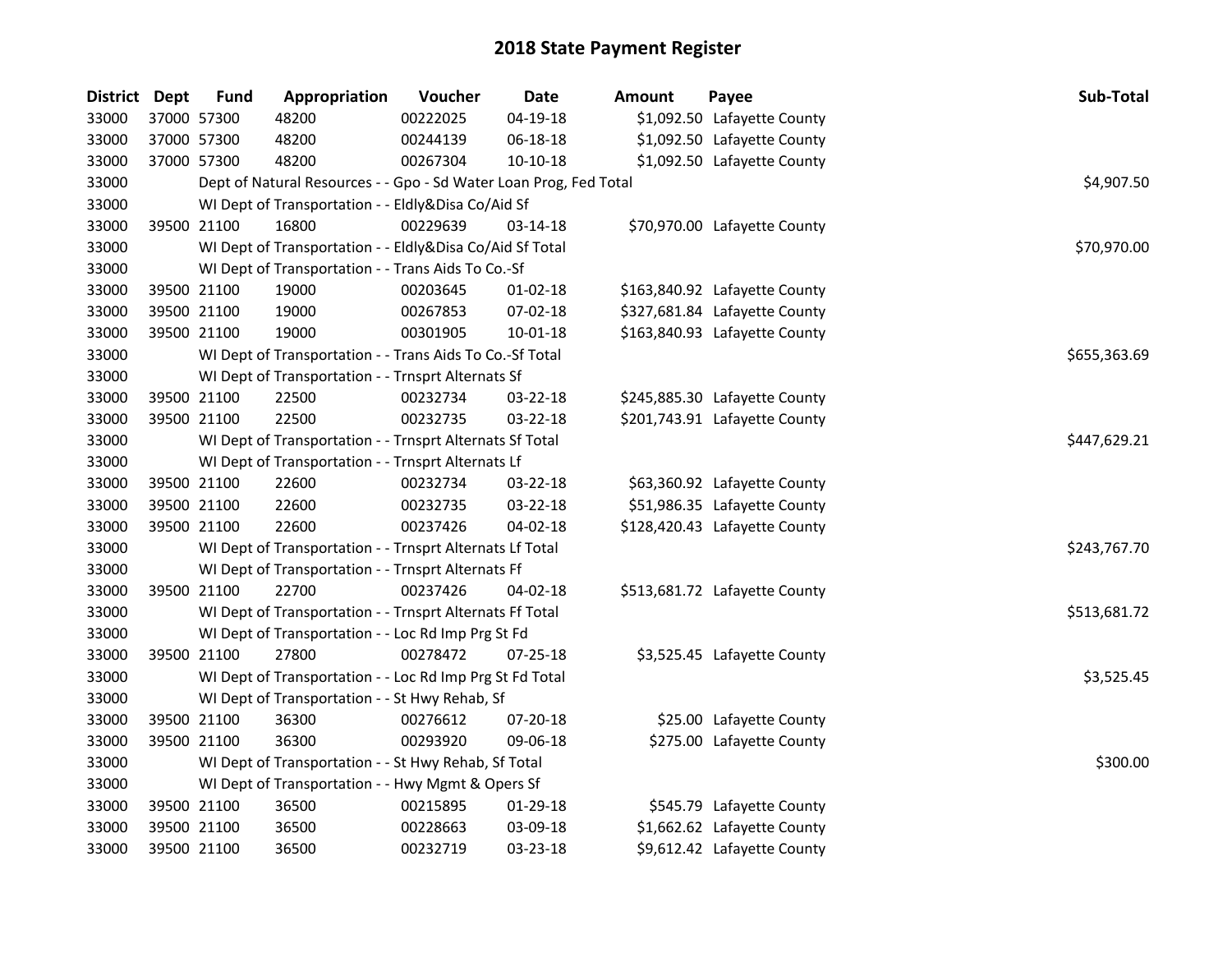# 2018 State Payment Register

| District | Dept | Fund | Appropriation | Voucher | Date | Amount | Payee | Sub-Total |
|---|---|---|---|---|---|---|---|---|
| 33000 | 37000 | 57300 | 48200 | 00222025 | 04-19-18 | $1,092.50 | Lafayette County | |
| 33000 | 37000 | 57300 | 48200 | 00244139 | 06-18-18 | $1,092.50 | Lafayette County | |
| 33000 | 37000 | 57300 | 48200 | 00267304 | 10-10-18 | $1,092.50 | Lafayette County | |
| 33000 | | | Dept of Natural Resources - - Gpo - Sd Water Loan Prog, Fed Total | | | | | $4,907.50 |
| 33000 | | | WI Dept of Transportation - - Eldly&Disa Co/Aid Sf | | | | | |
| 33000 | 39500 | 21100 | 16800 | 00229639 | 03-14-18 | $70,970.00 | Lafayette County | |
| 33000 | | | WI Dept of Transportation - - Eldly&Disa Co/Aid Sf Total | | | | | $70,970.00 |
| 33000 | | | WI Dept of Transportation - - Trans Aids To Co.-Sf | | | | | |
| 33000 | 39500 | 21100 | 19000 | 00203645 | 01-02-18 | $163,840.92 | Lafayette County | |
| 33000 | 39500 | 21100 | 19000 | 00267853 | 07-02-18 | $327,681.84 | Lafayette County | |
| 33000 | 39500 | 21100 | 19000 | 00301905 | 10-01-18 | $163,840.93 | Lafayette County | |
| 33000 | | | WI Dept of Transportation - - Trans Aids To Co.-Sf Total | | | | | $655,363.69 |
| 33000 | | | WI Dept of Transportation - - Trnsprt Alternats Sf | | | | | |
| 33000 | 39500 | 21100 | 22500 | 00232734 | 03-22-18 | $245,885.30 | Lafayette County | |
| 33000 | 39500 | 21100 | 22500 | 00232735 | 03-22-18 | $201,743.91 | Lafayette County | |
| 33000 | | | WI Dept of Transportation - - Trnsprt Alternats Sf Total | | | | | $447,629.21 |
| 33000 | | | WI Dept of Transportation - - Trnsprt Alternats Lf | | | | | |
| 33000 | 39500 | 21100 | 22600 | 00232734 | 03-22-18 | $63,360.92 | Lafayette County | |
| 33000 | 39500 | 21100 | 22600 | 00232735 | 03-22-18 | $51,986.35 | Lafayette County | |
| 33000 | 39500 | 21100 | 22600 | 00237426 | 04-02-18 | $128,420.43 | Lafayette County | |
| 33000 | | | WI Dept of Transportation - - Trnsprt Alternats Lf Total | | | | | $243,767.70 |
| 33000 | | | WI Dept of Transportation - - Trnsprt Alternats Ff | | | | | |
| 33000 | 39500 | 21100 | 22700 | 00237426 | 04-02-18 | $513,681.72 | Lafayette County | |
| 33000 | | | WI Dept of Transportation - - Trnsprt Alternats Ff Total | | | | | $513,681.72 |
| 33000 | | | WI Dept of Transportation - - Loc Rd Imp Prg St Fd | | | | | |
| 33000 | 39500 | 21100 | 27800 | 00278472 | 07-25-18 | $3,525.45 | Lafayette County | |
| 33000 | | | WI Dept of Transportation - - Loc Rd Imp Prg St Fd Total | | | | | $3,525.45 |
| 33000 | | | WI Dept of Transportation - - St Hwy Rehab, Sf | | | | | |
| 33000 | 39500 | 21100 | 36300 | 00276612 | 07-20-18 | $25.00 | Lafayette County | |
| 33000 | 39500 | 21100 | 36300 | 00293920 | 09-06-18 | $275.00 | Lafayette County | |
| 33000 | | | WI Dept of Transportation - - St Hwy Rehab, Sf Total | | | | | $300.00 |
| 33000 | | | WI Dept of Transportation - - Hwy Mgmt & Opers Sf | | | | | |
| 33000 | 39500 | 21100 | 36500 | 00215895 | 01-29-18 | $545.79 | Lafayette County | |
| 33000 | 39500 | 21100 | 36500 | 00228663 | 03-09-18 | $1,662.62 | Lafayette County | |
| 33000 | 39500 | 21100 | 36500 | 00232719 | 03-23-18 | $9,612.42 | Lafayette County | |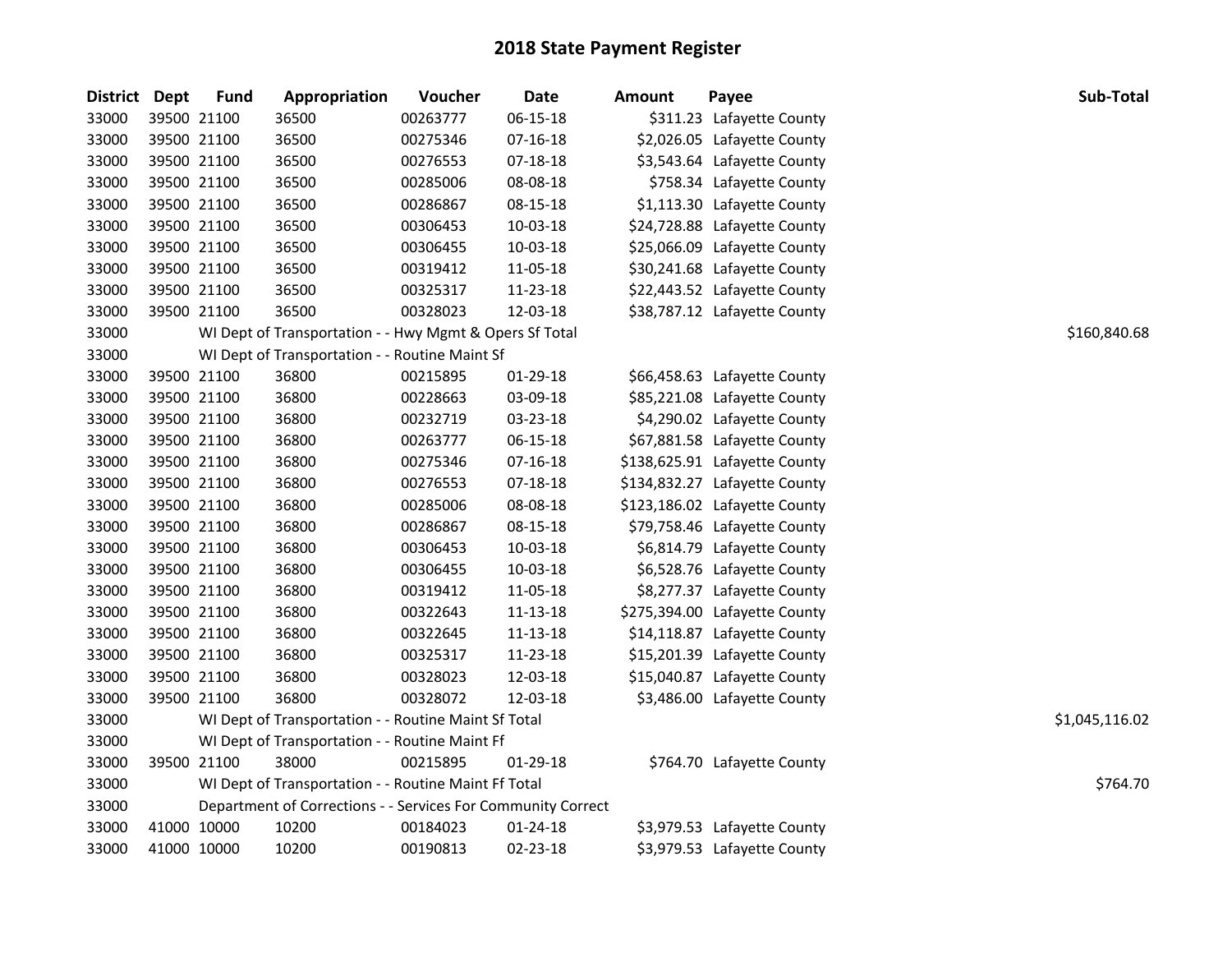## 2018 State Payment Register

| District | Dept | Fund | Appropriation | Voucher | Date | Amount | Payee | Sub-Total |
|---|---|---|---|---|---|---|---|---|
| 33000 | 39500 | 21100 | 36500 | 00263777 | 06-15-18 | $311.23 | Lafayette County | |
| 33000 | 39500 | 21100 | 36500 | 00275346 | 07-16-18 | $2,026.05 | Lafayette County | |
| 33000 | 39500 | 21100 | 36500 | 00276553 | 07-18-18 | $3,543.64 | Lafayette County | |
| 33000 | 39500 | 21100 | 36500 | 00285006 | 08-08-18 | $758.34 | Lafayette County | |
| 33000 | 39500 | 21100 | 36500 | 00286867 | 08-15-18 | $1,113.30 | Lafayette County | |
| 33000 | 39500 | 21100 | 36500 | 00306453 | 10-03-18 | $24,728.88 | Lafayette County | |
| 33000 | 39500 | 21100 | 36500 | 00306455 | 10-03-18 | $25,066.09 | Lafayette County | |
| 33000 | 39500 | 21100 | 36500 | 00319412 | 11-05-18 | $30,241.68 | Lafayette County | |
| 33000 | 39500 | 21100 | 36500 | 00325317 | 11-23-18 | $22,443.52 | Lafayette County | |
| 33000 | 39500 | 21100 | 36500 | 00328023 | 12-03-18 | $38,787.12 | Lafayette County | |
| 33000 | | WI Dept of Transportation - - Hwy Mgmt & Opers Sf Total | | | | | | $160,840.68 |
| 33000 | | WI Dept of Transportation - - Routine Maint Sf | | | | | | |
| 33000 | 39500 | 21100 | 36800 | 00215895 | 01-29-18 | $66,458.63 | Lafayette County | |
| 33000 | 39500 | 21100 | 36800 | 00228663 | 03-09-18 | $85,221.08 | Lafayette County | |
| 33000 | 39500 | 21100 | 36800 | 00232719 | 03-23-18 | $4,290.02 | Lafayette County | |
| 33000 | 39500 | 21100 | 36800 | 00263777 | 06-15-18 | $67,881.58 | Lafayette County | |
| 33000 | 39500 | 21100 | 36800 | 00275346 | 07-16-18 | $138,625.91 | Lafayette County | |
| 33000 | 39500 | 21100 | 36800 | 00276553 | 07-18-18 | $134,832.27 | Lafayette County | |
| 33000 | 39500 | 21100 | 36800 | 00285006 | 08-08-18 | $123,186.02 | Lafayette County | |
| 33000 | 39500 | 21100 | 36800 | 00286867 | 08-15-18 | $79,758.46 | Lafayette County | |
| 33000 | 39500 | 21100 | 36800 | 00306453 | 10-03-18 | $6,814.79 | Lafayette County | |
| 33000 | 39500 | 21100 | 36800 | 00306455 | 10-03-18 | $6,528.76 | Lafayette County | |
| 33000 | 39500 | 21100 | 36800 | 00319412 | 11-05-18 | $8,277.37 | Lafayette County | |
| 33000 | 39500 | 21100 | 36800 | 00322643 | 11-13-18 | $275,394.00 | Lafayette County | |
| 33000 | 39500 | 21100 | 36800 | 00322645 | 11-13-18 | $14,118.87 | Lafayette County | |
| 33000 | 39500 | 21100 | 36800 | 00325317 | 11-23-18 | $15,201.39 | Lafayette County | |
| 33000 | 39500 | 21100 | 36800 | 00328023 | 12-03-18 | $15,040.87 | Lafayette County | |
| 33000 | 39500 | 21100 | 36800 | 00328072 | 12-03-18 | $3,486.00 | Lafayette County | |
| 33000 | | WI Dept of Transportation - - Routine Maint Sf Total | | | | | | $1,045,116.02 |
| 33000 | | WI Dept of Transportation - - Routine Maint Ff | | | | | | |
| 33000 | 39500 | 21100 | 38000 | 00215895 | 01-29-18 | $764.70 | Lafayette County | |
| 33000 | | WI Dept of Transportation - - Routine Maint Ff Total | | | | | | $764.70 |
| 33000 | | Department of Corrections - - Services For Community Correct | | | | | | |
| 33000 | 41000 | 10000 | 10200 | 00184023 | 01-24-18 | $3,979.53 | Lafayette County | |
| 33000 | 41000 | 10000 | 10200 | 00190813 | 02-23-18 | $3,979.53 | Lafayette County | |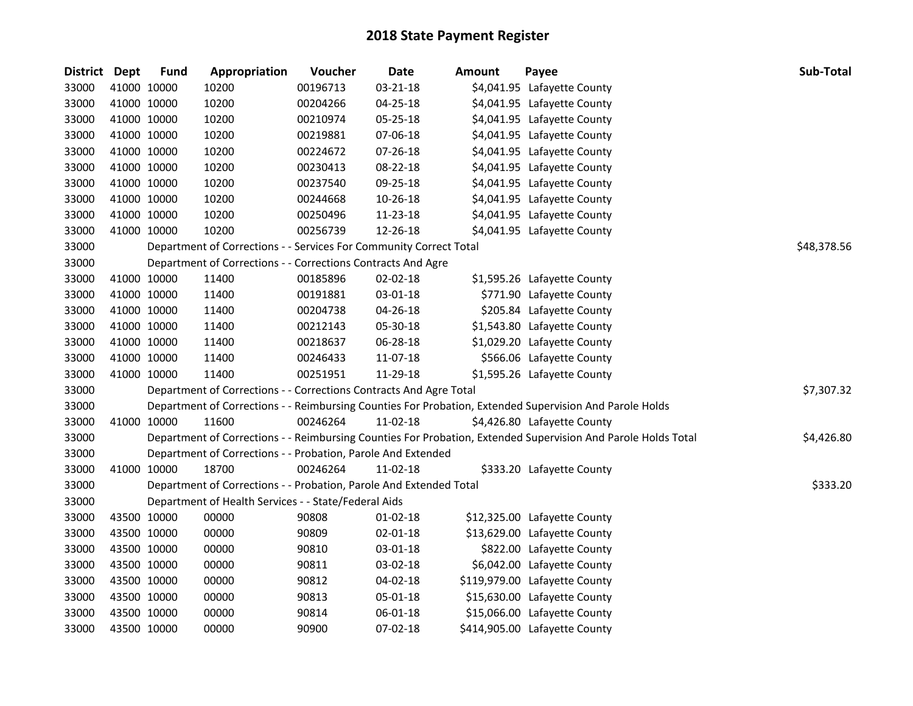# 2018 State Payment Register

| District | Dept | Fund | Appropriation | Voucher | Date | Amount | Payee | Sub-Total |
|---|---|---|---|---|---|---|---|---|
| 33000 | 41000 | 10000 | 10200 | 00196713 | 03-21-18 | $4,041.95 | Lafayette County | |
| 33000 | 41000 | 10000 | 10200 | 00204266 | 04-25-18 | $4,041.95 | Lafayette County | |
| 33000 | 41000 | 10000 | 10200 | 00210974 | 05-25-18 | $4,041.95 | Lafayette County | |
| 33000 | 41000 | 10000 | 10200 | 00219881 | 07-06-18 | $4,041.95 | Lafayette County | |
| 33000 | 41000 | 10000 | 10200 | 00224672 | 07-26-18 | $4,041.95 | Lafayette County | |
| 33000 | 41000 | 10000 | 10200 | 00230413 | 08-22-18 | $4,041.95 | Lafayette County | |
| 33000 | 41000 | 10000 | 10200 | 00237540 | 09-25-18 | $4,041.95 | Lafayette County | |
| 33000 | 41000 | 10000 | 10200 | 00244668 | 10-26-18 | $4,041.95 | Lafayette County | |
| 33000 | 41000 | 10000 | 10200 | 00250496 | 11-23-18 | $4,041.95 | Lafayette County | |
| 33000 | 41000 | 10000 | 10200 | 00256739 | 12-26-18 | $4,041.95 | Lafayette County | |
| 33000 | | | Department of Corrections - - Services For Community Correct Total | | | | | $48,378.56 |
| 33000 | | | Department of Corrections - - Corrections Contracts And Agre | | | | | |
| 33000 | 41000 | 10000 | 11400 | 00185896 | 02-02-18 | $1,595.26 | Lafayette County | |
| 33000 | 41000 | 10000 | 11400 | 00191881 | 03-01-18 | $771.90 | Lafayette County | |
| 33000 | 41000 | 10000 | 11400 | 00204738 | 04-26-18 | $205.84 | Lafayette County | |
| 33000 | 41000 | 10000 | 11400 | 00212143 | 05-30-18 | $1,543.80 | Lafayette County | |
| 33000 | 41000 | 10000 | 11400 | 00218637 | 06-28-18 | $1,029.20 | Lafayette County | |
| 33000 | 41000 | 10000 | 11400 | 00246433 | 11-07-18 | $566.06 | Lafayette County | |
| 33000 | 41000 | 10000 | 11400 | 00251951 | 11-29-18 | $1,595.26 | Lafayette County | |
| 33000 | | | Department of Corrections - - Corrections Contracts And Agre Total | | | | | $7,307.32 |
| 33000 | | | Department of Corrections - - Reimbursing Counties For Probation, Extended Supervision And Parole Holds | | | | | |
| 33000 | 41000 | 10000 | 11600 | 00246264 | 11-02-18 | $4,426.80 | Lafayette County | |
| 33000 | | | Department of Corrections - - Reimbursing Counties For Probation, Extended Supervision And Parole Holds Total | | | | | $4,426.80 |
| 33000 | | | Department of Corrections - - Probation, Parole And Extended | | | | | |
| 33000 | 41000 | 10000 | 18700 | 00246264 | 11-02-18 | $333.20 | Lafayette County | |
| 33000 | | | Department of Corrections - - Probation, Parole And Extended Total | | | | | $333.20 |
| 33000 | | | Department of Health Services - - State/Federal Aids | | | | | |
| 33000 | 43500 | 10000 | 00000 | 90808 | 01-02-18 | $12,325.00 | Lafayette County | |
| 33000 | 43500 | 10000 | 00000 | 90809 | 02-01-18 | $13,629.00 | Lafayette County | |
| 33000 | 43500 | 10000 | 00000 | 90810 | 03-01-18 | $822.00 | Lafayette County | |
| 33000 | 43500 | 10000 | 00000 | 90811 | 03-02-18 | $6,042.00 | Lafayette County | |
| 33000 | 43500 | 10000 | 00000 | 90812 | 04-02-18 | $119,979.00 | Lafayette County | |
| 33000 | 43500 | 10000 | 00000 | 90813 | 05-01-18 | $15,630.00 | Lafayette County | |
| 33000 | 43500 | 10000 | 00000 | 90814 | 06-01-18 | $15,066.00 | Lafayette County | |
| 33000 | 43500 | 10000 | 00000 | 90900 | 07-02-18 | $414,905.00 | Lafayette County | |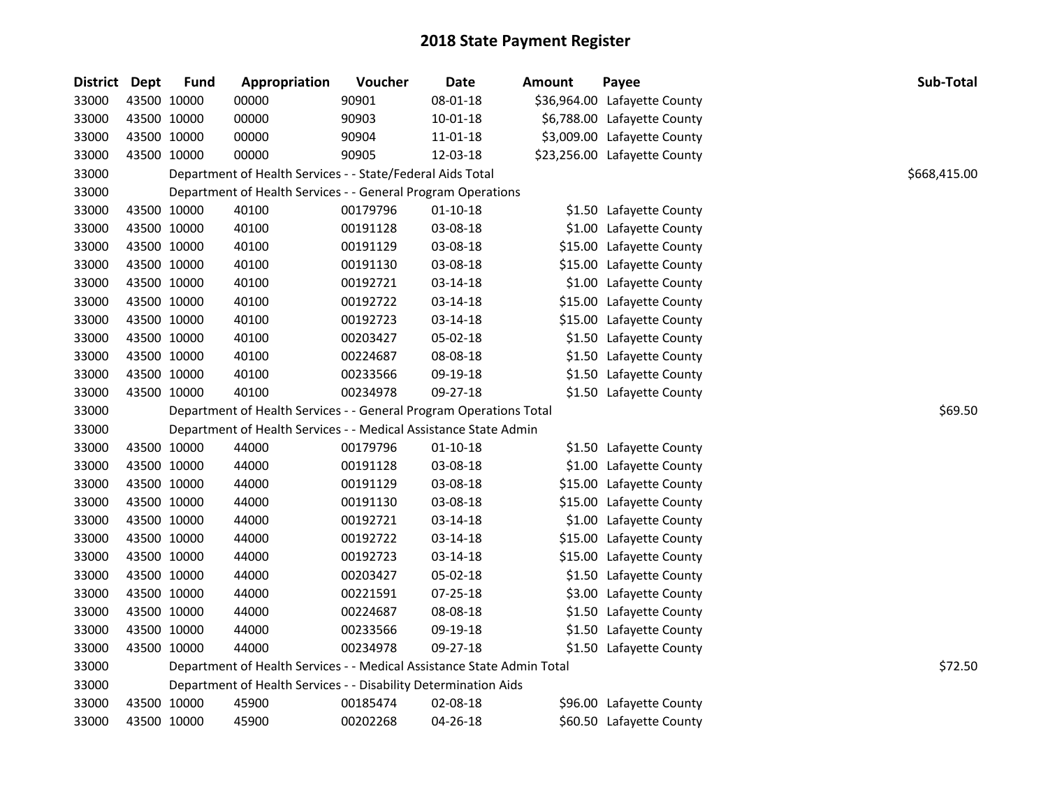# 2018 State Payment Register

| District | Dept | Fund | Appropriation | Voucher | Date | Amount | Payee | Sub-Total |
|---|---|---|---|---|---|---|---|---|
| 33000 | 43500 | 10000 | 00000 | 90901 | 08-01-18 | $36,964.00 | Lafayette County | |
| 33000 | 43500 | 10000 | 00000 | 90903 | 10-01-18 | $6,788.00 | Lafayette County | |
| 33000 | 43500 | 10000 | 00000 | 90904 | 11-01-18 | $3,009.00 | Lafayette County | |
| 33000 | 43500 | 10000 | 00000 | 90905 | 12-03-18 | $23,256.00 | Lafayette County | |
| 33000 | | Department of Health Services - - State/Federal Aids Total | | | | | | $668,415.00 |
| 33000 | | Department of Health Services - - General Program Operations | | | | | | |
| 33000 | 43500 | 10000 | 40100 | 00179796 | 01-10-18 | $1.50 | Lafayette County | |
| 33000 | 43500 | 10000 | 40100 | 00191128 | 03-08-18 | $1.00 | Lafayette County | |
| 33000 | 43500 | 10000 | 40100 | 00191129 | 03-08-18 | $15.00 | Lafayette County | |
| 33000 | 43500 | 10000 | 40100 | 00191130 | 03-08-18 | $15.00 | Lafayette County | |
| 33000 | 43500 | 10000 | 40100 | 00192721 | 03-14-18 | $1.00 | Lafayette County | |
| 33000 | 43500 | 10000 | 40100 | 00192722 | 03-14-18 | $15.00 | Lafayette County | |
| 33000 | 43500 | 10000 | 40100 | 00192723 | 03-14-18 | $15.00 | Lafayette County | |
| 33000 | 43500 | 10000 | 40100 | 00203427 | 05-02-18 | $1.50 | Lafayette County | |
| 33000 | 43500 | 10000 | 40100 | 00224687 | 08-08-18 | $1.50 | Lafayette County | |
| 33000 | 43500 | 10000 | 40100 | 00233566 | 09-19-18 | $1.50 | Lafayette County | |
| 33000 | 43500 | 10000 | 40100 | 00234978 | 09-27-18 | $1.50 | Lafayette County | |
| 33000 | | Department of Health Services - - General Program Operations Total | | | | | | $69.50 |
| 33000 | | Department of Health Services - - Medical Assistance State Admin | | | | | | |
| 33000 | 43500 | 10000 | 44000 | 00179796 | 01-10-18 | $1.50 | Lafayette County | |
| 33000 | 43500 | 10000 | 44000 | 00191128 | 03-08-18 | $1.00 | Lafayette County | |
| 33000 | 43500 | 10000 | 44000 | 00191129 | 03-08-18 | $15.00 | Lafayette County | |
| 33000 | 43500 | 10000 | 44000 | 00191130 | 03-08-18 | $15.00 | Lafayette County | |
| 33000 | 43500 | 10000 | 44000 | 00192721 | 03-14-18 | $1.00 | Lafayette County | |
| 33000 | 43500 | 10000 | 44000 | 00192722 | 03-14-18 | $15.00 | Lafayette County | |
| 33000 | 43500 | 10000 | 44000 | 00192723 | 03-14-18 | $15.00 | Lafayette County | |
| 33000 | 43500 | 10000 | 44000 | 00203427 | 05-02-18 | $1.50 | Lafayette County | |
| 33000 | 43500 | 10000 | 44000 | 00221591 | 07-25-18 | $3.00 | Lafayette County | |
| 33000 | 43500 | 10000 | 44000 | 00224687 | 08-08-18 | $1.50 | Lafayette County | |
| 33000 | 43500 | 10000 | 44000 | 00233566 | 09-19-18 | $1.50 | Lafayette County | |
| 33000 | 43500 | 10000 | 44000 | 00234978 | 09-27-18 | $1.50 | Lafayette County | |
| 33000 | | Department of Health Services - - Medical Assistance State Admin Total | | | | | | $72.50 |
| 33000 | | Department of Health Services - - Disability Determination Aids | | | | | | |
| 33000 | 43500 | 10000 | 45900 | 00185474 | 02-08-18 | $96.00 | Lafayette County | |
| 33000 | 43500 | 10000 | 45900 | 00202268 | 04-26-18 | $60.50 | Lafayette County | |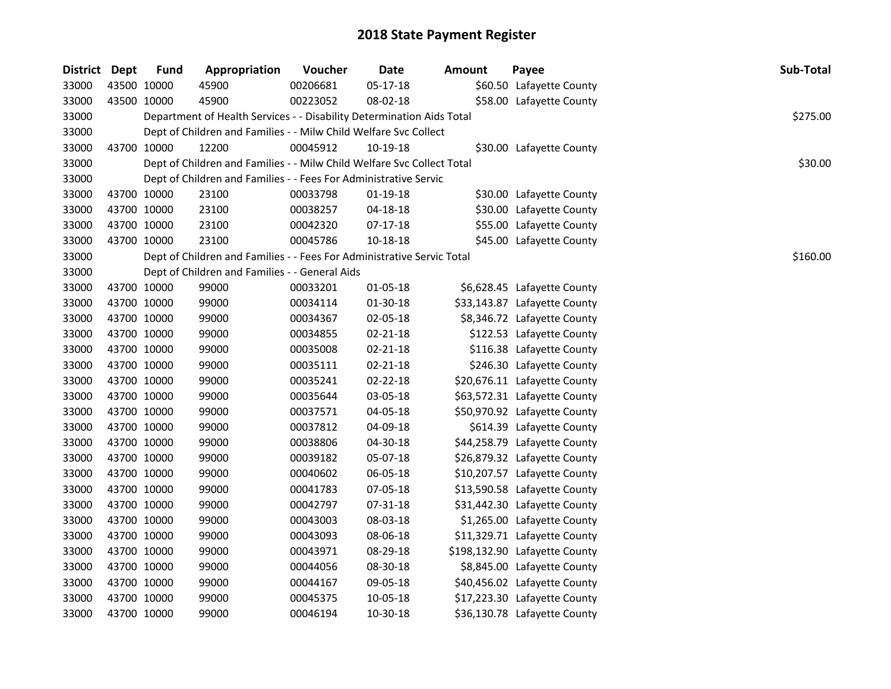# 2018 State Payment Register

| District | Dept | Fund | Appropriation | Voucher | Date | Amount | Payee | Sub-Total |
|---|---|---|---|---|---|---|---|---|
| 33000 | 43500 | 10000 | 45900 | 00206681 | 05-17-18 | $60.50 | Lafayette County | |
| 33000 | 43500 | 10000 | 45900 | 00223052 | 08-02-18 | $58.00 | Lafayette County | |
| 33000 | | | Department of Health Services - - Disability Determination Aids Total | | | | | $275.00 |
| 33000 | | | Dept of Children and Families - - Milw Child Welfare Svc Collect | | | | | |
| 33000 | 43700 | 10000 | 12200 | 00045912 | 10-19-18 | $30.00 | Lafayette County | |
| 33000 | | | Dept of Children and Families - - Milw Child Welfare Svc Collect Total | | | | | $30.00 |
| 33000 | | | Dept of Children and Families - - Fees For Administrative Servic | | | | | |
| 33000 | 43700 | 10000 | 23100 | 00033798 | 01-19-18 | $30.00 | Lafayette County | |
| 33000 | 43700 | 10000 | 23100 | 00038257 | 04-18-18 | $30.00 | Lafayette County | |
| 33000 | 43700 | 10000 | 23100 | 00042320 | 07-17-18 | $55.00 | Lafayette County | |
| 33000 | 43700 | 10000 | 23100 | 00045786 | 10-18-18 | $45.00 | Lafayette County | |
| 33000 | | | Dept of Children and Families - - Fees For Administrative Servic Total | | | | | $160.00 |
| 33000 | | | Dept of Children and Families - - General Aids | | | | | |
| 33000 | 43700 | 10000 | 99000 | 00033201 | 01-05-18 | $6,628.45 | Lafayette County | |
| 33000 | 43700 | 10000 | 99000 | 00034114 | 01-30-18 | $33,143.87 | Lafayette County | |
| 33000 | 43700 | 10000 | 99000 | 00034367 | 02-05-18 | $8,346.72 | Lafayette County | |
| 33000 | 43700 | 10000 | 99000 | 00034855 | 02-21-18 | $122.53 | Lafayette County | |
| 33000 | 43700 | 10000 | 99000 | 00035008 | 02-21-18 | $116.38 | Lafayette County | |
| 33000 | 43700 | 10000 | 99000 | 00035111 | 02-21-18 | $246.30 | Lafayette County | |
| 33000 | 43700 | 10000 | 99000 | 00035241 | 02-22-18 | $20,676.11 | Lafayette County | |
| 33000 | 43700 | 10000 | 99000 | 00035644 | 03-05-18 | $63,572.31 | Lafayette County | |
| 33000 | 43700 | 10000 | 99000 | 00037571 | 04-05-18 | $50,970.92 | Lafayette County | |
| 33000 | 43700 | 10000 | 99000 | 00037812 | 04-09-18 | $614.39 | Lafayette County | |
| 33000 | 43700 | 10000 | 99000 | 00038806 | 04-30-18 | $44,258.79 | Lafayette County | |
| 33000 | 43700 | 10000 | 99000 | 00039182 | 05-07-18 | $26,879.32 | Lafayette County | |
| 33000 | 43700 | 10000 | 99000 | 00040602 | 06-05-18 | $10,207.57 | Lafayette County | |
| 33000 | 43700 | 10000 | 99000 | 00041783 | 07-05-18 | $13,590.58 | Lafayette County | |
| 33000 | 43700 | 10000 | 99000 | 00042797 | 07-31-18 | $31,442.30 | Lafayette County | |
| 33000 | 43700 | 10000 | 99000 | 00043003 | 08-03-18 | $1,265.00 | Lafayette County | |
| 33000 | 43700 | 10000 | 99000 | 00043093 | 08-06-18 | $11,329.71 | Lafayette County | |
| 33000 | 43700 | 10000 | 99000 | 00043971 | 08-29-18 | $198,132.90 | Lafayette County | |
| 33000 | 43700 | 10000 | 99000 | 00044056 | 08-30-18 | $8,845.00 | Lafayette County | |
| 33000 | 43700 | 10000 | 99000 | 00044167 | 09-05-18 | $40,456.02 | Lafayette County | |
| 33000 | 43700 | 10000 | 99000 | 00045375 | 10-05-18 | $17,223.30 | Lafayette County | |
| 33000 | 43700 | 10000 | 99000 | 00046194 | 10-30-18 | $36,130.78 | Lafayette County | |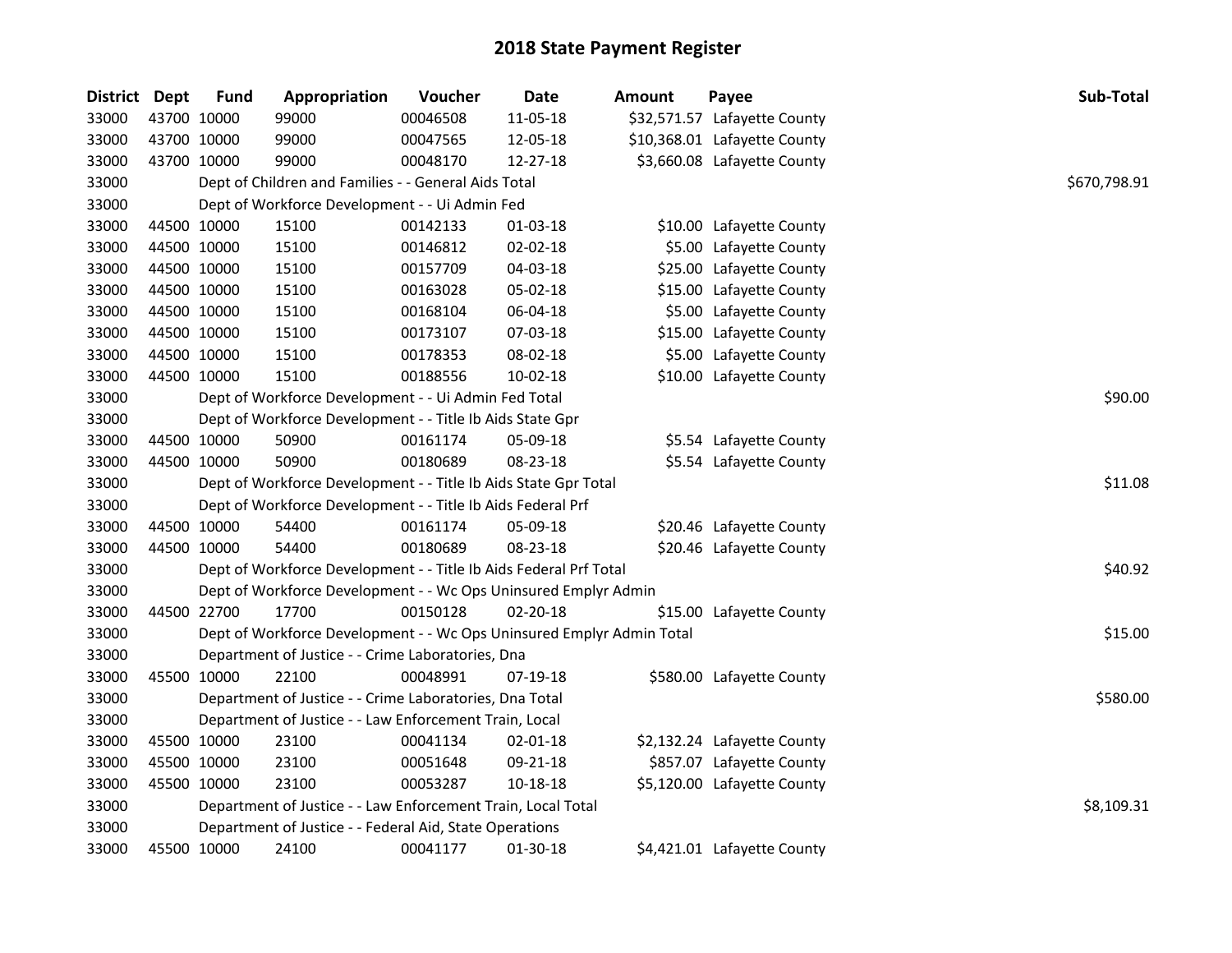# 2018 State Payment Register

| District | Dept | Fund | Appropriation | Voucher | Date | Amount | Payee | Sub-Total |
|---|---|---|---|---|---|---|---|---|
| 33000 | 43700 | 10000 | 99000 | 00046508 | 11-05-18 | $32,571.57 | Lafayette County | |
| 33000 | 43700 | 10000 | 99000 | 00047565 | 12-05-18 | $10,368.01 | Lafayette County | |
| 33000 | 43700 | 10000 | 99000 | 00048170 | 12-27-18 | $3,660.08 | Lafayette County | |
| 33000 | | | Dept of Children and Families - - General Aids Total | | | | | $670,798.91 |
| 33000 | | | Dept of Workforce Development - - Ui Admin Fed | | | | | |
| 33000 | 44500 | 10000 | 15100 | 00142133 | 01-03-18 | $10.00 | Lafayette County | |
| 33000 | 44500 | 10000 | 15100 | 00146812 | 02-02-18 | $5.00 | Lafayette County | |
| 33000 | 44500 | 10000 | 15100 | 00157709 | 04-03-18 | $25.00 | Lafayette County | |
| 33000 | 44500 | 10000 | 15100 | 00163028 | 05-02-18 | $15.00 | Lafayette County | |
| 33000 | 44500 | 10000 | 15100 | 00168104 | 06-04-18 | $5.00 | Lafayette County | |
| 33000 | 44500 | 10000 | 15100 | 00173107 | 07-03-18 | $15.00 | Lafayette County | |
| 33000 | 44500 | 10000 | 15100 | 00178353 | 08-02-18 | $5.00 | Lafayette County | |
| 33000 | 44500 | 10000 | 15100 | 00188556 | 10-02-18 | $10.00 | Lafayette County | |
| 33000 | | | Dept of Workforce Development - - Ui Admin Fed Total | | | | | $90.00 |
| 33000 | | | Dept of Workforce Development - - Title Ib Aids State Gpr | | | | | |
| 33000 | 44500 | 10000 | 50900 | 00161174 | 05-09-18 | $5.54 | Lafayette County | |
| 33000 | 44500 | 10000 | 50900 | 00180689 | 08-23-18 | $5.54 | Lafayette County | |
| 33000 | | | Dept of Workforce Development - - Title Ib Aids State Gpr Total | | | | | $11.08 |
| 33000 | | | Dept of Workforce Development - - Title Ib Aids Federal Prf | | | | | |
| 33000 | 44500 | 10000 | 54400 | 00161174 | 05-09-18 | $20.46 | Lafayette County | |
| 33000 | 44500 | 10000 | 54400 | 00180689 | 08-23-18 | $20.46 | Lafayette County | |
| 33000 | | | Dept of Workforce Development - - Title Ib Aids Federal Prf Total | | | | | $40.92 |
| 33000 | | | Dept of Workforce Development - - Wc Ops Uninsured Emplyr Admin | | | | | |
| 33000 | 44500 | 22700 | 17700 | 00150128 | 02-20-18 | $15.00 | Lafayette County | |
| 33000 | | | Dept of Workforce Development - - Wc Ops Uninsured Emplyr Admin Total | | | | | $15.00 |
| 33000 | | | Department of Justice - - Crime Laboratories, Dna | | | | | |
| 33000 | 45500 | 10000 | 22100 | 00048991 | 07-19-18 | $580.00 | Lafayette County | |
| 33000 | | | Department of Justice - - Crime Laboratories, Dna Total | | | | | $580.00 |
| 33000 | | | Department of Justice - - Law Enforcement Train, Local | | | | | |
| 33000 | 45500 | 10000 | 23100 | 00041134 | 02-01-18 | $2,132.24 | Lafayette County | |
| 33000 | 45500 | 10000 | 23100 | 00051648 | 09-21-18 | $857.07 | Lafayette County | |
| 33000 | 45500 | 10000 | 23100 | 00053287 | 10-18-18 | $5,120.00 | Lafayette County | |
| 33000 | | | Department of Justice - - Law Enforcement Train, Local Total | | | | | $8,109.31 |
| 33000 | | | Department of Justice - - Federal Aid, State Operations | | | | | |
| 33000 | 45500 | 10000 | 24100 | 00041177 | 01-30-18 | $4,421.01 | Lafayette County | |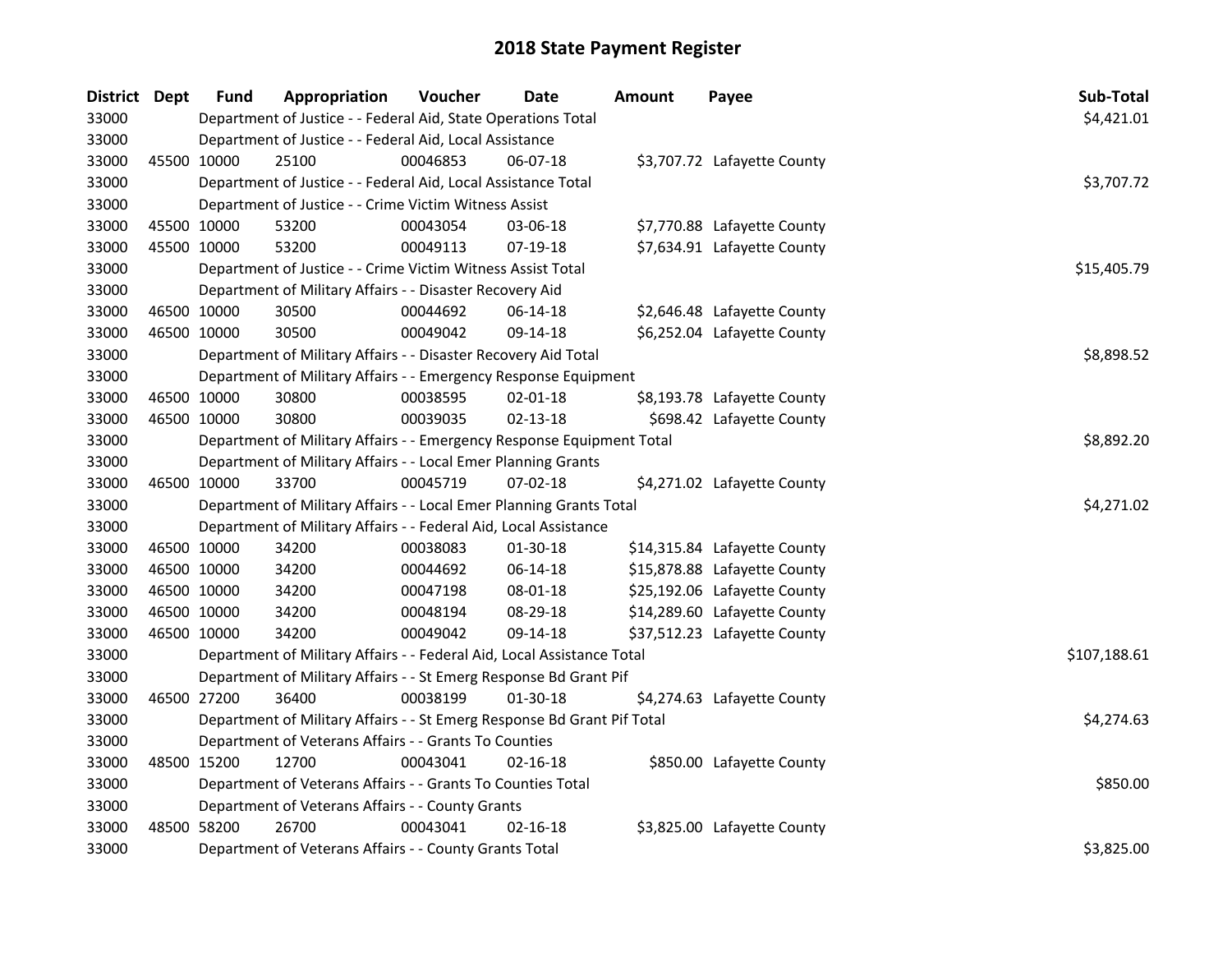# 2018 State Payment Register

| District | Dept | Fund | Appropriation | Voucher | Date | Amount | Payee | Sub-Total |
|---|---|---|---|---|---|---|---|---|
| 33000 | | Department of Justice - - Federal Aid, State Operations Total | | | | | | $4,421.01 |
| 33000 | | Department of Justice - - Federal Aid, Local Assistance | | | | | | |
| 33000 | 45500 | 10000 | 25100 | 00046853 | 06-07-18 | $3,707.72 | Lafayette County | |
| 33000 | | Department of Justice - - Federal Aid, Local Assistance Total | | | | | | $3,707.72 |
| 33000 | | Department of Justice - - Crime Victim Witness Assist | | | | | | |
| 33000 | 45500 | 10000 | 53200 | 00043054 | 03-06-18 | $7,770.88 | Lafayette County | |
| 33000 | 45500 | 10000 | 53200 | 00049113 | 07-19-18 | $7,634.91 | Lafayette County | |
| 33000 | | Department of Justice - - Crime Victim Witness Assist Total | | | | | | $15,405.79 |
| 33000 | | Department of Military Affairs - - Disaster Recovery Aid | | | | | | |
| 33000 | 46500 | 10000 | 30500 | 00044692 | 06-14-18 | $2,646.48 | Lafayette County | |
| 33000 | 46500 | 10000 | 30500 | 00049042 | 09-14-18 | $6,252.04 | Lafayette County | |
| 33000 | | Department of Military Affairs - - Disaster Recovery Aid Total | | | | | | $8,898.52 |
| 33000 | | Department of Military Affairs - - Emergency Response Equipment | | | | | | |
| 33000 | 46500 | 10000 | 30800 | 00038595 | 02-01-18 | $8,193.78 | Lafayette County | |
| 33000 | 46500 | 10000 | 30800 | 00039035 | 02-13-18 | $698.42 | Lafayette County | |
| 33000 | | Department of Military Affairs - - Emergency Response Equipment Total | | | | | | $8,892.20 |
| 33000 | | Department of Military Affairs - - Local Emer Planning Grants | | | | | | |
| 33000 | 46500 | 10000 | 33700 | 00045719 | 07-02-18 | $4,271.02 | Lafayette County | |
| 33000 | | Department of Military Affairs - - Local Emer Planning Grants Total | | | | | | $4,271.02 |
| 33000 | | Department of Military Affairs - - Federal Aid, Local Assistance | | | | | | |
| 33000 | 46500 | 10000 | 34200 | 00038083 | 01-30-18 | $14,315.84 | Lafayette County | |
| 33000 | 46500 | 10000 | 34200 | 00044692 | 06-14-18 | $15,878.88 | Lafayette County | |
| 33000 | 46500 | 10000 | 34200 | 00047198 | 08-01-18 | $25,192.06 | Lafayette County | |
| 33000 | 46500 | 10000 | 34200 | 00048194 | 08-29-18 | $14,289.60 | Lafayette County | |
| 33000 | 46500 | 10000 | 34200 | 00049042 | 09-14-18 | $37,512.23 | Lafayette County | |
| 33000 | | Department of Military Affairs - - Federal Aid, Local Assistance Total | | | | | | $107,188.61 |
| 33000 | | Department of Military Affairs - - St Emerg Response Bd Grant Pif | | | | | | |
| 33000 | 46500 | 27200 | 36400 | 00038199 | 01-30-18 | $4,274.63 | Lafayette County | |
| 33000 | | Department of Military Affairs - - St Emerg Response Bd Grant Pif Total | | | | | | $4,274.63 |
| 33000 | | Department of Veterans Affairs - - Grants To Counties | | | | | | |
| 33000 | 48500 | 15200 | 12700 | 00043041 | 02-16-18 | $850.00 | Lafayette County | |
| 33000 | | Department of Veterans Affairs - - Grants To Counties Total | | | | | | $850.00 |
| 33000 | | Department of Veterans Affairs - - County Grants | | | | | | |
| 33000 | 48500 | 58200 | 26700 | 00043041 | 02-16-18 | $3,825.00 | Lafayette County | |
| 33000 | | Department of Veterans Affairs - - County Grants Total | | | | | | $3,825.00 |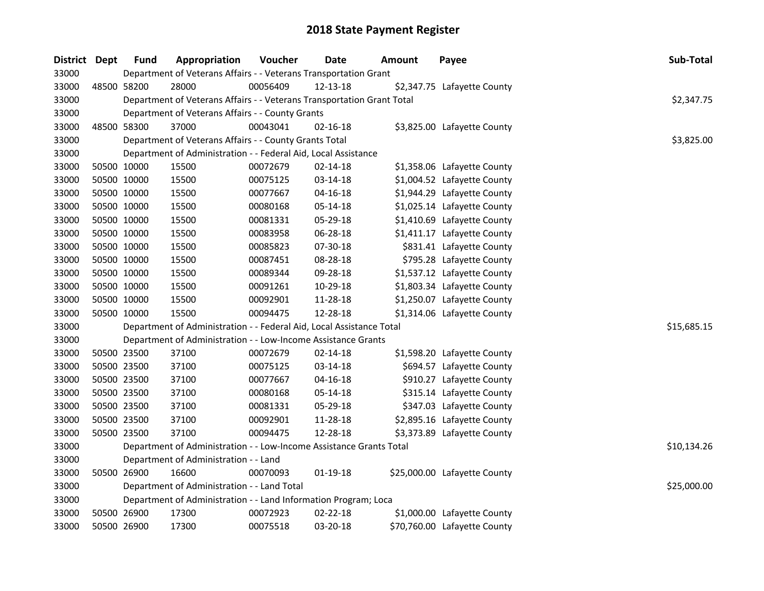# 2018 State Payment Register

| District | Dept | Fund | Appropriation | Voucher | Date | Amount | Payee | Sub-Total |
|---|---|---|---|---|---|---|---|---|
| 33000 | | Department of Veterans Affairs - - Veterans Transportation Grant | | | | | | |
| 33000 | 48500 | 58200 | 28000 | 00056409 | 12-13-18 | $2,347.75 | Lafayette County | |
| 33000 | | Department of Veterans Affairs - - Veterans Transportation Grant Total | | | | | | $2,347.75 |
| 33000 | | Department of Veterans Affairs - - County Grants | | | | | | |
| 33000 | 48500 | 58300 | 37000 | 00043041 | 02-16-18 | $3,825.00 | Lafayette County | |
| 33000 | | Department of Veterans Affairs - - County Grants Total | | | | | | $3,825.00 |
| 33000 | | Department of Administration - - Federal Aid, Local Assistance | | | | | | |
| 33000 | 50500 | 10000 | 15500 | 00072679 | 02-14-18 | $1,358.06 | Lafayette County | |
| 33000 | 50500 | 10000 | 15500 | 00075125 | 03-14-18 | $1,004.52 | Lafayette County | |
| 33000 | 50500 | 10000 | 15500 | 00077667 | 04-16-18 | $1,944.29 | Lafayette County | |
| 33000 | 50500 | 10000 | 15500 | 00080168 | 05-14-18 | $1,025.14 | Lafayette County | |
| 33000 | 50500 | 10000 | 15500 | 00081331 | 05-29-18 | $1,410.69 | Lafayette County | |
| 33000 | 50500 | 10000 | 15500 | 00083958 | 06-28-18 | $1,411.17 | Lafayette County | |
| 33000 | 50500 | 10000 | 15500 | 00085823 | 07-30-18 | $831.41 | Lafayette County | |
| 33000 | 50500 | 10000 | 15500 | 00087451 | 08-28-18 | $795.28 | Lafayette County | |
| 33000 | 50500 | 10000 | 15500 | 00089344 | 09-28-18 | $1,537.12 | Lafayette County | |
| 33000 | 50500 | 10000 | 15500 | 00091261 | 10-29-18 | $1,803.34 | Lafayette County | |
| 33000 | 50500 | 10000 | 15500 | 00092901 | 11-28-18 | $1,250.07 | Lafayette County | |
| 33000 | 50500 | 10000 | 15500 | 00094475 | 12-28-18 | $1,314.06 | Lafayette County | |
| 33000 | | Department of Administration - - Federal Aid, Local Assistance Total | | | | | | $15,685.15 |
| 33000 | | Department of Administration - - Low-Income Assistance Grants | | | | | | |
| 33000 | 50500 | 23500 | 37100 | 00072679 | 02-14-18 | $1,598.20 | Lafayette County | |
| 33000 | 50500 | 23500 | 37100 | 00075125 | 03-14-18 | $694.57 | Lafayette County | |
| 33000 | 50500 | 23500 | 37100 | 00077667 | 04-16-18 | $910.27 | Lafayette County | |
| 33000 | 50500 | 23500 | 37100 | 00080168 | 05-14-18 | $315.14 | Lafayette County | |
| 33000 | 50500 | 23500 | 37100 | 00081331 | 05-29-18 | $347.03 | Lafayette County | |
| 33000 | 50500 | 23500 | 37100 | 00092901 | 11-28-18 | $2,895.16 | Lafayette County | |
| 33000 | 50500 | 23500 | 37100 | 00094475 | 12-28-18 | $3,373.89 | Lafayette County | |
| 33000 | | Department of Administration - - Low-Income Assistance Grants Total | | | | | | $10,134.26 |
| 33000 | | Department of Administration - - Land | | | | | | |
| 33000 | 50500 | 26900 | 16600 | 00070093 | 01-19-18 | $25,000.00 | Lafayette County | |
| 33000 | | Department of Administration - - Land Total | | | | | | $25,000.00 |
| 33000 | | Department of Administration - - Land Information Program; Loca | | | | | | |
| 33000 | 50500 | 26900 | 17300 | 00072923 | 02-22-18 | $1,000.00 | Lafayette County | |
| 33000 | 50500 | 26900 | 17300 | 00075518 | 03-20-18 | $70,760.00 | Lafayette County | |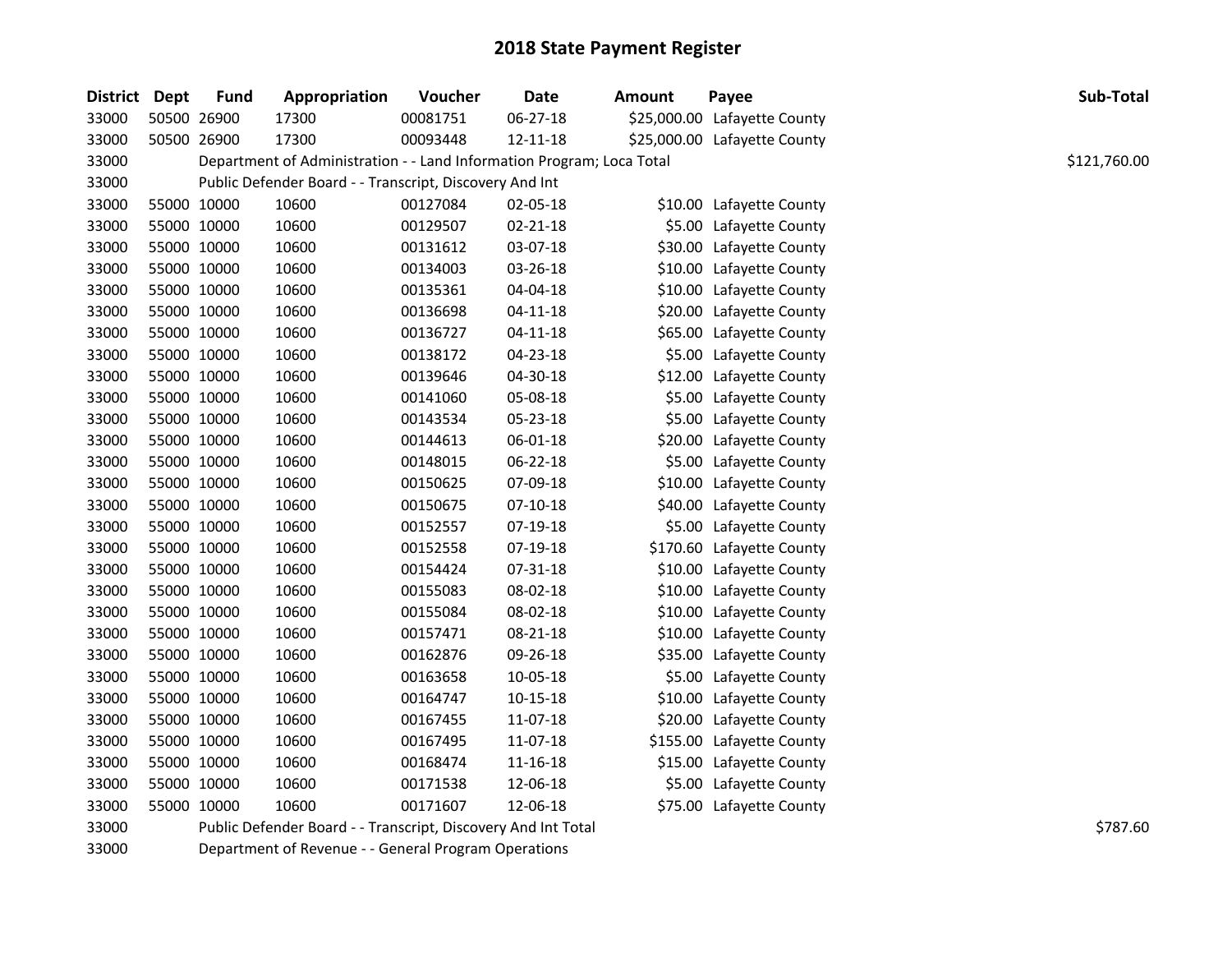# 2018 State Payment Register

| District | Dept | Fund | Appropriation | Voucher | Date | Amount | Payee | Sub-Total |
|---|---|---|---|---|---|---|---|---|
| 33000 | 50500 | 26900 | 17300 | 00081751 | 06-27-18 | $25,000.00 | Lafayette County | |
| 33000 | 50500 | 26900 | 17300 | 00093448 | 12-11-18 | $25,000.00 | Lafayette County | |
| 33000 | | Department of Administration - - Land Information Program; Loca Total | | | | | | $121,760.00 |
| 33000 | | Public Defender Board - - Transcript, Discovery And Int | | | | | | |
| 33000 | 55000 | 10000 | 10600 | 00127084 | 02-05-18 | $10.00 | Lafayette County | |
| 33000 | 55000 | 10000 | 10600 | 00129507 | 02-21-18 | $5.00 | Lafayette County | |
| 33000 | 55000 | 10000 | 10600 | 00131612 | 03-07-18 | $30.00 | Lafayette County | |
| 33000 | 55000 | 10000 | 10600 | 00134003 | 03-26-18 | $10.00 | Lafayette County | |
| 33000 | 55000 | 10000 | 10600 | 00135361 | 04-04-18 | $10.00 | Lafayette County | |
| 33000 | 55000 | 10000 | 10600 | 00136698 | 04-11-18 | $20.00 | Lafayette County | |
| 33000 | 55000 | 10000 | 10600 | 00136727 | 04-11-18 | $65.00 | Lafayette County | |
| 33000 | 55000 | 10000 | 10600 | 00138172 | 04-23-18 | $5.00 | Lafayette County | |
| 33000 | 55000 | 10000 | 10600 | 00139646 | 04-30-18 | $12.00 | Lafayette County | |
| 33000 | 55000 | 10000 | 10600 | 00141060 | 05-08-18 | $5.00 | Lafayette County | |
| 33000 | 55000 | 10000 | 10600 | 00143534 | 05-23-18 | $5.00 | Lafayette County | |
| 33000 | 55000 | 10000 | 10600 | 00144613 | 06-01-18 | $20.00 | Lafayette County | |
| 33000 | 55000 | 10000 | 10600 | 00148015 | 06-22-18 | $5.00 | Lafayette County | |
| 33000 | 55000 | 10000 | 10600 | 00150625 | 07-09-18 | $10.00 | Lafayette County | |
| 33000 | 55000 | 10000 | 10600 | 00150675 | 07-10-18 | $40.00 | Lafayette County | |
| 33000 | 55000 | 10000 | 10600 | 00152557 | 07-19-18 | $5.00 | Lafayette County | |
| 33000 | 55000 | 10000 | 10600 | 00152558 | 07-19-18 | $170.60 | Lafayette County | |
| 33000 | 55000 | 10000 | 10600 | 00154424 | 07-31-18 | $10.00 | Lafayette County | |
| 33000 | 55000 | 10000 | 10600 | 00155083 | 08-02-18 | $10.00 | Lafayette County | |
| 33000 | 55000 | 10000 | 10600 | 00155084 | 08-02-18 | $10.00 | Lafayette County | |
| 33000 | 55000 | 10000 | 10600 | 00157471 | 08-21-18 | $10.00 | Lafayette County | |
| 33000 | 55000 | 10000 | 10600 | 00162876 | 09-26-18 | $35.00 | Lafayette County | |
| 33000 | 55000 | 10000 | 10600 | 00163658 | 10-05-18 | $5.00 | Lafayette County | |
| 33000 | 55000 | 10000 | 10600 | 00164747 | 10-15-18 | $10.00 | Lafayette County | |
| 33000 | 55000 | 10000 | 10600 | 00167455 | 11-07-18 | $20.00 | Lafayette County | |
| 33000 | 55000 | 10000 | 10600 | 00167495 | 11-07-18 | $155.00 | Lafayette County | |
| 33000 | 55000 | 10000 | 10600 | 00168474 | 11-16-18 | $15.00 | Lafayette County | |
| 33000 | 55000 | 10000 | 10600 | 00171538 | 12-06-18 | $5.00 | Lafayette County | |
| 33000 | 55000 | 10000 | 10600 | 00171607 | 12-06-18 | $75.00 | Lafayette County | |
| 33000 | | Public Defender Board - - Transcript, Discovery And Int Total | | | | | | $787.60 |
| 33000 | | Department of Revenue - - General Program Operations | | | | | | |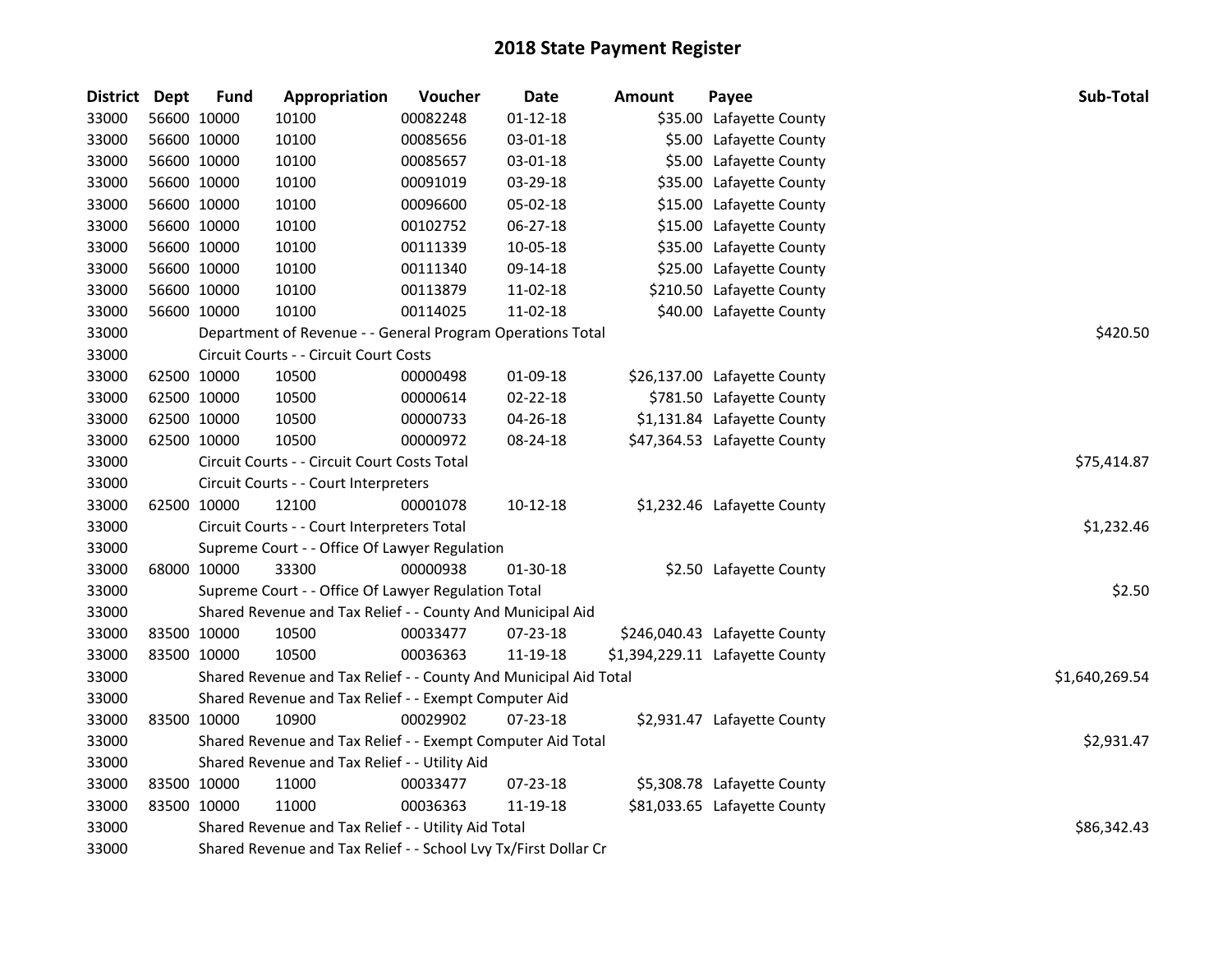# 2018 State Payment Register

| District | Dept | Fund | Appropriation | Voucher | Date | Amount | Payee | Sub-Total |
|---|---|---|---|---|---|---|---|---|
| 33000 | 56600 | 10000 | 10100 | 00082248 | 01-12-18 | $35.00 | Lafayette County | |
| 33000 | 56600 | 10000 | 10100 | 00085656 | 03-01-18 | $5.00 | Lafayette County | |
| 33000 | 56600 | 10000 | 10100 | 00085657 | 03-01-18 | $5.00 | Lafayette County | |
| 33000 | 56600 | 10000 | 10100 | 00091019 | 03-29-18 | $35.00 | Lafayette County | |
| 33000 | 56600 | 10000 | 10100 | 00096600 | 05-02-18 | $15.00 | Lafayette County | |
| 33000 | 56600 | 10000 | 10100 | 00102752 | 06-27-18 | $15.00 | Lafayette County | |
| 33000 | 56600 | 10000 | 10100 | 00111339 | 10-05-18 | $35.00 | Lafayette County | |
| 33000 | 56600 | 10000 | 10100 | 00111340 | 09-14-18 | $25.00 | Lafayette County | |
| 33000 | 56600 | 10000 | 10100 | 00113879 | 11-02-18 | $210.50 | Lafayette County | |
| 33000 | 56600 | 10000 | 10100 | 00114025 | 11-02-18 | $40.00 | Lafayette County | |
| 33000 | | Department of Revenue - - General Program Operations Total | | | | | | $420.50 |
| 33000 | | Circuit Courts - - Circuit Court Costs | | | | | | |
| 33000 | 62500 | 10000 | 10500 | 00000498 | 01-09-18 | $26,137.00 | Lafayette County | |
| 33000 | 62500 | 10000 | 10500 | 00000614 | 02-22-18 | $781.50 | Lafayette County | |
| 33000 | 62500 | 10000 | 10500 | 00000733 | 04-26-18 | $1,131.84 | Lafayette County | |
| 33000 | 62500 | 10000 | 10500 | 00000972 | 08-24-18 | $47,364.53 | Lafayette County | |
| 33000 | | Circuit Courts - - Circuit Court Costs Total | | | | | | $75,414.87 |
| 33000 | | Circuit Courts - - Court Interpreters | | | | | | |
| 33000 | 62500 | 10000 | 12100 | 00001078 | 10-12-18 | $1,232.46 | Lafayette County | |
| 33000 | | Circuit Courts - - Court Interpreters Total | | | | | | $1,232.46 |
| 33000 | | Supreme Court - - Office Of Lawyer Regulation | | | | | | |
| 33000 | 68000 | 10000 | 33300 | 00000938 | 01-30-18 | $2.50 | Lafayette County | |
| 33000 | | Supreme Court - - Office Of Lawyer Regulation Total | | | | | | $2.50 |
| 33000 | | Shared Revenue and Tax Relief - - County And Municipal Aid | | | | | | |
| 33000 | 83500 | 10000 | 10500 | 00033477 | 07-23-18 | $246,040.43 | Lafayette County | |
| 33000 | 83500 | 10000 | 10500 | 00036363 | 11-19-18 | $1,394,229.11 | Lafayette County | |
| 33000 | | Shared Revenue and Tax Relief - - County And Municipal Aid Total | | | | | | $1,640,269.54 |
| 33000 | | Shared Revenue and Tax Relief - - Exempt Computer Aid | | | | | | |
| 33000 | 83500 | 10000 | 10900 | 00029902 | 07-23-18 | $2,931.47 | Lafayette County | |
| 33000 | | Shared Revenue and Tax Relief - - Exempt Computer Aid Total | | | | | | $2,931.47 |
| 33000 | | Shared Revenue and Tax Relief - - Utility Aid | | | | | | |
| 33000 | 83500 | 10000 | 11000 | 00033477 | 07-23-18 | $5,308.78 | Lafayette County | |
| 33000 | 83500 | 10000 | 11000 | 00036363 | 11-19-18 | $81,033.65 | Lafayette County | |
| 33000 | | Shared Revenue and Tax Relief - - Utility Aid Total | | | | | | $86,342.43 |
| 33000 | | Shared Revenue and Tax Relief - - School Lvy Tx/First Dollar Cr | | | | | | |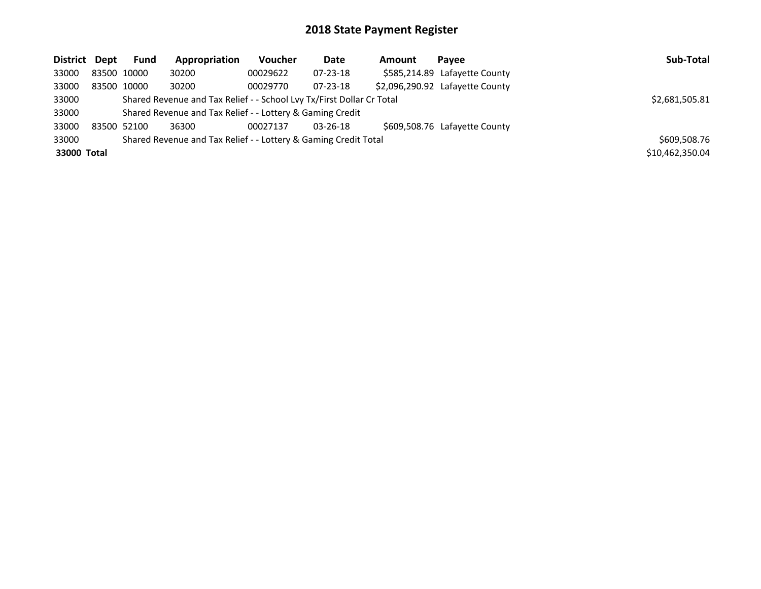# 2018 State Payment Register

| District | Dept | Fund | Appropriation | Voucher | Date | Amount | Payee | Sub-Total |
|---|---|---|---|---|---|---|---|---|
| 33000 | 83500 | 10000 | 30200 | 00029622 | 07-23-18 | $585,214.89 | Lafayette County | |
| 33000 | 83500 | 10000 | 30200 | 00029770 | 07-23-18 | $2,096,290.92 | Lafayette County | |
| 33000 | | Shared Revenue and Tax Relief - - School Lvy Tx/First Dollar Cr Total | | | | | | $2,681,505.81 |
| 33000 | | Shared Revenue and Tax Relief - - Lottery & Gaming Credit | | | | | | |
| 33000 | 83500 | 52100 | 36300 | 00027137 | 03-26-18 | $609,508.76 | Lafayette County | |
| 33000 | | Shared Revenue and Tax Relief - - Lottery & Gaming Credit Total | | | | | | $609,508.76 |
| **33000 Total** | | | | | | | | $10,462,350.04 |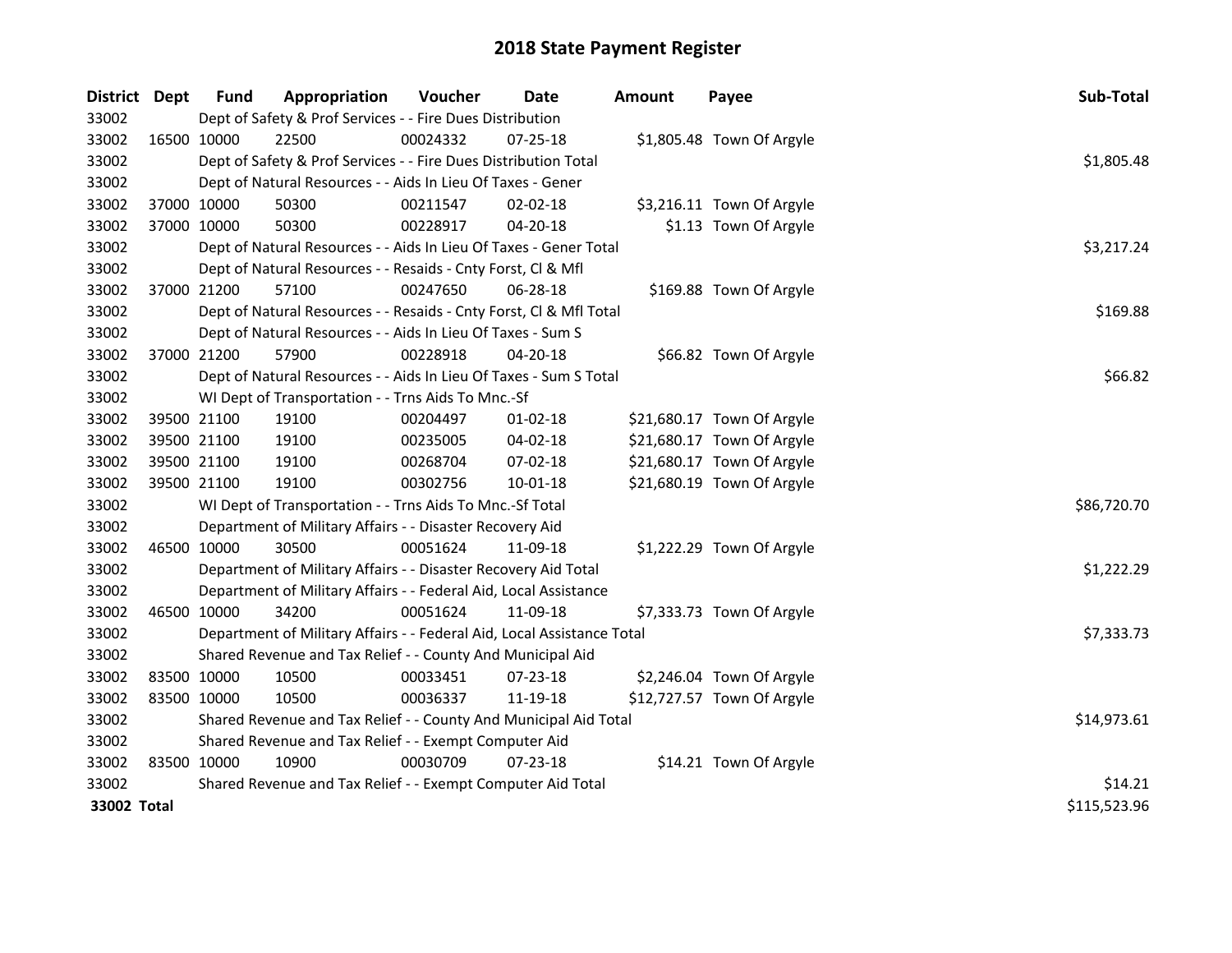# 2018 State Payment Register

| District | Dept | Fund | Appropriation | Voucher | Date | Amount | Payee | Sub-Total |
|---|---|---|---|---|---|---|---|---|
| 33002 | | Dept of Safety & Prof Services - - Fire Dues Distribution | | | | | | |
| 33002 | 16500 | 10000 | 22500 | 00024332 | 07-25-18 | $1,805.48 | Town Of Argyle | |
| 33002 | | Dept of Safety & Prof Services - - Fire Dues Distribution Total | | | | | | $1,805.48 |
| 33002 | | Dept of Natural Resources - - Aids In Lieu Of Taxes - Gener | | | | | | |
| 33002 | 37000 | 10000 | 50300 | 00211547 | 02-02-18 | $3,216.11 | Town Of Argyle | |
| 33002 | 37000 | 10000 | 50300 | 00228917 | 04-20-18 | $1.13 | Town Of Argyle | |
| 33002 | | Dept of Natural Resources - - Aids In Lieu Of Taxes - Gener Total | | | | | | $3,217.24 |
| 33002 | | Dept of Natural Resources - - Resaids - Cnty Forst, Cl & Mfl | | | | | | |
| 33002 | 37000 | 21200 | 57100 | 00247650 | 06-28-18 | $169.88 | Town Of Argyle | |
| 33002 | | Dept of Natural Resources - - Resaids - Cnty Forst, Cl & Mfl Total | | | | | | $169.88 |
| 33002 | | Dept of Natural Resources - - Aids In Lieu Of Taxes - Sum S | | | | | | |
| 33002 | 37000 | 21200 | 57900 | 00228918 | 04-20-18 | $66.82 | Town Of Argyle | |
| 33002 | | Dept of Natural Resources - - Aids In Lieu Of Taxes - Sum S Total | | | | | | $66.82 |
| 33002 | | WI Dept of Transportation - - Trns Aids To Mnc.-Sf | | | | | | |
| 33002 | 39500 | 21100 | 19100 | 00204497 | 01-02-18 | $21,680.17 | Town Of Argyle | |
| 33002 | 39500 | 21100 | 19100 | 00235005 | 04-02-18 | $21,680.17 | Town Of Argyle | |
| 33002 | 39500 | 21100 | 19100 | 00268704 | 07-02-18 | $21,680.17 | Town Of Argyle | |
| 33002 | 39500 | 21100 | 19100 | 00302756 | 10-01-18 | $21,680.19 | Town Of Argyle | |
| 33002 | | WI Dept of Transportation - - Trns Aids To Mnc.-Sf Total | | | | | | $86,720.70 |
| 33002 | | Department of Military Affairs - - Disaster Recovery Aid | | | | | | |
| 33002 | 46500 | 10000 | 30500 | 00051624 | 11-09-18 | $1,222.29 | Town Of Argyle | |
| 33002 | | Department of Military Affairs - - Disaster Recovery Aid Total | | | | | | $1,222.29 |
| 33002 | | Department of Military Affairs - - Federal Aid, Local Assistance | | | | | | |
| 33002 | 46500 | 10000 | 34200 | 00051624 | 11-09-18 | $7,333.73 | Town Of Argyle | |
| 33002 | | Department of Military Affairs - - Federal Aid, Local Assistance Total | | | | | | $7,333.73 |
| 33002 | | Shared Revenue and Tax Relief - - County And Municipal Aid | | | | | | |
| 33002 | 83500 | 10000 | 10500 | 00033451 | 07-23-18 | $2,246.04 | Town Of Argyle | |
| 33002 | 83500 | 10000 | 10500 | 00036337 | 11-19-18 | $12,727.57 | Town Of Argyle | |
| 33002 | | Shared Revenue and Tax Relief - - County And Municipal Aid Total | | | | | | $14,973.61 |
| 33002 | | Shared Revenue and Tax Relief - - Exempt Computer Aid | | | | | | |
| 33002 | 83500 | 10000 | 10900 | 00030709 | 07-23-18 | $14.21 | Town Of Argyle | |
| 33002 | | Shared Revenue and Tax Relief - - Exempt Computer Aid Total | | | | | | $14.21 |
| **33002 Total** | | | | | | | | $115,523.96 |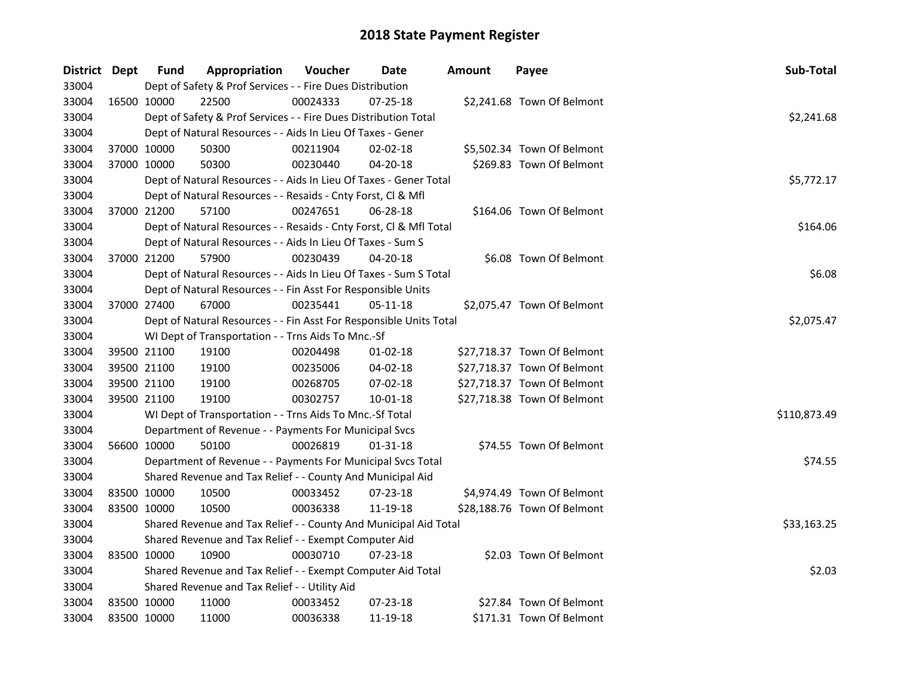# 2018 State Payment Register

| District | Dept | Fund | Appropriation | Voucher | Date | Amount | Payee | Sub-Total |
|---|---|---|---|---|---|---|---|---|
| 33004 | | Dept of Safety & Prof Services - - Fire Dues Distribution | | | | | | |
| 33004 | 16500 | 10000 | 22500 | 00024333 | 07-25-18 | $2,241.68 | Town Of Belmont | |
| 33004 | | Dept of Safety & Prof Services - - Fire Dues Distribution Total | | | | | | $2,241.68 |
| 33004 | | Dept of Natural Resources - - Aids In Lieu Of Taxes - Gener | | | | | | |
| 33004 | 37000 | 10000 | 50300 | 00211904 | 02-02-18 | $5,502.34 | Town Of Belmont | |
| 33004 | 37000 | 10000 | 50300 | 00230440 | 04-20-18 | $269.83 | Town Of Belmont | |
| 33004 | | Dept of Natural Resources - - Aids In Lieu Of Taxes - Gener Total | | | | | | $5,772.17 |
| 33004 | | Dept of Natural Resources - - Resaids - Cnty Forst, Cl & Mfl | | | | | | |
| 33004 | 37000 | 21200 | 57100 | 00247651 | 06-28-18 | $164.06 | Town Of Belmont | |
| 33004 | | Dept of Natural Resources - - Resaids - Cnty Forst, Cl & Mfl Total | | | | | | $164.06 |
| 33004 | | Dept of Natural Resources - - Aids In Lieu Of Taxes - Sum S | | | | | | |
| 33004 | 37000 | 21200 | 57900 | 00230439 | 04-20-18 | $6.08 | Town Of Belmont | |
| 33004 | | Dept of Natural Resources - - Aids In Lieu Of Taxes - Sum S Total | | | | | | $6.08 |
| 33004 | | Dept of Natural Resources - - Fin Asst For Responsible Units | | | | | | |
| 33004 | 37000 | 27400 | 67000 | 00235441 | 05-11-18 | $2,075.47 | Town Of Belmont | |
| 33004 | | Dept of Natural Resources - - Fin Asst For Responsible Units Total | | | | | | $2,075.47 |
| 33004 | | WI Dept of Transportation - - Trns Aids To Mnc.-Sf | | | | | | |
| 33004 | 39500 | 21100 | 19100 | 00204498 | 01-02-18 | $27,718.37 | Town Of Belmont | |
| 33004 | 39500 | 21100 | 19100 | 00235006 | 04-02-18 | $27,718.37 | Town Of Belmont | |
| 33004 | 39500 | 21100 | 19100 | 00268705 | 07-02-18 | $27,718.37 | Town Of Belmont | |
| 33004 | 39500 | 21100 | 19100 | 00302757 | 10-01-18 | $27,718.38 | Town Of Belmont | |
| 33004 | | WI Dept of Transportation - - Trns Aids To Mnc.-Sf Total | | | | | | $110,873.49 |
| 33004 | | Department of Revenue - - Payments For Municipal Svcs | | | | | | |
| 33004 | 56600 | 10000 | 50100 | 00026819 | 01-31-18 | $74.55 | Town Of Belmont | |
| 33004 | | Department of Revenue - - Payments For Municipal Svcs Total | | | | | | $74.55 |
| 33004 | | Shared Revenue and Tax Relief - - County And Municipal Aid | | | | | | |
| 33004 | 83500 | 10000 | 10500 | 00033452 | 07-23-18 | $4,974.49 | Town Of Belmont | |
| 33004 | 83500 | 10000 | 10500 | 00036338 | 11-19-18 | $28,188.76 | Town Of Belmont | |
| 33004 | | Shared Revenue and Tax Relief - - County And Municipal Aid Total | | | | | | $33,163.25 |
| 33004 | | Shared Revenue and Tax Relief - - Exempt Computer Aid | | | | | | |
| 33004 | 83500 | 10000 | 10900 | 00030710 | 07-23-18 | $2.03 | Town Of Belmont | |
| 33004 | | Shared Revenue and Tax Relief - - Exempt Computer Aid Total | | | | | | $2.03 |
| 33004 | | Shared Revenue and Tax Relief - - Utility Aid | | | | | | |
| 33004 | 83500 | 10000 | 11000 | 00033452 | 07-23-18 | $27.84 | Town Of Belmont | |
| 33004 | 83500 | 10000 | 11000 | 00036338 | 11-19-18 | $171.31 | Town Of Belmont | |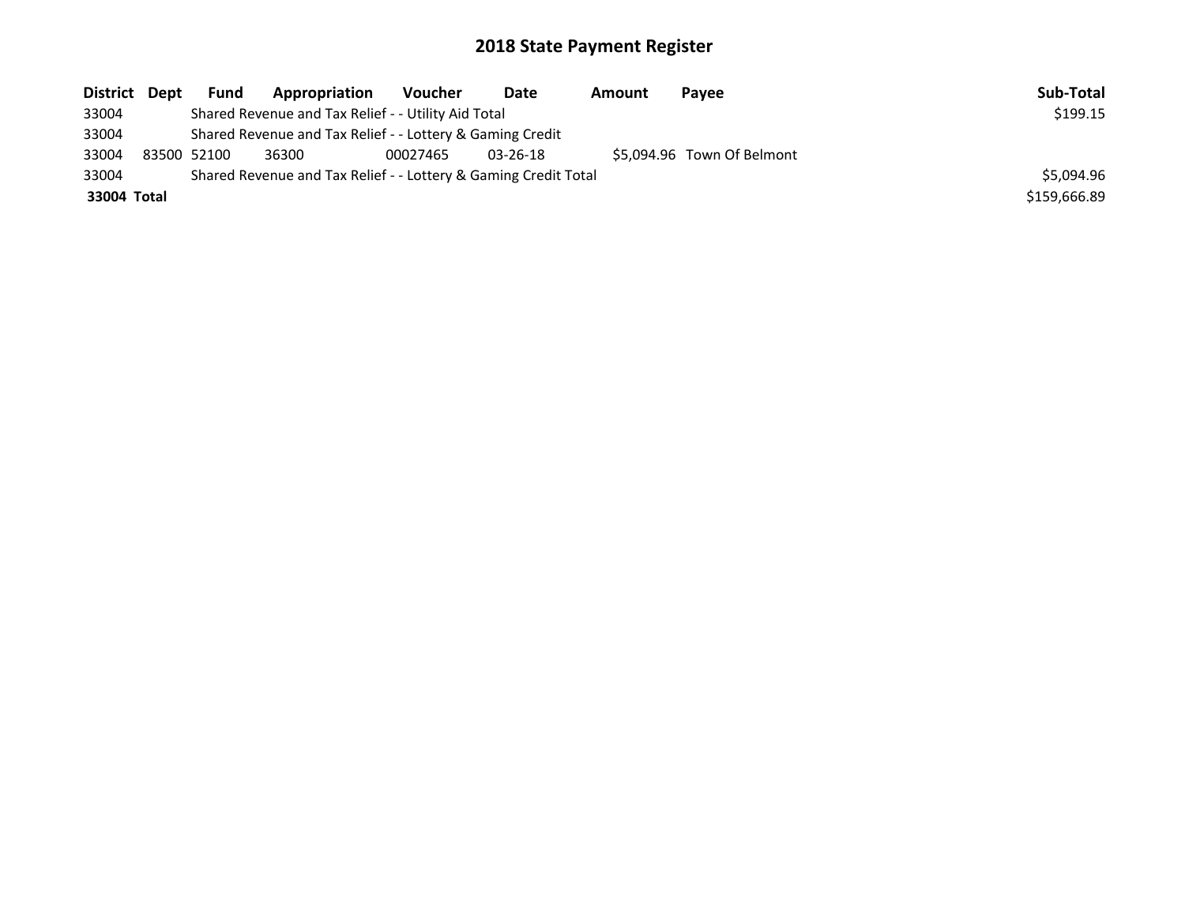# 2018 State Payment Register

| District | Dept | Fund | Appropriation | Voucher | Date | Amount | Payee | Sub-Total |
|---|---|---|---|---|---|---|---|---|
| 33004 | | Shared Revenue and Tax Relief - - Utility Aid Total | | | | | | $199.15 |
| 33004 | | Shared Revenue and Tax Relief - - Lottery & Gaming Credit | | | | | | |
| 33004 | 83500 | 52100 | 36300 | 00027465 | 03-26-18 | $5,094.96 | Town Of Belmont | |
| 33004 | | Shared Revenue and Tax Relief - - Lottery & Gaming Credit Total | | | | | | $5,094.96 |
| **33004 Total** | | | | | | | | $159,666.89 |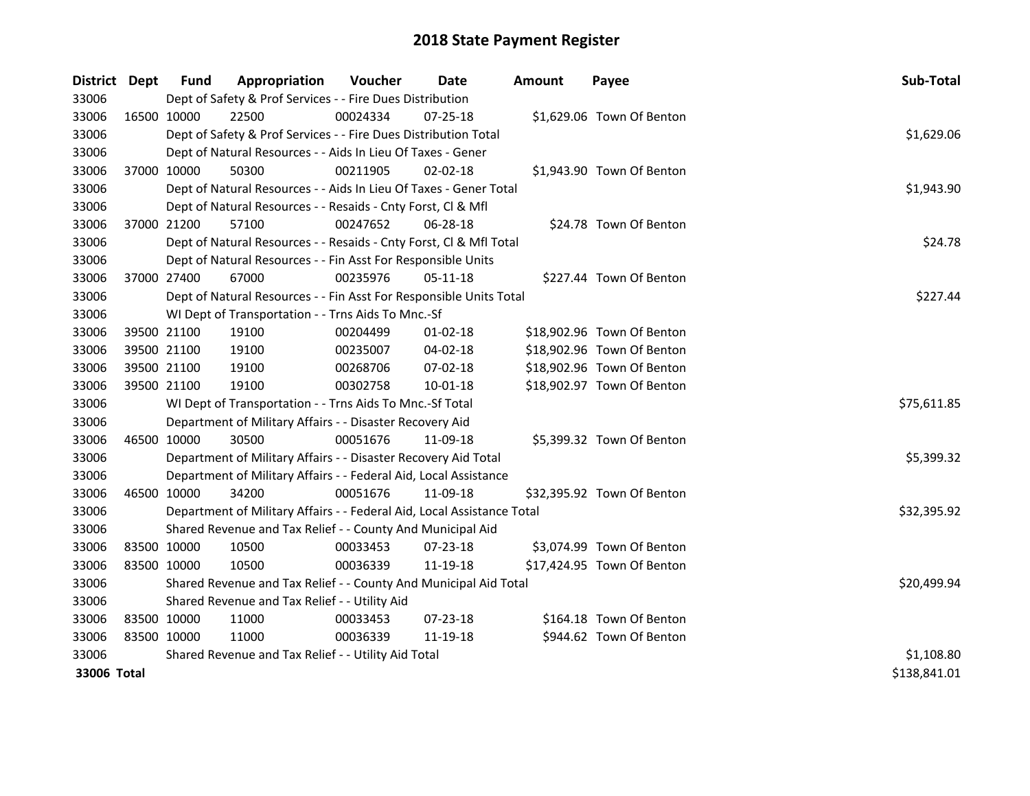# 2018 State Payment Register

| District | Dept | Fund | Appropriation | Voucher | Date | Amount | Payee | Sub-Total |
|---|---|---|---|---|---|---|---|---|
| 33006 | | Dept of Safety & Prof Services - - Fire Dues Distribution | | | | | | |
| 33006 | 16500 | 10000 | 22500 | 00024334 | 07-25-18 | $1,629.06 | Town Of Benton | |
| 33006 | | Dept of Safety & Prof Services - - Fire Dues Distribution Total | | | | | | $1,629.06 |
| 33006 | | Dept of Natural Resources - - Aids In Lieu Of Taxes - Gener | | | | | | |
| 33006 | 37000 | 10000 | 50300 | 00211905 | 02-02-18 | $1,943.90 | Town Of Benton | |
| 33006 | | Dept of Natural Resources - - Aids In Lieu Of Taxes - Gener Total | | | | | | $1,943.90 |
| 33006 | | Dept of Natural Resources - - Resaids - Cnty Forst, Cl & Mfl | | | | | | |
| 33006 | 37000 | 21200 | 57100 | 00247652 | 06-28-18 | $24.78 | Town Of Benton | |
| 33006 | | Dept of Natural Resources - - Resaids - Cnty Forst, Cl & Mfl Total | | | | | | $24.78 |
| 33006 | | Dept of Natural Resources - - Fin Asst For Responsible Units | | | | | | |
| 33006 | 37000 | 27400 | 67000 | 00235976 | 05-11-18 | $227.44 | Town Of Benton | |
| 33006 | | Dept of Natural Resources - - Fin Asst For Responsible Units Total | | | | | | $227.44 |
| 33006 | | WI Dept of Transportation - - Trns Aids To Mnc.-Sf | | | | | | |
| 33006 | 39500 | 21100 | 19100 | 00204499 | 01-02-18 | $18,902.96 | Town Of Benton | |
| 33006 | 39500 | 21100 | 19100 | 00235007 | 04-02-18 | $18,902.96 | Town Of Benton | |
| 33006 | 39500 | 21100 | 19100 | 00268706 | 07-02-18 | $18,902.96 | Town Of Benton | |
| 33006 | 39500 | 21100 | 19100 | 00302758 | 10-01-18 | $18,902.97 | Town Of Benton | |
| 33006 | | WI Dept of Transportation - - Trns Aids To Mnc.-Sf Total | | | | | | $75,611.85 |
| 33006 | | Department of Military Affairs - - Disaster Recovery Aid | | | | | | |
| 33006 | 46500 | 10000 | 30500 | 00051676 | 11-09-18 | $5,399.32 | Town Of Benton | |
| 33006 | | Department of Military Affairs - - Disaster Recovery Aid Total | | | | | | $5,399.32 |
| 33006 | | Department of Military Affairs - - Federal Aid, Local Assistance | | | | | | |
| 33006 | 46500 | 10000 | 34200 | 00051676 | 11-09-18 | $32,395.92 | Town Of Benton | |
| 33006 | | Department of Military Affairs - - Federal Aid, Local Assistance Total | | | | | | $32,395.92 |
| 33006 | | Shared Revenue and Tax Relief - - County And Municipal Aid | | | | | | |
| 33006 | 83500 | 10000 | 10500 | 00033453 | 07-23-18 | $3,074.99 | Town Of Benton | |
| 33006 | 83500 | 10000 | 10500 | 00036339 | 11-19-18 | $17,424.95 | Town Of Benton | |
| 33006 | | Shared Revenue and Tax Relief - - County And Municipal Aid Total | | | | | | $20,499.94 |
| 33006 | | Shared Revenue and Tax Relief - - Utility Aid | | | | | | |
| 33006 | 83500 | 10000 | 11000 | 00033453 | 07-23-18 | $164.18 | Town Of Benton | |
| 33006 | 83500 | 10000 | 11000 | 00036339 | 11-19-18 | $944.62 | Town Of Benton | |
| 33006 | | Shared Revenue and Tax Relief - - Utility Aid Total | | | | | | $1,108.80 |
| **33006 Total** | | | | | | | | $138,841.01 |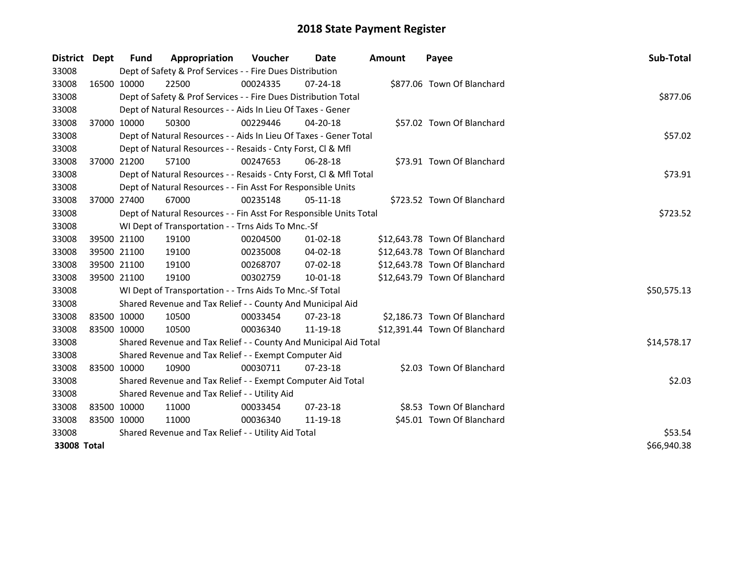# 2018 State Payment Register

| District | Dept | Fund | Appropriation | Voucher | Date | Amount | Payee | Sub-Total |
|---|---|---|---|---|---|---|---|---|
| 33008 | | Dept of Safety & Prof Services - - Fire Dues Distribution | | | | | | |
| 33008 | 16500 | 10000 | 22500 | 00024335 | 07-24-18 | $877.06 | Town Of Blanchard | |
| 33008 | | Dept of Safety & Prof Services - - Fire Dues Distribution Total | | | | | | $877.06 |
| 33008 | | Dept of Natural Resources - - Aids In Lieu Of Taxes - Gener | | | | | | |
| 33008 | 37000 | 10000 | 50300 | 00229446 | 04-20-18 | $57.02 | Town Of Blanchard | |
| 33008 | | Dept of Natural Resources - - Aids In Lieu Of Taxes - Gener Total | | | | | | $57.02 |
| 33008 | | Dept of Natural Resources - - Resaids - Cnty Forst, Cl & Mfl | | | | | | |
| 33008 | 37000 | 21200 | 57100 | 00247653 | 06-28-18 | $73.91 | Town Of Blanchard | |
| 33008 | | Dept of Natural Resources - - Resaids - Cnty Forst, Cl & Mfl Total | | | | | | $73.91 |
| 33008 | | Dept of Natural Resources - - Fin Asst For Responsible Units | | | | | | |
| 33008 | 37000 | 27400 | 67000 | 00235148 | 05-11-18 | $723.52 | Town Of Blanchard | |
| 33008 | | Dept of Natural Resources - - Fin Asst For Responsible Units Total | | | | | | $723.52 |
| 33008 | | WI Dept of Transportation - - Trns Aids To Mnc.-Sf | | | | | | |
| 33008 | 39500 | 21100 | 19100 | 00204500 | 01-02-18 | $12,643.78 | Town Of Blanchard | |
| 33008 | 39500 | 21100 | 19100 | 00235008 | 04-02-18 | $12,643.78 | Town Of Blanchard | |
| 33008 | 39500 | 21100 | 19100 | 00268707 | 07-02-18 | $12,643.78 | Town Of Blanchard | |
| 33008 | 39500 | 21100 | 19100 | 00302759 | 10-01-18 | $12,643.79 | Town Of Blanchard | |
| 33008 | | WI Dept of Transportation - - Trns Aids To Mnc.-Sf Total | | | | | | $50,575.13 |
| 33008 | | Shared Revenue and Tax Relief - - County And Municipal Aid | | | | | | |
| 33008 | 83500 | 10000 | 10500 | 00033454 | 07-23-18 | $2,186.73 | Town Of Blanchard | |
| 33008 | 83500 | 10000 | 10500 | 00036340 | 11-19-18 | $12,391.44 | Town Of Blanchard | |
| 33008 | | Shared Revenue and Tax Relief - - County And Municipal Aid Total | | | | | | $14,578.17 |
| 33008 | | Shared Revenue and Tax Relief - - Exempt Computer Aid | | | | | | |
| 33008 | 83500 | 10000 | 10900 | 00030711 | 07-23-18 | $2.03 | Town Of Blanchard | |
| 33008 | | Shared Revenue and Tax Relief - - Exempt Computer Aid Total | | | | | | $2.03 |
| 33008 | | Shared Revenue and Tax Relief - - Utility Aid | | | | | | |
| 33008 | 83500 | 10000 | 11000 | 00033454 | 07-23-18 | $8.53 | Town Of Blanchard | |
| 33008 | 83500 | 10000 | 11000 | 00036340 | 11-19-18 | $45.01 | Town Of Blanchard | |
| 33008 | | Shared Revenue and Tax Relief - - Utility Aid Total | | | | | | $53.54 |
| **33008 Total** | | | | | | | | $66,940.38 |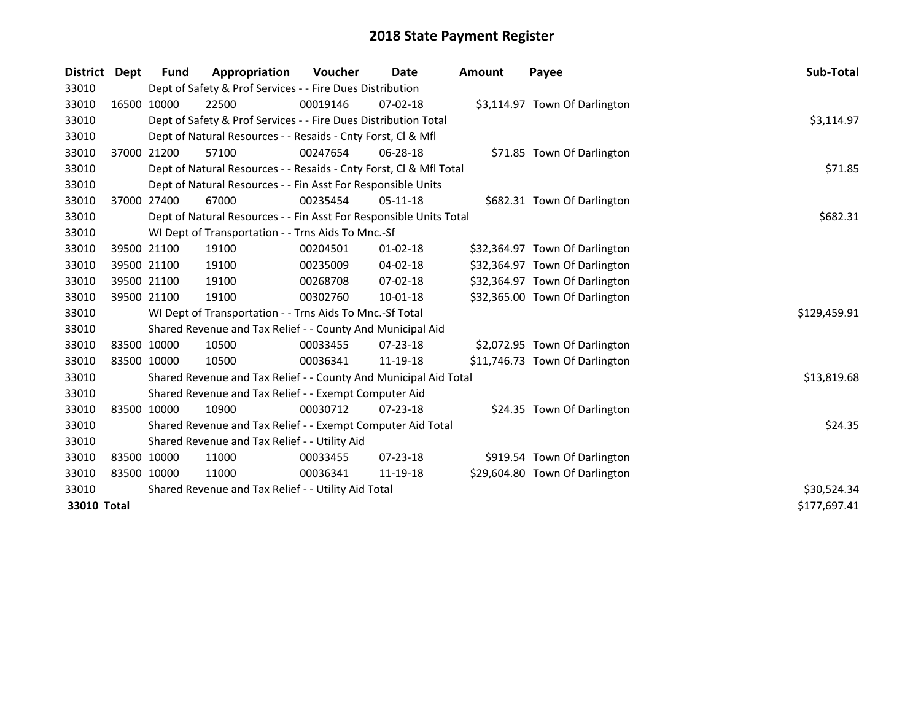# 2018 State Payment Register

| District | Dept | Fund | Appropriation | Voucher | Date | Amount | Payee | Sub-Total |
|---|---|---|---|---|---|---|---|---|
| 33010 | | Dept of Safety & Prof Services - - Fire Dues Distribution | | | | | | |
| 33010 | 16500 | 10000 | 22500 | 00019146 | 07-02-18 | $3,114.97 | Town Of Darlington | |
| 33010 | | Dept of Safety & Prof Services - - Fire Dues Distribution Total | | | | | | $3,114.97 |
| 33010 | | Dept of Natural Resources - - Resaids - Cnty Forst, Cl & Mfl | | | | | | |
| 33010 | 37000 | 21200 | 57100 | 00247654 | 06-28-18 | $71.85 | Town Of Darlington | |
| 33010 | | Dept of Natural Resources - - Resaids - Cnty Forst, Cl & Mfl Total | | | | | | $71.85 |
| 33010 | | Dept of Natural Resources - - Fin Asst For Responsible Units | | | | | | |
| 33010 | 37000 | 27400 | 67000 | 00235454 | 05-11-18 | $682.31 | Town Of Darlington | |
| 33010 | | Dept of Natural Resources - - Fin Asst For Responsible Units Total | | | | | | $682.31 |
| 33010 | | WI Dept of Transportation - - Trns Aids To Mnc.-Sf | | | | | | |
| 33010 | 39500 | 21100 | 19100 | 00204501 | 01-02-18 | $32,364.97 | Town Of Darlington | |
| 33010 | 39500 | 21100 | 19100 | 00235009 | 04-02-18 | $32,364.97 | Town Of Darlington | |
| 33010 | 39500 | 21100 | 19100 | 00268708 | 07-02-18 | $32,364.97 | Town Of Darlington | |
| 33010 | 39500 | 21100 | 19100 | 00302760 | 10-01-18 | $32,365.00 | Town Of Darlington | |
| 33010 | | WI Dept of Transportation - - Trns Aids To Mnc.-Sf Total | | | | | | $129,459.91 |
| 33010 | | Shared Revenue and Tax Relief - - County And Municipal Aid | | | | | | |
| 33010 | 83500 | 10000 | 10500 | 00033455 | 07-23-18 | $2,072.95 | Town Of Darlington | |
| 33010 | 83500 | 10000 | 10500 | 00036341 | 11-19-18 | $11,746.73 | Town Of Darlington | |
| 33010 | | Shared Revenue and Tax Relief - - County And Municipal Aid Total | | | | | | $13,819.68 |
| 33010 | | Shared Revenue and Tax Relief - - Exempt Computer Aid | | | | | | |
| 33010 | 83500 | 10000 | 10900 | 00030712 | 07-23-18 | $24.35 | Town Of Darlington | |
| 33010 | | Shared Revenue and Tax Relief - - Exempt Computer Aid Total | | | | | | $24.35 |
| 33010 | | Shared Revenue and Tax Relief - - Utility Aid | | | | | | |
| 33010 | 83500 | 10000 | 11000 | 00033455 | 07-23-18 | $919.54 | Town Of Darlington | |
| 33010 | 83500 | 10000 | 11000 | 00036341 | 11-19-18 | $29,604.80 | Town Of Darlington | |
| 33010 | | Shared Revenue and Tax Relief - - Utility Aid Total | | | | | | $30,524.34 |
| **33010 Total** | | | | | | | | $177,697.41 |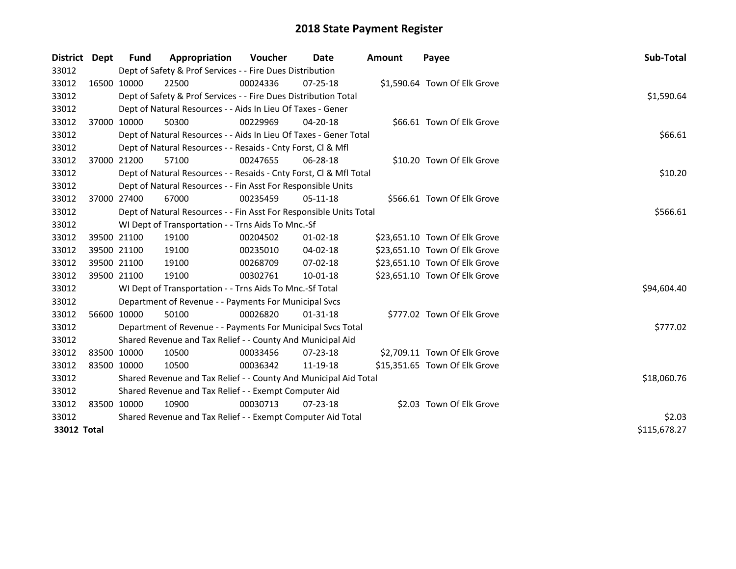# 2018 State Payment Register

| District | Dept | Fund | Appropriation | Voucher | Date | Amount | Payee | Sub-Total |
|---|---|---|---|---|---|---|---|---|
| 33012 | | Dept of Safety & Prof Services - - Fire Dues Distribution | | | | | | |
| 33012 | 16500 | 10000 | 22500 | 00024336 | 07-25-18 | $1,590.64 | Town Of Elk Grove | |
| 33012 | | Dept of Safety & Prof Services - - Fire Dues Distribution Total | | | | | | $1,590.64 |
| 33012 | | Dept of Natural Resources - - Aids In Lieu Of Taxes - Gener | | | | | | |
| 33012 | 37000 | 10000 | 50300 | 00229969 | 04-20-18 | $66.61 | Town Of Elk Grove | |
| 33012 | | Dept of Natural Resources - - Aids In Lieu Of Taxes - Gener Total | | | | | | $66.61 |
| 33012 | | Dept of Natural Resources - - Resaids - Cnty Forst, Cl & Mfl | | | | | | |
| 33012 | 37000 | 21200 | 57100 | 00247655 | 06-28-18 | $10.20 | Town Of Elk Grove | |
| 33012 | | Dept of Natural Resources - - Resaids - Cnty Forst, Cl & Mfl Total | | | | | | $10.20 |
| 33012 | | Dept of Natural Resources - - Fin Asst For Responsible Units | | | | | | |
| 33012 | 37000 | 27400 | 67000 | 00235459 | 05-11-18 | $566.61 | Town Of Elk Grove | |
| 33012 | | Dept of Natural Resources - - Fin Asst For Responsible Units Total | | | | | | $566.61 |
| 33012 | | WI Dept of Transportation - - Trns Aids To Mnc.-Sf | | | | | | |
| 33012 | 39500 | 21100 | 19100 | 00204502 | 01-02-18 | $23,651.10 | Town Of Elk Grove | |
| 33012 | 39500 | 21100 | 19100 | 00235010 | 04-02-18 | $23,651.10 | Town Of Elk Grove | |
| 33012 | 39500 | 21100 | 19100 | 00268709 | 07-02-18 | $23,651.10 | Town Of Elk Grove | |
| 33012 | 39500 | 21100 | 19100 | 00302761 | 10-01-18 | $23,651.10 | Town Of Elk Grove | |
| 33012 | | WI Dept of Transportation - - Trns Aids To Mnc.-Sf Total | | | | | | $94,604.40 |
| 33012 | | Department of Revenue - - Payments For Municipal Svcs | | | | | | |
| 33012 | 56600 | 10000 | 50100 | 00026820 | 01-31-18 | $777.02 | Town Of Elk Grove | |
| 33012 | | Department of Revenue - - Payments For Municipal Svcs Total | | | | | | $777.02 |
| 33012 | | Shared Revenue and Tax Relief - - County And Municipal Aid | | | | | | |
| 33012 | 83500 | 10000 | 10500 | 00033456 | 07-23-18 | $2,709.11 | Town Of Elk Grove | |
| 33012 | 83500 | 10000 | 10500 | 00036342 | 11-19-18 | $15,351.65 | Town Of Elk Grove | |
| 33012 | | Shared Revenue and Tax Relief - - County And Municipal Aid Total | | | | | | $18,060.76 |
| 33012 | | Shared Revenue and Tax Relief - - Exempt Computer Aid | | | | | | |
| 33012 | 83500 | 10000 | 10900 | 00030713 | 07-23-18 | $2.03 | Town Of Elk Grove | |
| 33012 | | Shared Revenue and Tax Relief - - Exempt Computer Aid Total | | | | | | $2.03 |
| **33012 Total** | | | | | | | | $115,678.27 |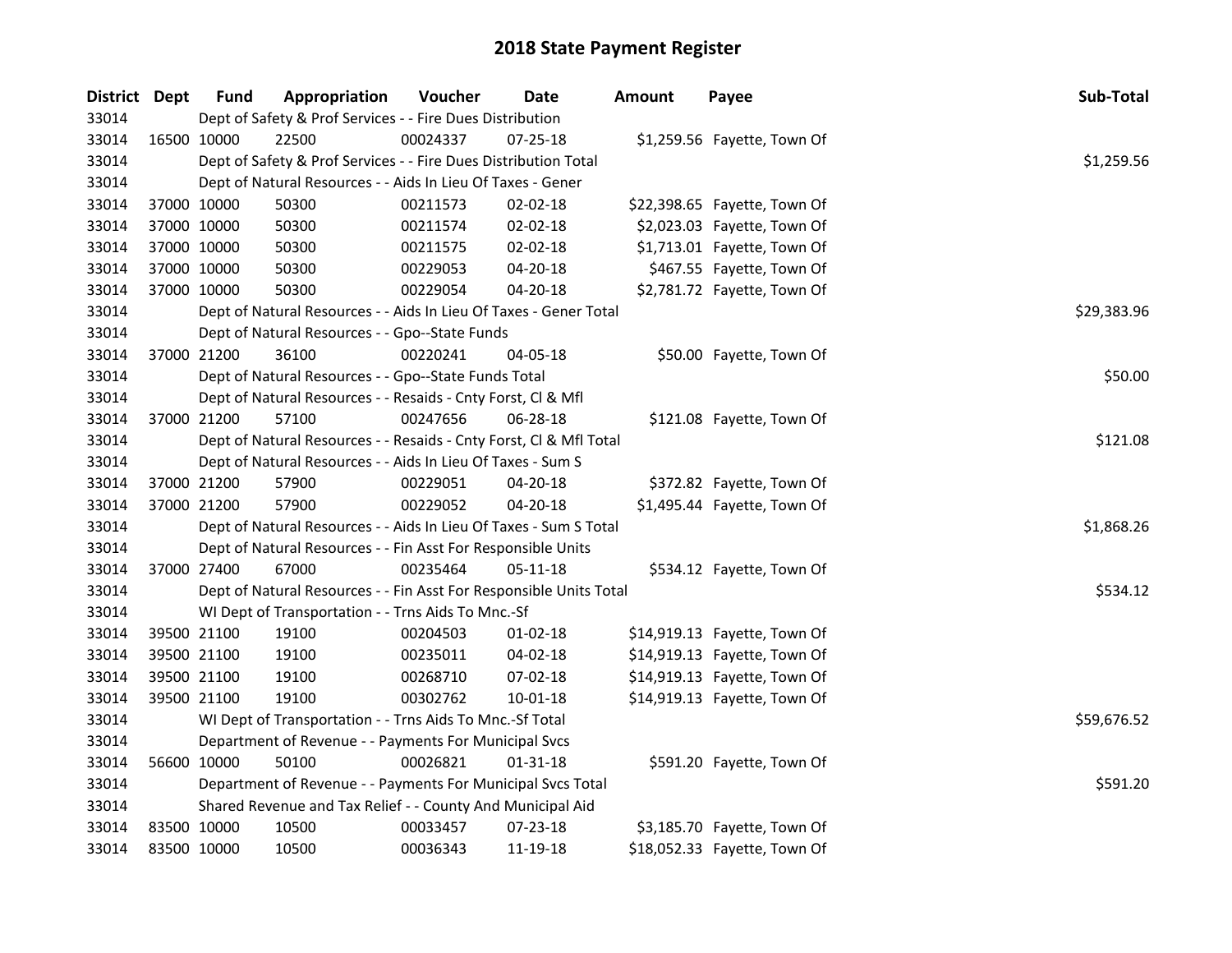# 2018 State Payment Register

| District | Dept | Fund | Appropriation | Voucher | Date | Amount | Payee | Sub-Total |
|---|---|---|---|---|---|---|---|---|
| 33014 | | | Dept of Safety & Prof Services - - Fire Dues Distribution | | | | | |
| 33014 | 16500 | 10000 | 22500 | 00024337 | 07-25-18 | $1,259.56 | Fayette, Town Of | |
| 33014 | | | Dept of Safety & Prof Services - - Fire Dues Distribution Total | | | | | $1,259.56 |
| 33014 | | | Dept of Natural Resources - - Aids In Lieu Of Taxes - Gener | | | | | |
| 33014 | 37000 | 10000 | 50300 | 00211573 | 02-02-18 | $22,398.65 | Fayette, Town Of | |
| 33014 | 37000 | 10000 | 50300 | 00211574 | 02-02-18 | $2,023.03 | Fayette, Town Of | |
| 33014 | 37000 | 10000 | 50300 | 00211575 | 02-02-18 | $1,713.01 | Fayette, Town Of | |
| 33014 | 37000 | 10000 | 50300 | 00229053 | 04-20-18 | $467.55 | Fayette, Town Of | |
| 33014 | 37000 | 10000 | 50300 | 00229054 | 04-20-18 | $2,781.72 | Fayette, Town Of | |
| 33014 | | | Dept of Natural Resources - - Aids In Lieu Of Taxes - Gener Total | | | | | $29,383.96 |
| 33014 | | | Dept of Natural Resources - - Gpo--State Funds | | | | | |
| 33014 | 37000 | 21200 | 36100 | 00220241 | 04-05-18 | $50.00 | Fayette, Town Of | |
| 33014 | | | Dept of Natural Resources - - Gpo--State Funds Total | | | | | $50.00 |
| 33014 | | | Dept of Natural Resources - - Resaids - Cnty Forst, Cl & Mfl | | | | | |
| 33014 | 37000 | 21200 | 57100 | 00247656 | 06-28-18 | $121.08 | Fayette, Town Of | |
| 33014 | | | Dept of Natural Resources - - Resaids - Cnty Forst, Cl & Mfl Total | | | | | $121.08 |
| 33014 | | | Dept of Natural Resources - - Aids In Lieu Of Taxes - Sum S | | | | | |
| 33014 | 37000 | 21200 | 57900 | 00229051 | 04-20-18 | $372.82 | Fayette, Town Of | |
| 33014 | 37000 | 21200 | 57900 | 00229052 | 04-20-18 | $1,495.44 | Fayette, Town Of | |
| 33014 | | | Dept of Natural Resources - - Aids In Lieu Of Taxes - Sum S Total | | | | | $1,868.26 |
| 33014 | | | Dept of Natural Resources - - Fin Asst For Responsible Units | | | | | |
| 33014 | 37000 | 27400 | 67000 | 00235464 | 05-11-18 | $534.12 | Fayette, Town Of | |
| 33014 | | | Dept of Natural Resources - - Fin Asst For Responsible Units Total | | | | | $534.12 |
| 33014 | | | WI Dept of Transportation - - Trns Aids To Mnc.-Sf | | | | | |
| 33014 | 39500 | 21100 | 19100 | 00204503 | 01-02-18 | $14,919.13 | Fayette, Town Of | |
| 33014 | 39500 | 21100 | 19100 | 00235011 | 04-02-18 | $14,919.13 | Fayette, Town Of | |
| 33014 | 39500 | 21100 | 19100 | 00268710 | 07-02-18 | $14,919.13 | Fayette, Town Of | |
| 33014 | 39500 | 21100 | 19100 | 00302762 | 10-01-18 | $14,919.13 | Fayette, Town Of | |
| 33014 | | | WI Dept of Transportation - - Trns Aids To Mnc.-Sf Total | | | | | $59,676.52 |
| 33014 | | | Department of Revenue - - Payments For Municipal Svcs | | | | | |
| 33014 | 56600 | 10000 | 50100 | 00026821 | 01-31-18 | $591.20 | Fayette, Town Of | |
| 33014 | | | Department of Revenue - - Payments For Municipal Svcs Total | | | | | $591.20 |
| 33014 | | | Shared Revenue and Tax Relief - - County And Municipal Aid | | | | | |
| 33014 | 83500 | 10000 | 10500 | 00033457 | 07-23-18 | $3,185.70 | Fayette, Town Of | |
| 33014 | 83500 | 10000 | 10500 | 00036343 | 11-19-18 | $18,052.33 | Fayette, Town Of | |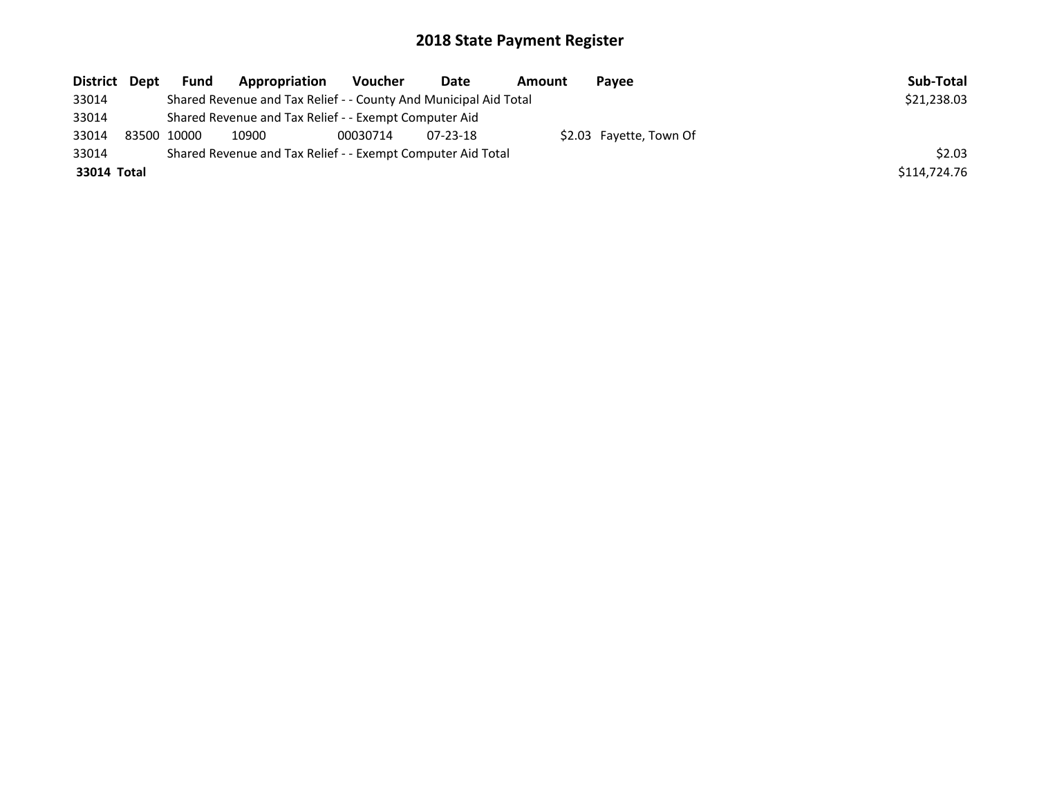# 2018 State Payment Register

| District | Dept | Fund | Appropriation | Voucher | Date | Amount | Payee | Sub-Total |
|---|---|---|---|---|---|---|---|---|
| 33014 | | Shared Revenue and Tax Relief - - County And Municipal Aid Total | | | | | | $21,238.03 |
| 33014 | | Shared Revenue and Tax Relief - - Exempt Computer Aid | | | | | | |
| 33014 | 83500 | 10000 | 10900 | 00030714 | 07-23-18 | $2.03 | Fayette, Town Of | |
| 33014 | | Shared Revenue and Tax Relief - - Exempt Computer Aid Total | | | | | | $2.03 |
| **33014 Total** | | | | | | | | $114,724.76 |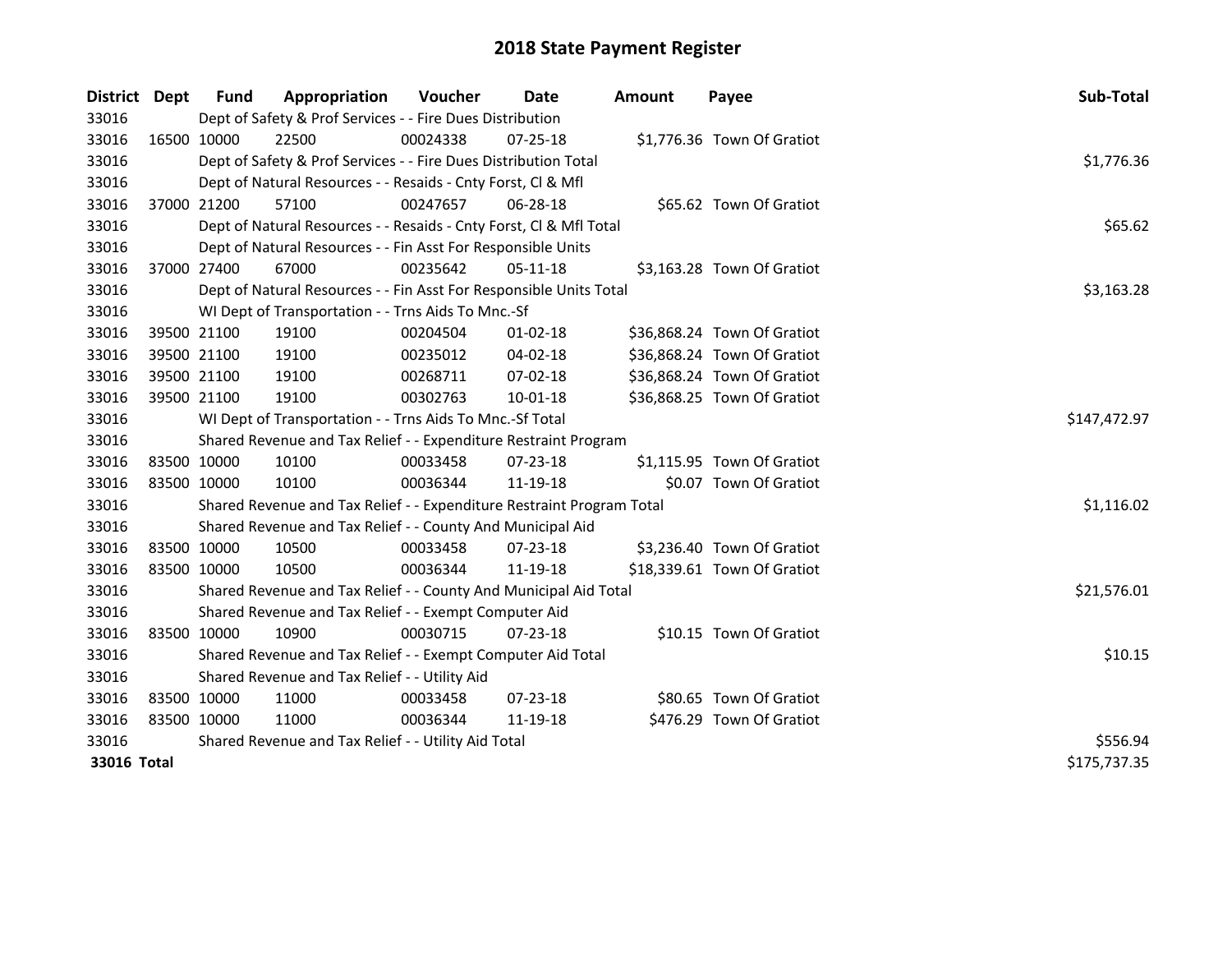# 2018 State Payment Register

| District | Dept | Fund | Appropriation | Voucher | Date | Amount | Payee | Sub-Total |
|---|---|---|---|---|---|---|---|---|
| 33016 | | Dept of Safety & Prof Services - - Fire Dues Distribution | | | | | | |
| 33016 | 16500 | 10000 | 22500 | 00024338 | 07-25-18 | $1,776.36 | Town Of Gratiot | |
| 33016 | | Dept of Safety & Prof Services - - Fire Dues Distribution Total | | | | | | $1,776.36 |
| 33016 | | Dept of Natural Resources - - Resaids - Cnty Forst, Cl & Mfl | | | | | | |
| 33016 | 37000 | 21200 | 57100 | 00247657 | 06-28-18 | $65.62 | Town Of Gratiot | |
| 33016 | | Dept of Natural Resources - - Resaids - Cnty Forst, Cl & Mfl Total | | | | | | $65.62 |
| 33016 | | Dept of Natural Resources - - Fin Asst For Responsible Units | | | | | | |
| 33016 | 37000 | 27400 | 67000 | 00235642 | 05-11-18 | $3,163.28 | Town Of Gratiot | |
| 33016 | | Dept of Natural Resources - - Fin Asst For Responsible Units Total | | | | | | $3,163.28 |
| 33016 | | WI Dept of Transportation - - Trns Aids To Mnc.-Sf | | | | | | |
| 33016 | 39500 | 21100 | 19100 | 00204504 | 01-02-18 | $36,868.24 | Town Of Gratiot | |
| 33016 | 39500 | 21100 | 19100 | 00235012 | 04-02-18 | $36,868.24 | Town Of Gratiot | |
| 33016 | 39500 | 21100 | 19100 | 00268711 | 07-02-18 | $36,868.24 | Town Of Gratiot | |
| 33016 | 39500 | 21100 | 19100 | 00302763 | 10-01-18 | $36,868.25 | Town Of Gratiot | |
| 33016 | | WI Dept of Transportation - - Trns Aids To Mnc.-Sf Total | | | | | | $147,472.97 |
| 33016 | | Shared Revenue and Tax Relief - - Expenditure Restraint Program | | | | | | |
| 33016 | 83500 | 10000 | 10100 | 00033458 | 07-23-18 | $1,115.95 | Town Of Gratiot | |
| 33016 | 83500 | 10000 | 10100 | 00036344 | 11-19-18 | $0.07 | Town Of Gratiot | |
| 33016 | | Shared Revenue and Tax Relief - - Expenditure Restraint Program Total | | | | | | $1,116.02 |
| 33016 | | Shared Revenue and Tax Relief - - County And Municipal Aid | | | | | | |
| 33016 | 83500 | 10000 | 10500 | 00033458 | 07-23-18 | $3,236.40 | Town Of Gratiot | |
| 33016 | 83500 | 10000 | 10500 | 00036344 | 11-19-18 | $18,339.61 | Town Of Gratiot | |
| 33016 | | Shared Revenue and Tax Relief - - County And Municipal Aid Total | | | | | | $21,576.01 |
| 33016 | | Shared Revenue and Tax Relief - - Exempt Computer Aid | | | | | | |
| 33016 | 83500 | 10000 | 10900 | 00030715 | 07-23-18 | $10.15 | Town Of Gratiot | |
| 33016 | | Shared Revenue and Tax Relief - - Exempt Computer Aid Total | | | | | | $10.15 |
| 33016 | | Shared Revenue and Tax Relief - - Utility Aid | | | | | | |
| 33016 | 83500 | 10000 | 11000 | 00033458 | 07-23-18 | $80.65 | Town Of Gratiot | |
| 33016 | 83500 | 10000 | 11000 | 00036344 | 11-19-18 | $476.29 | Town Of Gratiot | |
| 33016 | | Shared Revenue and Tax Relief - - Utility Aid Total | | | | | | $556.94 |
| **33016 Total** | | | | | | | | $175,737.35 |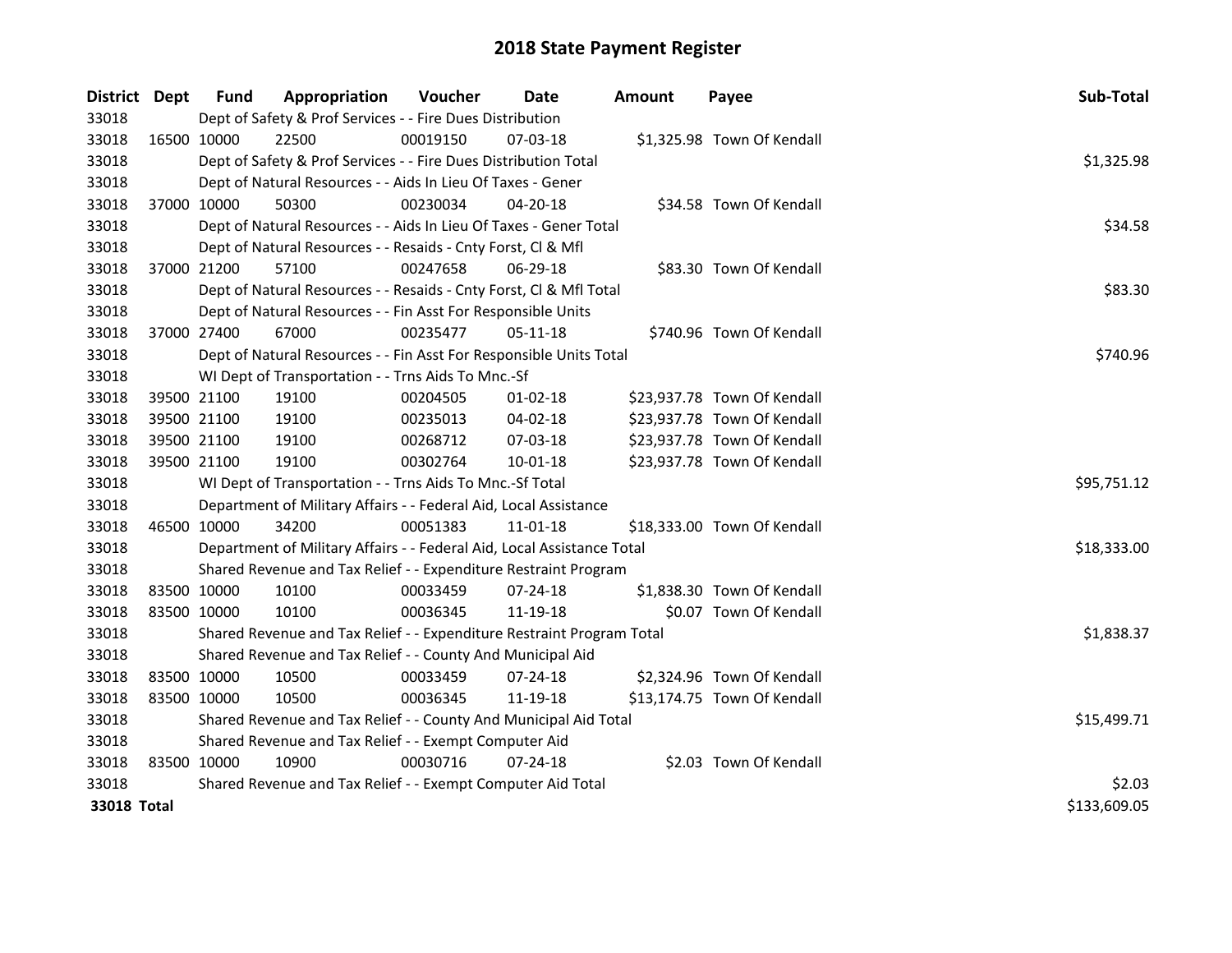# 2018 State Payment Register

| District | Dept | Fund | Appropriation | Voucher | Date | Amount | Payee | Sub-Total |
|---|---|---|---|---|---|---|---|---|
| 33018 | Dept of Safety & Prof Services - - Fire Dues Distribution | | | | | | | |
| 33018 | 16500 | 10000 | 22500 | 00019150 | 07-03-18 | $1,325.98 | Town Of Kendall | |
| 33018 | Dept of Safety & Prof Services - - Fire Dues Distribution Total | | | | | | | $1,325.98 |
| 33018 | Dept of Natural Resources - - Aids In Lieu Of Taxes - Gener | | | | | | | |
| 33018 | 37000 | 10000 | 50300 | 00230034 | 04-20-18 | $34.58 | Town Of Kendall | |
| 33018 | Dept of Natural Resources - - Aids In Lieu Of Taxes - Gener Total | | | | | | | $34.58 |
| 33018 | Dept of Natural Resources - - Resaids - Cnty Forst, Cl & Mfl | | | | | | | |
| 33018 | 37000 | 21200 | 57100 | 00247658 | 06-29-18 | $83.30 | Town Of Kendall | |
| 33018 | Dept of Natural Resources - - Resaids - Cnty Forst, Cl & Mfl Total | | | | | | | $83.30 |
| 33018 | Dept of Natural Resources - - Fin Asst For Responsible Units | | | | | | | |
| 33018 | 37000 | 27400 | 67000 | 00235477 | 05-11-18 | $740.96 | Town Of Kendall | |
| 33018 | Dept of Natural Resources - - Fin Asst For Responsible Units Total | | | | | | | $740.96 |
| 33018 | WI Dept of Transportation - - Trns Aids To Mnc.-Sf | | | | | | | |
| 33018 | 39500 | 21100 | 19100 | 00204505 | 01-02-18 | $23,937.78 | Town Of Kendall | |
| 33018 | 39500 | 21100 | 19100 | 00235013 | 04-02-18 | $23,937.78 | Town Of Kendall | |
| 33018 | 39500 | 21100 | 19100 | 00268712 | 07-03-18 | $23,937.78 | Town Of Kendall | |
| 33018 | 39500 | 21100 | 19100 | 00302764 | 10-01-18 | $23,937.78 | Town Of Kendall | |
| 33018 | WI Dept of Transportation - - Trns Aids To Mnc.-Sf Total | | | | | | | $95,751.12 |
| 33018 | Department of Military Affairs - - Federal Aid, Local Assistance | | | | | | | |
| 33018 | 46500 | 10000 | 34200 | 00051383 | 11-01-18 | $18,333.00 | Town Of Kendall | |
| 33018 | Department of Military Affairs - - Federal Aid, Local Assistance Total | | | | | | | $18,333.00 |
| 33018 | Shared Revenue and Tax Relief - - Expenditure Restraint Program | | | | | | | |
| 33018 | 83500 | 10000 | 10100 | 00033459 | 07-24-18 | $1,838.30 | Town Of Kendall | |
| 33018 | 83500 | 10000 | 10100 | 00036345 | 11-19-18 | $0.07 | Town Of Kendall | |
| 33018 | Shared Revenue and Tax Relief - - Expenditure Restraint Program Total | | | | | | | $1,838.37 |
| 33018 | Shared Revenue and Tax Relief - - County And Municipal Aid | | | | | | | |
| 33018 | 83500 | 10000 | 10500 | 00033459 | 07-24-18 | $2,324.96 | Town Of Kendall | |
| 33018 | 83500 | 10000 | 10500 | 00036345 | 11-19-18 | $13,174.75 | Town Of Kendall | |
| 33018 | Shared Revenue and Tax Relief - - County And Municipal Aid Total | | | | | | | $15,499.71 |
| 33018 | Shared Revenue and Tax Relief - - Exempt Computer Aid | | | | | | | |
| 33018 | 83500 | 10000 | 10900 | 00030716 | 07-24-18 | $2.03 | Town Of Kendall | |
| 33018 | Shared Revenue and Tax Relief - - Exempt Computer Aid Total | | | | | | | $2.03 |
| **33018 Total** | | | | | | | | $133,609.05 |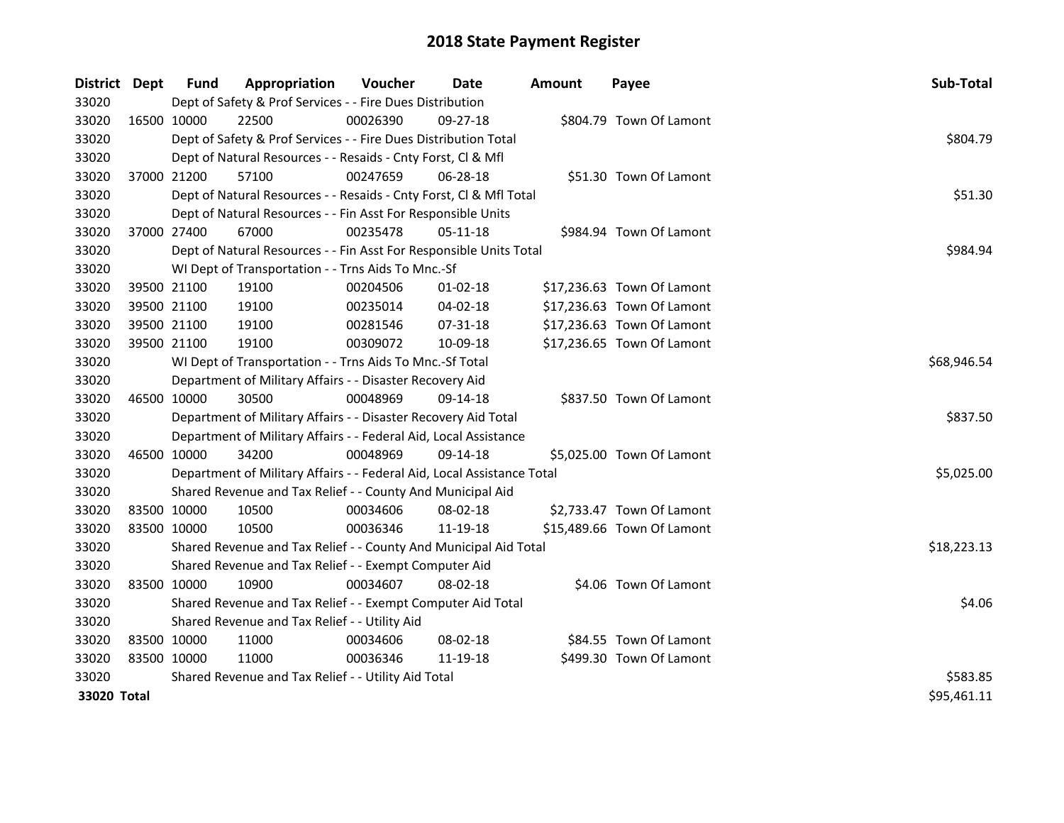# 2018 State Payment Register

| District | Dept | Fund | Appropriation | Voucher | Date | Amount | Payee | Sub-Total |
|---|---|---|---|---|---|---|---|---|
| 33020 | | Dept of Safety & Prof Services - - Fire Dues Distribution | | | | | | |
| 33020 | 16500 | 10000 | 22500 | 00026390 | 09-27-18 | $804.79 | Town Of Lamont | |
| 33020 | | Dept of Safety & Prof Services - - Fire Dues Distribution Total | | | | | | $804.79 |
| 33020 | | Dept of Natural Resources - - Resaids - Cnty Forst, Cl & Mfl | | | | | | |
| 33020 | 37000 | 21200 | 57100 | 00247659 | 06-28-18 | $51.30 | Town Of Lamont | |
| 33020 | | Dept of Natural Resources - - Resaids - Cnty Forst, Cl & Mfl Total | | | | | | $51.30 |
| 33020 | | Dept of Natural Resources - - Fin Asst For Responsible Units | | | | | | |
| 33020 | 37000 | 27400 | 67000 | 00235478 | 05-11-18 | $984.94 | Town Of Lamont | |
| 33020 | | Dept of Natural Resources - - Fin Asst For Responsible Units Total | | | | | | $984.94 |
| 33020 | | WI Dept of Transportation - - Trns Aids To Mnc.-Sf | | | | | | |
| 33020 | 39500 | 21100 | 19100 | 00204506 | 01-02-18 | $17,236.63 | Town Of Lamont | |
| 33020 | 39500 | 21100 | 19100 | 00235014 | 04-02-18 | $17,236.63 | Town Of Lamont | |
| 33020 | 39500 | 21100 | 19100 | 00281546 | 07-31-18 | $17,236.63 | Town Of Lamont | |
| 33020 | 39500 | 21100 | 19100 | 00309072 | 10-09-18 | $17,236.65 | Town Of Lamont | |
| 33020 | | WI Dept of Transportation - - Trns Aids To Mnc.-Sf Total | | | | | | $68,946.54 |
| 33020 | | Department of Military Affairs - - Disaster Recovery Aid | | | | | | |
| 33020 | 46500 | 10000 | 30500 | 00048969 | 09-14-18 | $837.50 | Town Of Lamont | |
| 33020 | | Department of Military Affairs - - Disaster Recovery Aid Total | | | | | | $837.50 |
| 33020 | | Department of Military Affairs - - Federal Aid, Local Assistance | | | | | | |
| 33020 | 46500 | 10000 | 34200 | 00048969 | 09-14-18 | $5,025.00 | Town Of Lamont | |
| 33020 | | Department of Military Affairs - - Federal Aid, Local Assistance Total | | | | | | $5,025.00 |
| 33020 | | Shared Revenue and Tax Relief - - County And Municipal Aid | | | | | | |
| 33020 | 83500 | 10000 | 10500 | 00034606 | 08-02-18 | $2,733.47 | Town Of Lamont | |
| 33020 | 83500 | 10000 | 10500 | 00036346 | 11-19-18 | $15,489.66 | Town Of Lamont | |
| 33020 | | Shared Revenue and Tax Relief - - County And Municipal Aid Total | | | | | | $18,223.13 |
| 33020 | | Shared Revenue and Tax Relief - - Exempt Computer Aid | | | | | | |
| 33020 | 83500 | 10000 | 10900 | 00034607 | 08-02-18 | $4.06 | Town Of Lamont | |
| 33020 | | Shared Revenue and Tax Relief - - Exempt Computer Aid Total | | | | | | $4.06 |
| 33020 | | Shared Revenue and Tax Relief - - Utility Aid | | | | | | |
| 33020 | 83500 | 10000 | 11000 | 00034606 | 08-02-18 | $84.55 | Town Of Lamont | |
| 33020 | 83500 | 10000 | 11000 | 00036346 | 11-19-18 | $499.30 | Town Of Lamont | |
| 33020 | | Shared Revenue and Tax Relief - - Utility Aid Total | | | | | | $583.85 |
| **33020 Total** | | | | | | | | $95,461.11 |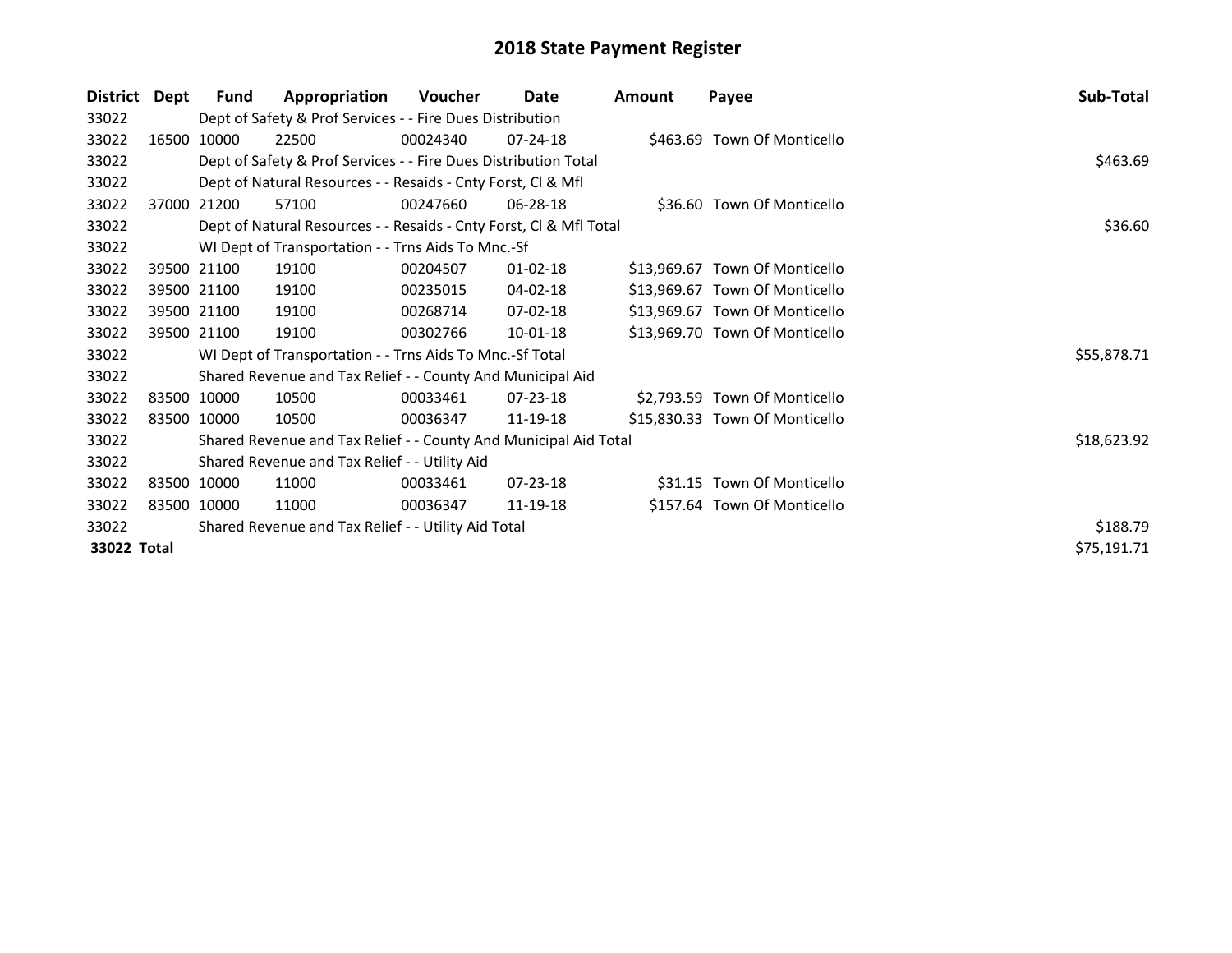# 2018 State Payment Register

| District | Dept | Fund | Appropriation | Voucher | Date | Amount | Payee | Sub-Total |
|---|---|---|---|---|---|---|---|---|
| 33022 | Dept of Safety & Prof Services - - Fire Dues Distribution | | | | | | | |
| 33022 | 16500 | 10000 | 22500 | 00024340 | 07-24-18 | $463.69 | Town Of Monticello | |
| 33022 | Dept of Safety & Prof Services - - Fire Dues Distribution Total | | | | | | | $463.69 |
| 33022 | Dept of Natural Resources - - Resaids - Cnty Forst, Cl & Mfl | | | | | | | |
| 33022 | 37000 | 21200 | 57100 | 00247660 | 06-28-18 | $36.60 | Town Of Monticello | |
| 33022 | Dept of Natural Resources - - Resaids - Cnty Forst, Cl & Mfl Total | | | | | | | $36.60 |
| 33022 | WI Dept of Transportation - - Trns Aids To Mnc.-Sf | | | | | | | |
| 33022 | 39500 | 21100 | 19100 | 00204507 | 01-02-18 | $13,969.67 | Town Of Monticello | |
| 33022 | 39500 | 21100 | 19100 | 00235015 | 04-02-18 | $13,969.67 | Town Of Monticello | |
| 33022 | 39500 | 21100 | 19100 | 00268714 | 07-02-18 | $13,969.67 | Town Of Monticello | |
| 33022 | 39500 | 21100 | 19100 | 00302766 | 10-01-18 | $13,969.70 | Town Of Monticello | |
| 33022 | WI Dept of Transportation - - Trns Aids To Mnc.-Sf Total | | | | | | | $55,878.71 |
| 33022 | Shared Revenue and Tax Relief - - County And Municipal Aid | | | | | | | |
| 33022 | 83500 | 10000 | 10500 | 00033461 | 07-23-18 | $2,793.59 | Town Of Monticello | |
| 33022 | 83500 | 10000 | 10500 | 00036347 | 11-19-18 | $15,830.33 | Town Of Monticello | |
| 33022 | Shared Revenue and Tax Relief - - County And Municipal Aid Total | | | | | | | $18,623.92 |
| 33022 | Shared Revenue and Tax Relief - - Utility Aid | | | | | | | |
| 33022 | 83500 | 10000 | 11000 | 00033461 | 07-23-18 | $31.15 | Town Of Monticello | |
| 33022 | 83500 | 10000 | 11000 | 00036347 | 11-19-18 | $157.64 | Town Of Monticello | |
| 33022 | Shared Revenue and Tax Relief - - Utility Aid Total | | | | | | | $188.79 |
| **33022 Total** | | | | | | | | $75,191.71 |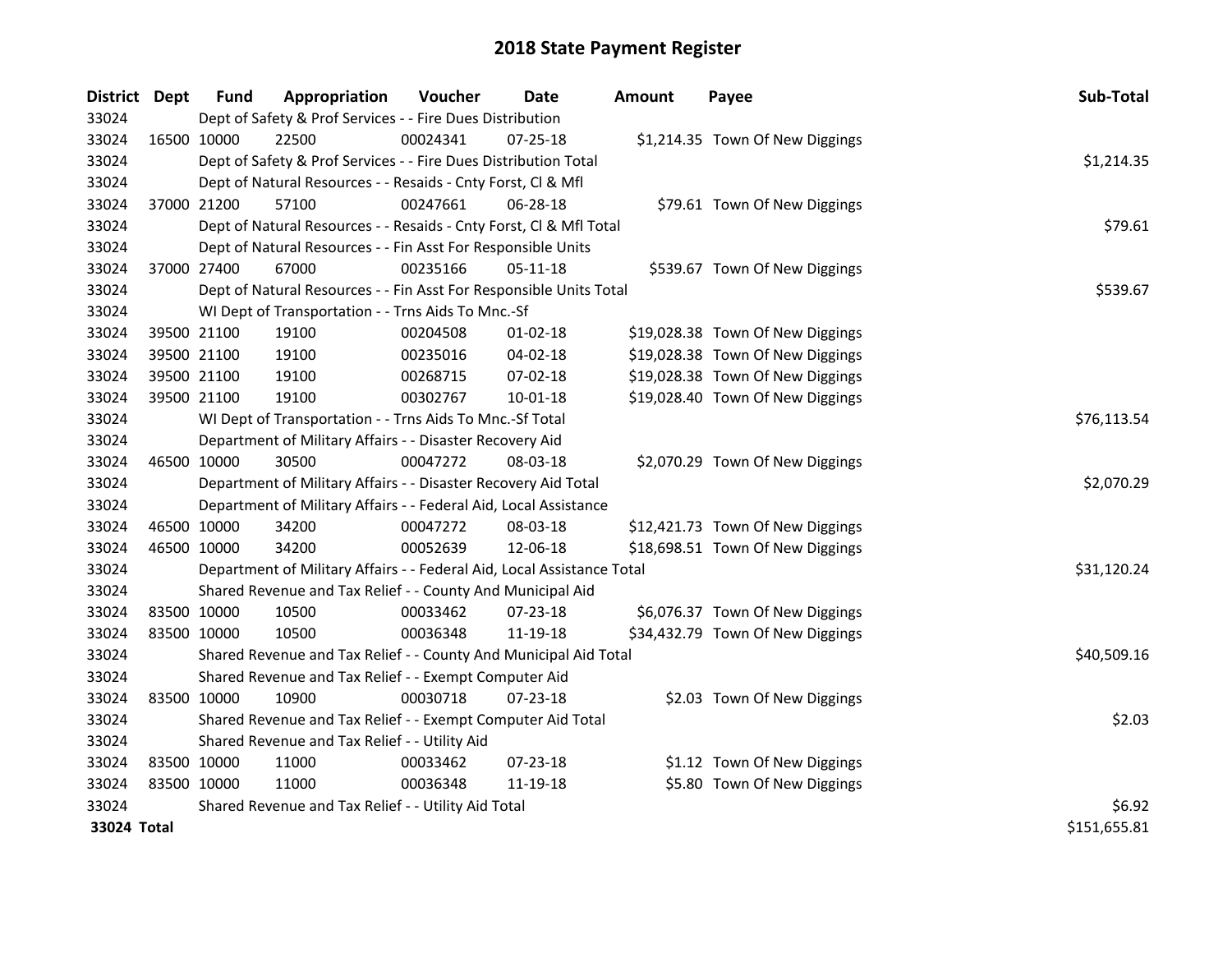# 2018 State Payment Register

| District | Dept | Fund | Appropriation | Voucher | Date | Amount | Payee | Sub-Total |
|---|---|---|---|---|---|---|---|---|
| 33024 | | Dept of Safety & Prof Services - - Fire Dues Distribution | | | | | | |
| 33024 | 16500 | 10000 | 22500 | 00024341 | 07-25-18 | $1,214.35 | Town Of New Diggings | |
| 33024 | | Dept of Safety & Prof Services - - Fire Dues Distribution Total | | | | | | $1,214.35 |
| 33024 | | Dept of Natural Resources - - Resaids - Cnty Forst, Cl & Mfl | | | | | | |
| 33024 | 37000 | 21200 | 57100 | 00247661 | 06-28-18 | $79.61 | Town Of New Diggings | |
| 33024 | | Dept of Natural Resources - - Resaids - Cnty Forst, Cl & Mfl Total | | | | | | $79.61 |
| 33024 | | Dept of Natural Resources - - Fin Asst For Responsible Units | | | | | | |
| 33024 | 37000 | 27400 | 67000 | 00235166 | 05-11-18 | $539.67 | Town Of New Diggings | |
| 33024 | | Dept of Natural Resources - - Fin Asst For Responsible Units Total | | | | | | $539.67 |
| 33024 | | WI Dept of Transportation - - Trns Aids To Mnc.-Sf | | | | | | |
| 33024 | 39500 | 21100 | 19100 | 00204508 | 01-02-18 | $19,028.38 | Town Of New Diggings | |
| 33024 | 39500 | 21100 | 19100 | 00235016 | 04-02-18 | $19,028.38 | Town Of New Diggings | |
| 33024 | 39500 | 21100 | 19100 | 00268715 | 07-02-18 | $19,028.38 | Town Of New Diggings | |
| 33024 | 39500 | 21100 | 19100 | 00302767 | 10-01-18 | $19,028.40 | Town Of New Diggings | |
| 33024 | | WI Dept of Transportation - - Trns Aids To Mnc.-Sf Total | | | | | | $76,113.54 |
| 33024 | | Department of Military Affairs - - Disaster Recovery Aid | | | | | | |
| 33024 | 46500 | 10000 | 30500 | 00047272 | 08-03-18 | $2,070.29 | Town Of New Diggings | |
| 33024 | | Department of Military Affairs - - Disaster Recovery Aid Total | | | | | | $2,070.29 |
| 33024 | | Department of Military Affairs - - Federal Aid, Local Assistance | | | | | | |
| 33024 | 46500 | 10000 | 34200 | 00047272 | 08-03-18 | $12,421.73 | Town Of New Diggings | |
| 33024 | 46500 | 10000 | 34200 | 00052639 | 12-06-18 | $18,698.51 | Town Of New Diggings | |
| 33024 | | Department of Military Affairs - - Federal Aid, Local Assistance Total | | | | | | $31,120.24 |
| 33024 | | Shared Revenue and Tax Relief - - County And Municipal Aid | | | | | | |
| 33024 | 83500 | 10000 | 10500 | 00033462 | 07-23-18 | $6,076.37 | Town Of New Diggings | |
| 33024 | 83500 | 10000 | 10500 | 00036348 | 11-19-18 | $34,432.79 | Town Of New Diggings | |
| 33024 | | Shared Revenue and Tax Relief - - County And Municipal Aid Total | | | | | | $40,509.16 |
| 33024 | | Shared Revenue and Tax Relief - - Exempt Computer Aid | | | | | | |
| 33024 | 83500 | 10000 | 10900 | 00030718 | 07-23-18 | $2.03 | Town Of New Diggings | |
| 33024 | | Shared Revenue and Tax Relief - - Exempt Computer Aid Total | | | | | | $2.03 |
| 33024 | | Shared Revenue and Tax Relief - - Utility Aid | | | | | | |
| 33024 | 83500 | 10000 | 11000 | 00033462 | 07-23-18 | $1.12 | Town Of New Diggings | |
| 33024 | 83500 | 10000 | 11000 | 00036348 | 11-19-18 | $5.80 | Town Of New Diggings | |
| 33024 | | Shared Revenue and Tax Relief - - Utility Aid Total | | | | | | $6.92 |
| **33024 Total** | | | | | | | | $151,655.81 |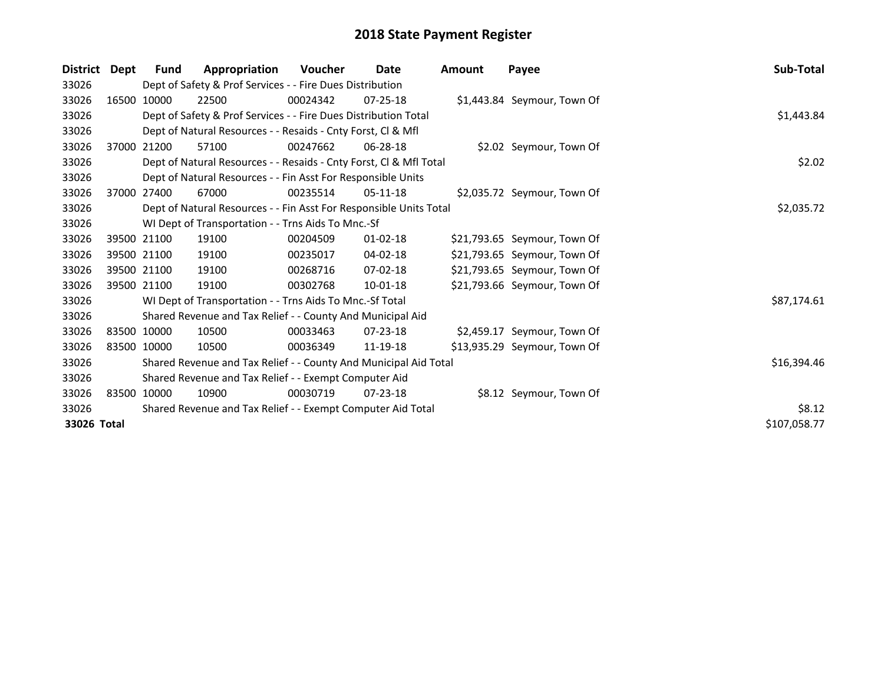# 2018 State Payment Register

| District | Dept | Fund | Appropriation | Voucher | Date | Amount | Payee | Sub-Total |
|---|---|---|---|---|---|---|---|---|
| 33026 | Dept of Safety & Prof Services - - Fire Dues Distribution | | | | | | | |
| 33026 | 16500 | 10000 | 22500 | 00024342 | 07-25-18 | $1,443.84 | Seymour, Town Of | |
| 33026 | Dept of Safety & Prof Services - - Fire Dues Distribution Total | | | | | | | $1,443.84 |
| 33026 | Dept of Natural Resources - - Resaids - Cnty Forst, Cl & Mfl | | | | | | | |
| 33026 | 37000 | 21200 | 57100 | 00247662 | 06-28-18 | $2.02 | Seymour, Town Of | |
| 33026 | Dept of Natural Resources - - Resaids - Cnty Forst, Cl & Mfl Total | | | | | | | $2.02 |
| 33026 | Dept of Natural Resources - - Fin Asst For Responsible Units | | | | | | | |
| 33026 | 37000 | 27400 | 67000 | 00235514 | 05-11-18 | $2,035.72 | Seymour, Town Of | |
| 33026 | Dept of Natural Resources - - Fin Asst For Responsible Units Total | | | | | | | $2,035.72 |
| 33026 | WI Dept of Transportation - - Trns Aids To Mnc.-Sf | | | | | | | |
| 33026 | 39500 | 21100 | 19100 | 00204509 | 01-02-18 | $21,793.65 | Seymour, Town Of | |
| 33026 | 39500 | 21100 | 19100 | 00235017 | 04-02-18 | $21,793.65 | Seymour, Town Of | |
| 33026 | 39500 | 21100 | 19100 | 00268716 | 07-02-18 | $21,793.65 | Seymour, Town Of | |
| 33026 | 39500 | 21100 | 19100 | 00302768 | 10-01-18 | $21,793.66 | Seymour, Town Of | |
| 33026 | WI Dept of Transportation - - Trns Aids To Mnc.-Sf Total | | | | | | | $87,174.61 |
| 33026 | Shared Revenue and Tax Relief - - County And Municipal Aid | | | | | | | |
| 33026 | 83500 | 10000 | 10500 | 00033463 | 07-23-18 | $2,459.17 | Seymour, Town Of | |
| 33026 | 83500 | 10000 | 10500 | 00036349 | 11-19-18 | $13,935.29 | Seymour, Town Of | |
| 33026 | Shared Revenue and Tax Relief - - County And Municipal Aid Total | | | | | | | $16,394.46 |
| 33026 | Shared Revenue and Tax Relief - - Exempt Computer Aid | | | | | | | |
| 33026 | 83500 | 10000 | 10900 | 00030719 | 07-23-18 | $8.12 | Seymour, Town Of | |
| 33026 | Shared Revenue and Tax Relief - - Exempt Computer Aid Total | | | | | | | $8.12 |
| **33026 Total** | | | | | | | | $107,058.77 |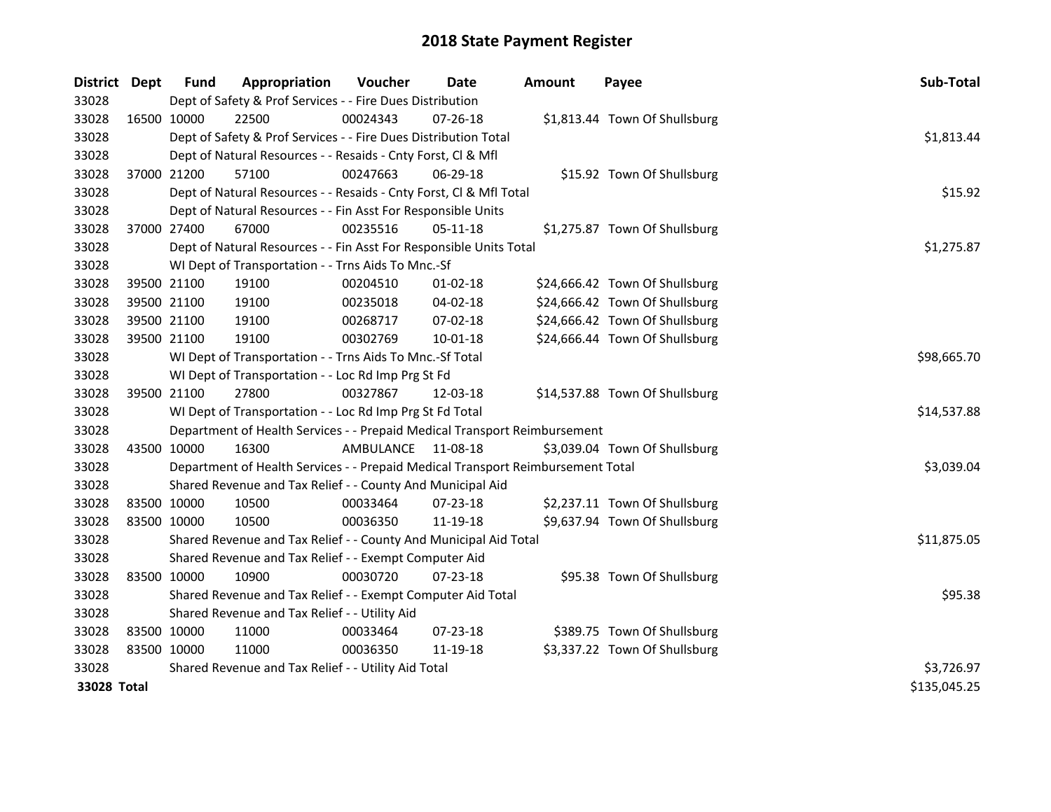# 2018 State Payment Register

| District | Dept | Fund | Appropriation | Voucher | Date | Amount | Payee | Sub-Total |
|---|---|---|---|---|---|---|---|---|
| 33028 | | Dept of Safety & Prof Services - - Fire Dues Distribution | | | | | | |
| 33028 | 16500 | 10000 | 22500 | 00024343 | 07-26-18 | $1,813.44 | Town Of Shullsburg | |
| 33028 | | Dept of Safety & Prof Services - - Fire Dues Distribution Total | | | | | | $1,813.44 |
| 33028 | | Dept of Natural Resources - - Resaids - Cnty Forst, Cl & Mfl | | | | | | |
| 33028 | 37000 | 21200 | 57100 | 00247663 | 06-29-18 | $15.92 | Town Of Shullsburg | |
| 33028 | | Dept of Natural Resources - - Resaids - Cnty Forst, Cl & Mfl Total | | | | | | $15.92 |
| 33028 | | Dept of Natural Resources - - Fin Asst For Responsible Units | | | | | | |
| 33028 | 37000 | 27400 | 67000 | 00235516 | 05-11-18 | $1,275.87 | Town Of Shullsburg | |
| 33028 | | Dept of Natural Resources - - Fin Asst For Responsible Units Total | | | | | | $1,275.87 |
| 33028 | | WI Dept of Transportation - - Trns Aids To Mnc.-Sf | | | | | | |
| 33028 | 39500 | 21100 | 19100 | 00204510 | 01-02-18 | $24,666.42 | Town Of Shullsburg | |
| 33028 | 39500 | 21100 | 19100 | 00235018 | 04-02-18 | $24,666.42 | Town Of Shullsburg | |
| 33028 | 39500 | 21100 | 19100 | 00268717 | 07-02-18 | $24,666.42 | Town Of Shullsburg | |
| 33028 | 39500 | 21100 | 19100 | 00302769 | 10-01-18 | $24,666.44 | Town Of Shullsburg | |
| 33028 | | WI Dept of Transportation - - Trns Aids To Mnc.-Sf Total | | | | | | $98,665.70 |
| 33028 | | WI Dept of Transportation - - Loc Rd Imp Prg St Fd | | | | | | |
| 33028 | 39500 | 21100 | 27800 | 00327867 | 12-03-18 | $14,537.88 | Town Of Shullsburg | |
| 33028 | | WI Dept of Transportation - - Loc Rd Imp Prg St Fd Total | | | | | | $14,537.88 |
| 33028 | | Department of Health Services - - Prepaid Medical Transport Reimbursement | | | | | | |
| 33028 | 43500 | 10000 | 16300 | AMBULANCE | 11-08-18 | $3,039.04 | Town Of Shullsburg | |
| 33028 | | Department of Health Services - - Prepaid Medical Transport Reimbursement Total | | | | | | $3,039.04 |
| 33028 | | Shared Revenue and Tax Relief - - County And Municipal Aid | | | | | | |
| 33028 | 83500 | 10000 | 10500 | 00033464 | 07-23-18 | $2,237.11 | Town Of Shullsburg | |
| 33028 | 83500 | 10000 | 10500 | 00036350 | 11-19-18 | $9,637.94 | Town Of Shullsburg | |
| 33028 | | Shared Revenue and Tax Relief - - County And Municipal Aid Total | | | | | | $11,875.05 |
| 33028 | | Shared Revenue and Tax Relief - - Exempt Computer Aid | | | | | | |
| 33028 | 83500 | 10000 | 10900 | 00030720 | 07-23-18 | $95.38 | Town Of Shullsburg | |
| 33028 | | Shared Revenue and Tax Relief - - Exempt Computer Aid Total | | | | | | $95.38 |
| 33028 | | Shared Revenue and Tax Relief - - Utility Aid | | | | | | |
| 33028 | 83500 | 10000 | 11000 | 00033464 | 07-23-18 | $389.75 | Town Of Shullsburg | |
| 33028 | 83500 | 10000 | 11000 | 00036350 | 11-19-18 | $3,337.22 | Town Of Shullsburg | |
| 33028 | | Shared Revenue and Tax Relief - - Utility Aid Total | | | | | | $3,726.97 |
| **33028 Total** | | | | | | | | $135,045.25 |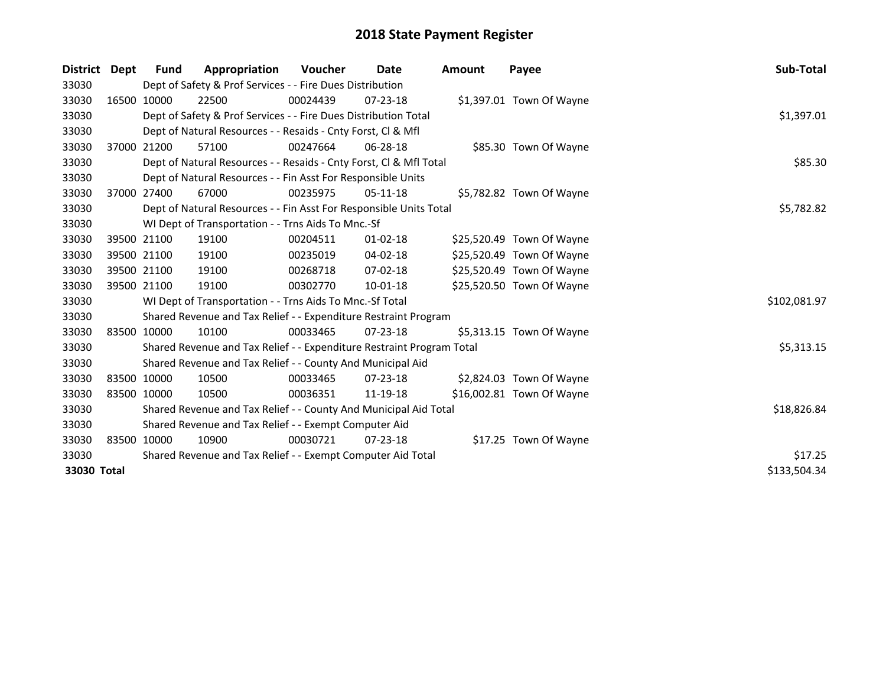# 2018 State Payment Register

| District | Dept | Fund | Appropriation | Voucher | Date | Amount | Payee | Sub-Total |
|---|---|---|---|---|---|---|---|---|
| 33030 | | Dept of Safety & Prof Services - - Fire Dues Distribution | | | | | | |
| 33030 | 16500 | 10000 | 22500 | 00024439 | 07-23-18 | $1,397.01 | Town Of Wayne | |
| 33030 | | Dept of Safety & Prof Services - - Fire Dues Distribution Total | | | | | | $1,397.01 |
| 33030 | | Dept of Natural Resources - - Resaids - Cnty Forst, Cl & Mfl | | | | | | |
| 33030 | 37000 | 21200 | 57100 | 00247664 | 06-28-18 | $85.30 | Town Of Wayne | |
| 33030 | | Dept of Natural Resources - - Resaids - Cnty Forst, Cl & Mfl Total | | | | | | $85.30 |
| 33030 | | Dept of Natural Resources - - Fin Asst For Responsible Units | | | | | | |
| 33030 | 37000 | 27400 | 67000 | 00235975 | 05-11-18 | $5,782.82 | Town Of Wayne | |
| 33030 | | Dept of Natural Resources - - Fin Asst For Responsible Units Total | | | | | | $5,782.82 |
| 33030 | | WI Dept of Transportation - - Trns Aids To Mnc.-Sf | | | | | | |
| 33030 | 39500 | 21100 | 19100 | 00204511 | 01-02-18 | $25,520.49 | Town Of Wayne | |
| 33030 | 39500 | 21100 | 19100 | 00235019 | 04-02-18 | $25,520.49 | Town Of Wayne | |
| 33030 | 39500 | 21100 | 19100 | 00268718 | 07-02-18 | $25,520.49 | Town Of Wayne | |
| 33030 | 39500 | 21100 | 19100 | 00302770 | 10-01-18 | $25,520.50 | Town Of Wayne | |
| 33030 | | WI Dept of Transportation - - Trns Aids To Mnc.-Sf Total | | | | | | $102,081.97 |
| 33030 | | Shared Revenue and Tax Relief - - Expenditure Restraint Program | | | | | | |
| 33030 | 83500 | 10000 | 10100 | 00033465 | 07-23-18 | $5,313.15 | Town Of Wayne | |
| 33030 | | Shared Revenue and Tax Relief - - Expenditure Restraint Program Total | | | | | | $5,313.15 |
| 33030 | | Shared Revenue and Tax Relief - - County And Municipal Aid | | | | | | |
| 33030 | 83500 | 10000 | 10500 | 00033465 | 07-23-18 | $2,824.03 | Town Of Wayne | |
| 33030 | 83500 | 10000 | 10500 | 00036351 | 11-19-18 | $16,002.81 | Town Of Wayne | |
| 33030 | | Shared Revenue and Tax Relief - - County And Municipal Aid Total | | | | | | $18,826.84 |
| 33030 | | Shared Revenue and Tax Relief - - Exempt Computer Aid | | | | | | |
| 33030 | 83500 | 10000 | 10900 | 00030721 | 07-23-18 | $17.25 | Town Of Wayne | |
| 33030 | | Shared Revenue and Tax Relief - - Exempt Computer Aid Total | | | | | | $17.25 |
| **33030 Total** | | | | | | | | $133,504.34 |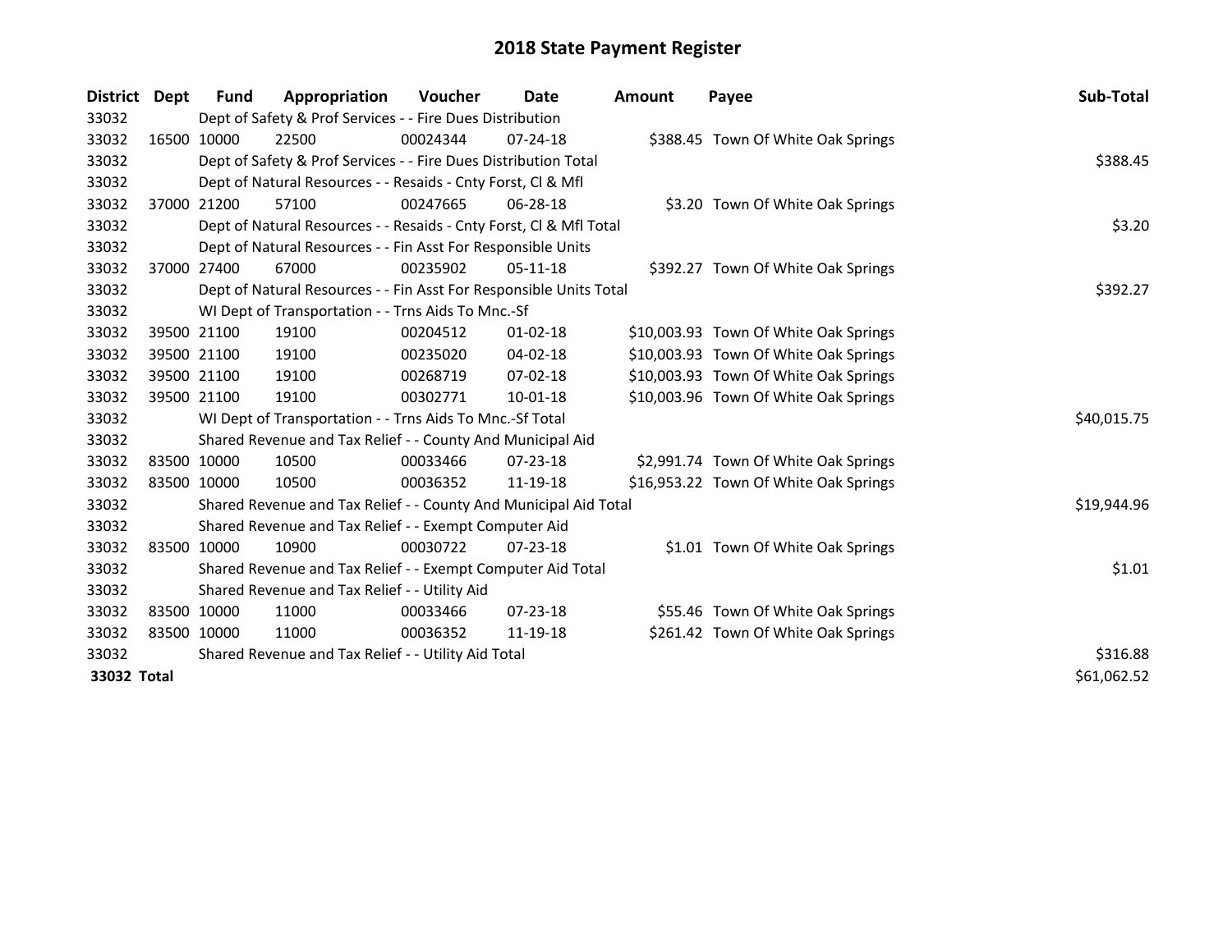# 2018 State Payment Register

| District | Dept | Fund | Appropriation | Voucher | Date | Amount | Payee | Sub-Total |
|---|---|---|---|---|---|---|---|---|
| 33032 | | Dept of Safety & Prof Services - - Fire Dues Distribution | | | | | | |
| 33032 | 16500 | 10000 | 22500 | 00024344 | 07-24-18 | $388.45 | Town Of White Oak Springs | |
| 33032 | | Dept of Safety & Prof Services - - Fire Dues Distribution Total | | | | | | $388.45 |
| 33032 | | Dept of Natural Resources - - Resaids - Cnty Forst, Cl & Mfl | | | | | | |
| 33032 | 37000 | 21200 | 57100 | 00247665 | 06-28-18 | $3.20 | Town Of White Oak Springs | |
| 33032 | | Dept of Natural Resources - - Resaids - Cnty Forst, Cl & Mfl Total | | | | | | $3.20 |
| 33032 | | Dept of Natural Resources - - Fin Asst For Responsible Units | | | | | | |
| 33032 | 37000 | 27400 | 67000 | 00235902 | 05-11-18 | $392.27 | Town Of White Oak Springs | |
| 33032 | | Dept of Natural Resources - - Fin Asst For Responsible Units Total | | | | | | $392.27 |
| 33032 | | WI Dept of Transportation - - Trns Aids To Mnc.-Sf | | | | | | |
| 33032 | 39500 | 21100 | 19100 | 00204512 | 01-02-18 | $10,003.93 | Town Of White Oak Springs | |
| 33032 | 39500 | 21100 | 19100 | 00235020 | 04-02-18 | $10,003.93 | Town Of White Oak Springs | |
| 33032 | 39500 | 21100 | 19100 | 00268719 | 07-02-18 | $10,003.93 | Town Of White Oak Springs | |
| 33032 | 39500 | 21100 | 19100 | 00302771 | 10-01-18 | $10,003.96 | Town Of White Oak Springs | |
| 33032 | | WI Dept of Transportation - - Trns Aids To Mnc.-Sf Total | | | | | | $40,015.75 |
| 33032 | | Shared Revenue and Tax Relief - - County And Municipal Aid | | | | | | |
| 33032 | 83500 | 10000 | 10500 | 00033466 | 07-23-18 | $2,991.74 | Town Of White Oak Springs | |
| 33032 | 83500 | 10000 | 10500 | 00036352 | 11-19-18 | $16,953.22 | Town Of White Oak Springs | |
| 33032 | | Shared Revenue and Tax Relief - - County And Municipal Aid Total | | | | | | $19,944.96 |
| 33032 | | Shared Revenue and Tax Relief - - Exempt Computer Aid | | | | | | |
| 33032 | 83500 | 10000 | 10900 | 00030722 | 07-23-18 | $1.01 | Town Of White Oak Springs | |
| 33032 | | Shared Revenue and Tax Relief - - Exempt Computer Aid Total | | | | | | $1.01 |
| 33032 | | Shared Revenue and Tax Relief - - Utility Aid | | | | | | |
| 33032 | 83500 | 10000 | 11000 | 00033466 | 07-23-18 | $55.46 | Town Of White Oak Springs | |
| 33032 | 83500 | 10000 | 11000 | 00036352 | 11-19-18 | $261.42 | Town Of White Oak Springs | |
| 33032 | | Shared Revenue and Tax Relief - - Utility Aid Total | | | | | | $316.88 |
| **33032 Total** | | | | | | | | $61,062.52 |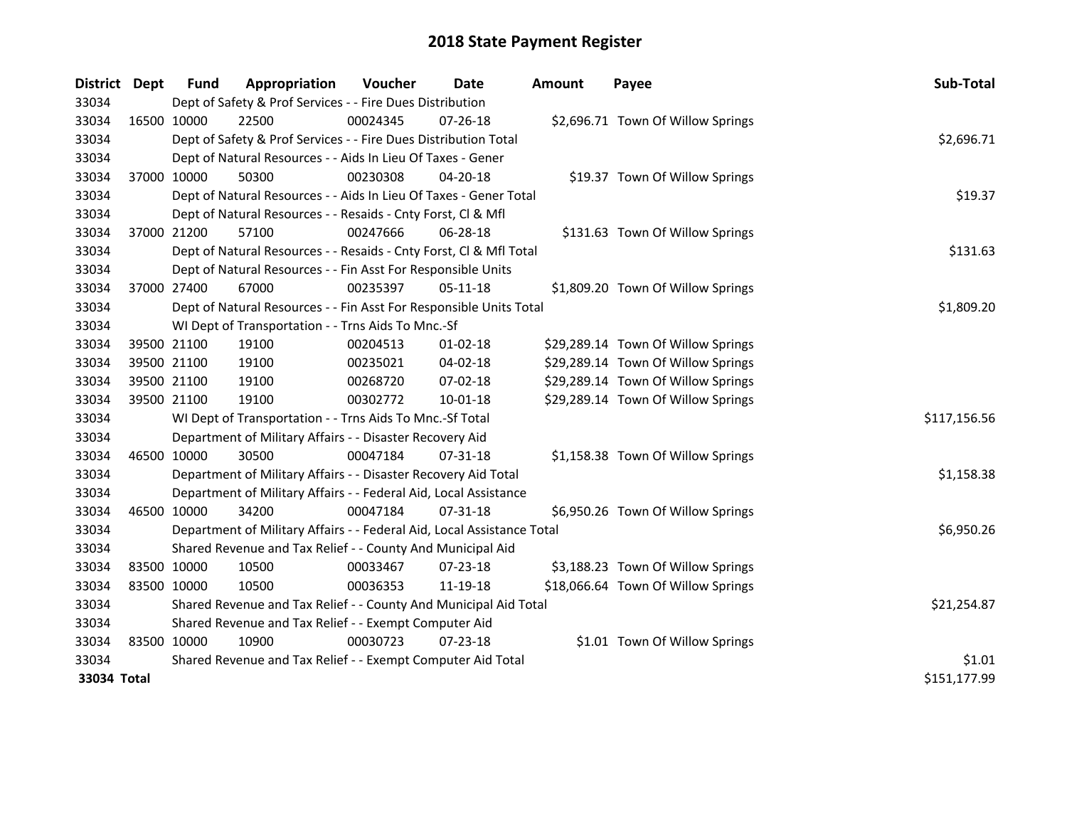# 2018 State Payment Register

| District | Dept | Fund | Appropriation | Voucher | Date | Amount | Payee | Sub-Total |
|---|---|---|---|---|---|---|---|---|
| 33034 | | Dept of Safety & Prof Services - - Fire Dues Distribution | | | | | | |
| 33034 | 16500 | 10000 | 22500 | 00024345 | 07-26-18 | $2,696.71 | Town Of Willow Springs | |
| 33034 | | Dept of Safety & Prof Services - - Fire Dues Distribution Total | | | | | | $2,696.71 |
| 33034 | | Dept of Natural Resources - - Aids In Lieu Of Taxes - Gener | | | | | | |
| 33034 | 37000 | 10000 | 50300 | 00230308 | 04-20-18 | $19.37 | Town Of Willow Springs | |
| 33034 | | Dept of Natural Resources - - Aids In Lieu Of Taxes - Gener Total | | | | | | $19.37 |
| 33034 | | Dept of Natural Resources - - Resaids - Cnty Forst, Cl & Mfl | | | | | | |
| 33034 | 37000 | 21200 | 57100 | 00247666 | 06-28-18 | $131.63 | Town Of Willow Springs | |
| 33034 | | Dept of Natural Resources - - Resaids - Cnty Forst, Cl & Mfl Total | | | | | | $131.63 |
| 33034 | | Dept of Natural Resources - - Fin Asst For Responsible Units | | | | | | |
| 33034 | 37000 | 27400 | 67000 | 00235397 | 05-11-18 | $1,809.20 | Town Of Willow Springs | |
| 33034 | | Dept of Natural Resources - - Fin Asst For Responsible Units Total | | | | | | $1,809.20 |
| 33034 | | WI Dept of Transportation - - Trns Aids To Mnc.-Sf | | | | | | |
| 33034 | 39500 | 21100 | 19100 | 00204513 | 01-02-18 | $29,289.14 | Town Of Willow Springs | |
| 33034 | 39500 | 21100 | 19100 | 00235021 | 04-02-18 | $29,289.14 | Town Of Willow Springs | |
| 33034 | 39500 | 21100 | 19100 | 00268720 | 07-02-18 | $29,289.14 | Town Of Willow Springs | |
| 33034 | 39500 | 21100 | 19100 | 00302772 | 10-01-18 | $29,289.14 | Town Of Willow Springs | |
| 33034 | | WI Dept of Transportation - - Trns Aids To Mnc.-Sf Total | | | | | | $117,156.56 |
| 33034 | | Department of Military Affairs - - Disaster Recovery Aid | | | | | | |
| 33034 | 46500 | 10000 | 30500 | 00047184 | 07-31-18 | $1,158.38 | Town Of Willow Springs | |
| 33034 | | Department of Military Affairs - - Disaster Recovery Aid Total | | | | | | $1,158.38 |
| 33034 | | Department of Military Affairs - - Federal Aid, Local Assistance | | | | | | |
| 33034 | 46500 | 10000 | 34200 | 00047184 | 07-31-18 | $6,950.26 | Town Of Willow Springs | |
| 33034 | | Department of Military Affairs - - Federal Aid, Local Assistance Total | | | | | | $6,950.26 |
| 33034 | | Shared Revenue and Tax Relief - - County And Municipal Aid | | | | | | |
| 33034 | 83500 | 10000 | 10500 | 00033467 | 07-23-18 | $3,188.23 | Town Of Willow Springs | |
| 33034 | 83500 | 10000 | 10500 | 00036353 | 11-19-18 | $18,066.64 | Town Of Willow Springs | |
| 33034 | | Shared Revenue and Tax Relief - - County And Municipal Aid Total | | | | | | $21,254.87 |
| 33034 | | Shared Revenue and Tax Relief - - Exempt Computer Aid | | | | | | |
| 33034 | 83500 | 10000 | 10900 | 00030723 | 07-23-18 | $1.01 | Town Of Willow Springs | |
| 33034 | | Shared Revenue and Tax Relief - - Exempt Computer Aid Total | | | | | | $1.01 |
| **33034 Total** | | | | | | | | $151,177.99 |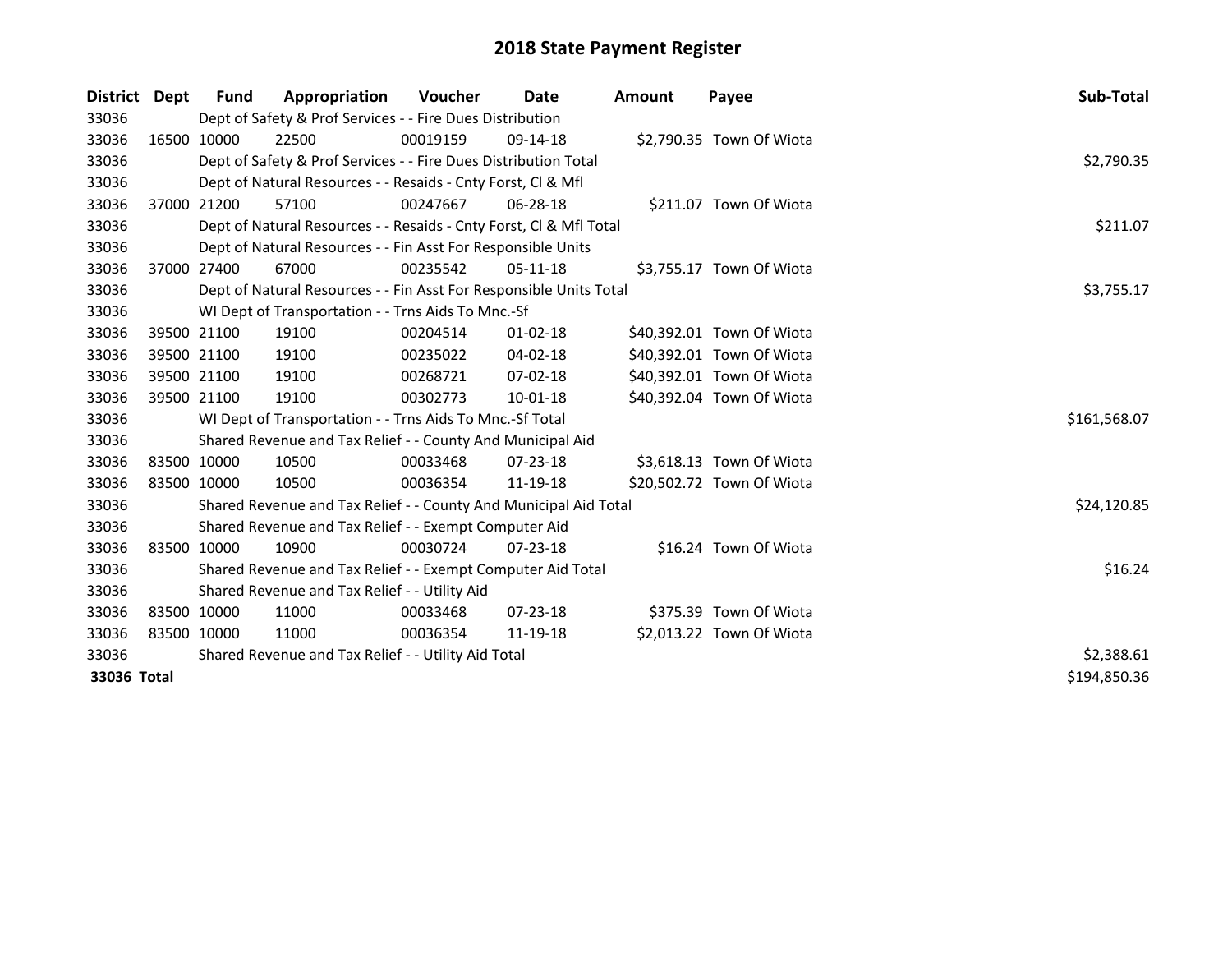# 2018 State Payment Register

| District | Dept | Fund | Appropriation | Voucher | Date | Amount | Payee | Sub-Total |
|---|---|---|---|---|---|---|---|---|
| 33036 | | Dept of Safety & Prof Services - - Fire Dues Distribution | | | | | | |
| 33036 | 16500 | 10000 | 22500 | 00019159 | 09-14-18 | $2,790.35 | Town Of Wiota | |
| 33036 | | Dept of Safety & Prof Services - - Fire Dues Distribution Total | | | | | | $2,790.35 |
| 33036 | | Dept of Natural Resources - - Resaids - Cnty Forst, Cl & Mfl | | | | | | |
| 33036 | 37000 | 21200 | 57100 | 00247667 | 06-28-18 | $211.07 | Town Of Wiota | |
| 33036 | | Dept of Natural Resources - - Resaids - Cnty Forst, Cl & Mfl Total | | | | | | $211.07 |
| 33036 | | Dept of Natural Resources - - Fin Asst For Responsible Units | | | | | | |
| 33036 | 37000 | 27400 | 67000 | 00235542 | 05-11-18 | $3,755.17 | Town Of Wiota | |
| 33036 | | Dept of Natural Resources - - Fin Asst For Responsible Units Total | | | | | | $3,755.17 |
| 33036 | | WI Dept of Transportation - - Trns Aids To Mnc.-Sf | | | | | | |
| 33036 | 39500 | 21100 | 19100 | 00204514 | 01-02-18 | $40,392.01 | Town Of Wiota | |
| 33036 | 39500 | 21100 | 19100 | 00235022 | 04-02-18 | $40,392.01 | Town Of Wiota | |
| 33036 | 39500 | 21100 | 19100 | 00268721 | 07-02-18 | $40,392.01 | Town Of Wiota | |
| 33036 | 39500 | 21100 | 19100 | 00302773 | 10-01-18 | $40,392.04 | Town Of Wiota | |
| 33036 | | WI Dept of Transportation - - Trns Aids To Mnc.-Sf Total | | | | | | $161,568.07 |
| 33036 | | Shared Revenue and Tax Relief - - County And Municipal Aid | | | | | | |
| 33036 | 83500 | 10000 | 10500 | 00033468 | 07-23-18 | $3,618.13 | Town Of Wiota | |
| 33036 | 83500 | 10000 | 10500 | 00036354 | 11-19-18 | $20,502.72 | Town Of Wiota | |
| 33036 | | Shared Revenue and Tax Relief - - County And Municipal Aid Total | | | | | | $24,120.85 |
| 33036 | | Shared Revenue and Tax Relief - - Exempt Computer Aid | | | | | | |
| 33036 | 83500 | 10000 | 10900 | 00030724 | 07-23-18 | $16.24 | Town Of Wiota | |
| 33036 | | Shared Revenue and Tax Relief - - Exempt Computer Aid Total | | | | | | $16.24 |
| 33036 | | Shared Revenue and Tax Relief - - Utility Aid | | | | | | |
| 33036 | 83500 | 10000 | 11000 | 00033468 | 07-23-18 | $375.39 | Town Of Wiota | |
| 33036 | 83500 | 10000 | 11000 | 00036354 | 11-19-18 | $2,013.22 | Town Of Wiota | |
| 33036 | | Shared Revenue and Tax Relief - - Utility Aid Total | | | | | | $2,388.61 |
| **33036 Total** | | | | | | | | $194,850.36 |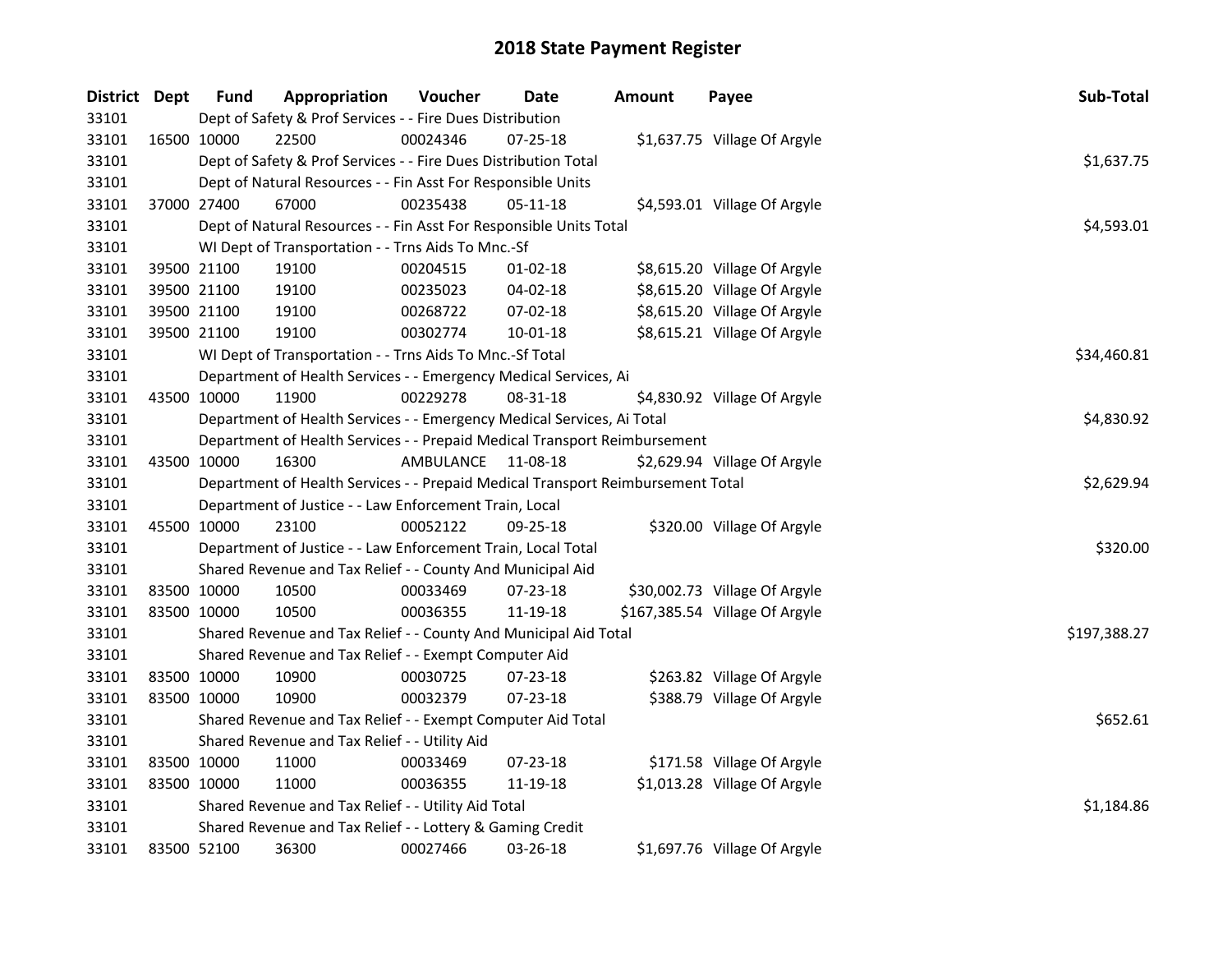# 2018 State Payment Register

| District | Dept | Fund | Appropriation | Voucher | Date | Amount | Payee | Sub-Total |
|---|---|---|---|---|---|---|---|---|
| 33101 | | Dept of Safety & Prof Services - - Fire Dues Distribution | | | | | | |
| 33101 | 16500 | 10000 | 22500 | 00024346 | 07-25-18 | $1,637.75 | Village Of Argyle | |
| 33101 | | Dept of Safety & Prof Services - - Fire Dues Distribution Total | | | | | | $1,637.75 |
| 33101 | | Dept of Natural Resources - - Fin Asst For Responsible Units | | | | | | |
| 33101 | 37000 | 27400 | 67000 | 00235438 | 05-11-18 | $4,593.01 | Village Of Argyle | |
| 33101 | | Dept of Natural Resources - - Fin Asst For Responsible Units Total | | | | | | $4,593.01 |
| 33101 | | WI Dept of Transportation - - Trns Aids To Mnc.-Sf | | | | | | |
| 33101 | 39500 | 21100 | 19100 | 00204515 | 01-02-18 | $8,615.20 | Village Of Argyle | |
| 33101 | 39500 | 21100 | 19100 | 00235023 | 04-02-18 | $8,615.20 | Village Of Argyle | |
| 33101 | 39500 | 21100 | 19100 | 00268722 | 07-02-18 | $8,615.20 | Village Of Argyle | |
| 33101 | 39500 | 21100 | 19100 | 00302774 | 10-01-18 | $8,615.21 | Village Of Argyle | |
| 33101 | | WI Dept of Transportation - - Trns Aids To Mnc.-Sf Total | | | | | | $34,460.81 |
| 33101 | | Department of Health Services - - Emergency Medical Services, Ai | | | | | | |
| 33101 | 43500 | 10000 | 11900 | 00229278 | 08-31-18 | $4,830.92 | Village Of Argyle | |
| 33101 | | Department of Health Services - - Emergency Medical Services, Ai Total | | | | | | $4,830.92 |
| 33101 | | Department of Health Services - - Prepaid Medical Transport Reimbursement | | | | | | |
| 33101 | 43500 | 10000 | 16300 | AMBULANCE | 11-08-18 | $2,629.94 | Village Of Argyle | |
| 33101 | | Department of Health Services - - Prepaid Medical Transport Reimbursement Total | | | | | | $2,629.94 |
| 33101 | | Department of Justice - - Law Enforcement Train, Local | | | | | | |
| 33101 | 45500 | 10000 | 23100 | 00052122 | 09-25-18 | $320.00 | Village Of Argyle | |
| 33101 | | Department of Justice - - Law Enforcement Train, Local Total | | | | | | $320.00 |
| 33101 | | Shared Revenue and Tax Relief - - County And Municipal Aid | | | | | | |
| 33101 | 83500 | 10000 | 10500 | 00033469 | 07-23-18 | $30,002.73 | Village Of Argyle | |
| 33101 | 83500 | 10000 | 10500 | 00036355 | 11-19-18 | $167,385.54 | Village Of Argyle | |
| 33101 | | Shared Revenue and Tax Relief - - County And Municipal Aid Total | | | | | | $197,388.27 |
| 33101 | | Shared Revenue and Tax Relief - - Exempt Computer Aid | | | | | | |
| 33101 | 83500 | 10000 | 10900 | 00030725 | 07-23-18 | $263.82 | Village Of Argyle | |
| 33101 | 83500 | 10000 | 10900 | 00032379 | 07-23-18 | $388.79 | Village Of Argyle | |
| 33101 | | Shared Revenue and Tax Relief - - Exempt Computer Aid Total | | | | | | $652.61 |
| 33101 | | Shared Revenue and Tax Relief - - Utility Aid | | | | | | |
| 33101 | 83500 | 10000 | 11000 | 00033469 | 07-23-18 | $171.58 | Village Of Argyle | |
| 33101 | 83500 | 10000 | 11000 | 00036355 | 11-19-18 | $1,013.28 | Village Of Argyle | |
| 33101 | | Shared Revenue and Tax Relief - - Utility Aid Total | | | | | | $1,184.86 |
| 33101 | | Shared Revenue and Tax Relief - - Lottery & Gaming Credit | | | | | | |
| 33101 | 83500 | 52100 | 36300 | 00027466 | 03-26-18 | $1,697.76 | Village Of Argyle | |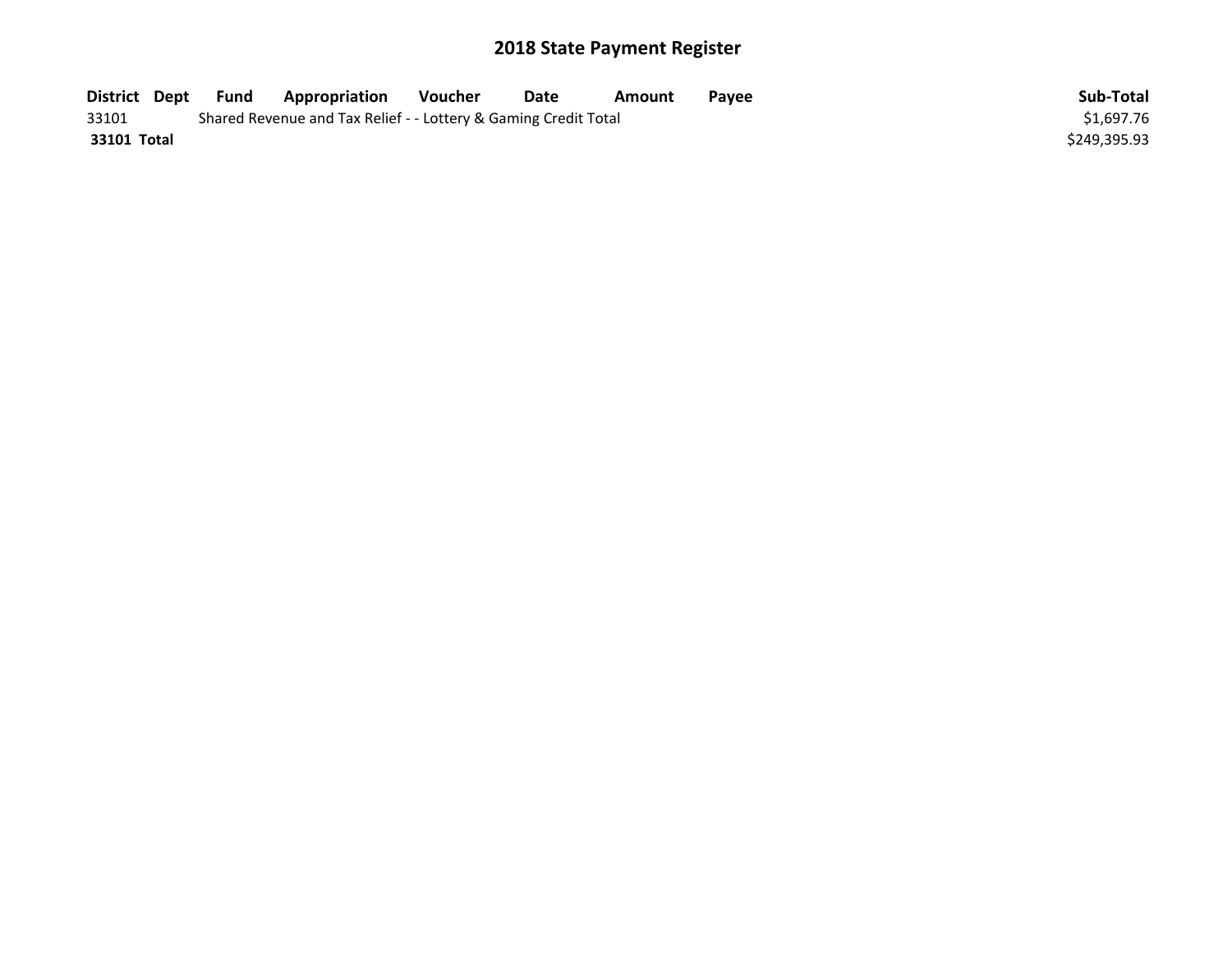# 2018 State Payment Register

| District | Dept | Fund | Appropriation | Voucher | Date | Amount | Payee | Sub-Total |
|---|---|---|---|---|---|---|---|---|
| 33101 | | Shared Revenue and Tax Relief - - Lottery & Gaming Credit Total | | | | | | $1,697.76 |
| **33101 Total** | | | | | | | | $249,395.93 |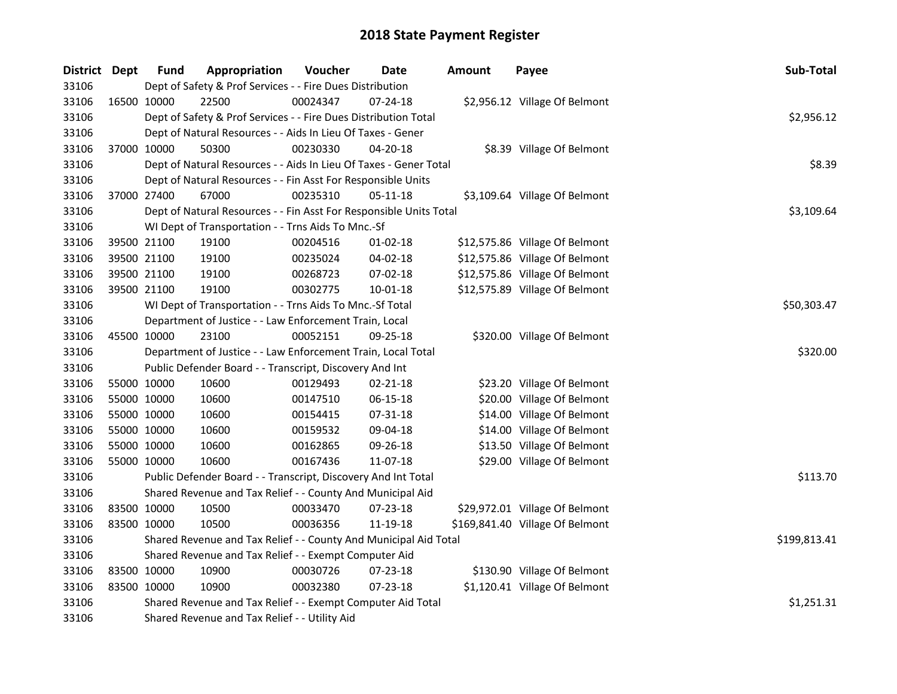# 2018 State Payment Register

| District | Dept | Fund | Appropriation | Voucher | Date | Amount | Payee | Sub-Total |
|---|---|---|---|---|---|---|---|---|
| 33106 | | Dept of Safety & Prof Services - - Fire Dues Distribution | | | | | | |
| 33106 | 16500 | 10000 | 22500 | 00024347 | 07-24-18 | $2,956.12 | Village Of Belmont | |
| 33106 | | Dept of Safety & Prof Services - - Fire Dues Distribution Total | | | | | | $2,956.12 |
| 33106 | | Dept of Natural Resources - - Aids In Lieu Of Taxes - Gener | | | | | | |
| 33106 | 37000 | 10000 | 50300 | 00230330 | 04-20-18 | $8.39 | Village Of Belmont | |
| 33106 | | Dept of Natural Resources - - Aids In Lieu Of Taxes - Gener Total | | | | | | $8.39 |
| 33106 | | Dept of Natural Resources - - Fin Asst For Responsible Units | | | | | | |
| 33106 | 37000 | 27400 | 67000 | 00235310 | 05-11-18 | $3,109.64 | Village Of Belmont | |
| 33106 | | Dept of Natural Resources - - Fin Asst For Responsible Units Total | | | | | | $3,109.64 |
| 33106 | | WI Dept of Transportation - - Trns Aids To Mnc.-Sf | | | | | | |
| 33106 | 39500 | 21100 | 19100 | 00204516 | 01-02-18 | $12,575.86 | Village Of Belmont | |
| 33106 | 39500 | 21100 | 19100 | 00235024 | 04-02-18 | $12,575.86 | Village Of Belmont | |
| 33106 | 39500 | 21100 | 19100 | 00268723 | 07-02-18 | $12,575.86 | Village Of Belmont | |
| 33106 | 39500 | 21100 | 19100 | 00302775 | 10-01-18 | $12,575.89 | Village Of Belmont | |
| 33106 | | WI Dept of Transportation - - Trns Aids To Mnc.-Sf Total | | | | | | $50,303.47 |
| 33106 | | Department of Justice - - Law Enforcement Train, Local | | | | | | |
| 33106 | 45500 | 10000 | 23100 | 00052151 | 09-25-18 | $320.00 | Village Of Belmont | |
| 33106 | | Department of Justice - - Law Enforcement Train, Local Total | | | | | | $320.00 |
| 33106 | | Public Defender Board - - Transcript, Discovery And Int | | | | | | |
| 33106 | 55000 | 10000 | 10600 | 00129493 | 02-21-18 | $23.20 | Village Of Belmont | |
| 33106 | 55000 | 10000 | 10600 | 00147510 | 06-15-18 | $20.00 | Village Of Belmont | |
| 33106 | 55000 | 10000 | 10600 | 00154415 | 07-31-18 | $14.00 | Village Of Belmont | |
| 33106 | 55000 | 10000 | 10600 | 00159532 | 09-04-18 | $14.00 | Village Of Belmont | |
| 33106 | 55000 | 10000 | 10600 | 00162865 | 09-26-18 | $13.50 | Village Of Belmont | |
| 33106 | 55000 | 10000 | 10600 | 00167436 | 11-07-18 | $29.00 | Village Of Belmont | |
| 33106 | | Public Defender Board - - Transcript, Discovery And Int Total | | | | | | $113.70 |
| 33106 | | Shared Revenue and Tax Relief - - County And Municipal Aid | | | | | | |
| 33106 | 83500 | 10000 | 10500 | 00033470 | 07-23-18 | $29,972.01 | Village Of Belmont | |
| 33106 | 83500 | 10000 | 10500 | 00036356 | 11-19-18 | $169,841.40 | Village Of Belmont | |
| 33106 | | Shared Revenue and Tax Relief - - County And Municipal Aid Total | | | | | | $199,813.41 |
| 33106 | | Shared Revenue and Tax Relief - - Exempt Computer Aid | | | | | | |
| 33106 | 83500 | 10000 | 10900 | 00030726 | 07-23-18 | $130.90 | Village Of Belmont | |
| 33106 | 83500 | 10000 | 10900 | 00032380 | 07-23-18 | $1,120.41 | Village Of Belmont | |
| 33106 | | Shared Revenue and Tax Relief - - Exempt Computer Aid Total | | | | | | $1,251.31 |
| 33106 | | Shared Revenue and Tax Relief - - Utility Aid | | | | | | |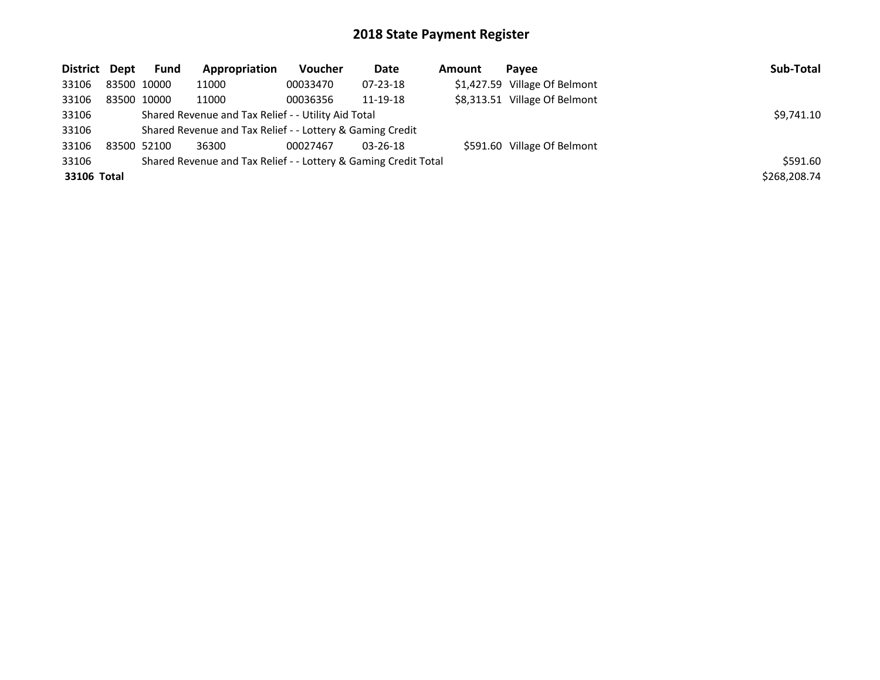# 2018 State Payment Register

| District | Dept | Fund | Appropriation | Voucher | Date | Amount | Payee | Sub-Total |
|---|---|---|---|---|---|---|---|---|
| 33106 | 83500 | 10000 | 11000 | 00033470 | 07-23-18 | $1,427.59 | Village Of Belmont | |
| 33106 | 83500 | 10000 | 11000 | 00036356 | 11-19-18 | $8,313.51 | Village Of Belmont | |
| 33106 | | Shared Revenue and Tax Relief - - Utility Aid Total | | | | | | $9,741.10 |
| 33106 | | Shared Revenue and Tax Relief - - Lottery & Gaming Credit | | | | | | |
| 33106 | 83500 | 52100 | 36300 | 00027467 | 03-26-18 | $591.60 | Village Of Belmont | |
| 33106 | | Shared Revenue and Tax Relief - - Lottery & Gaming Credit Total | | | | | | $591.60 |
| **33106 Total** | | | | | | | | $268,208.74 |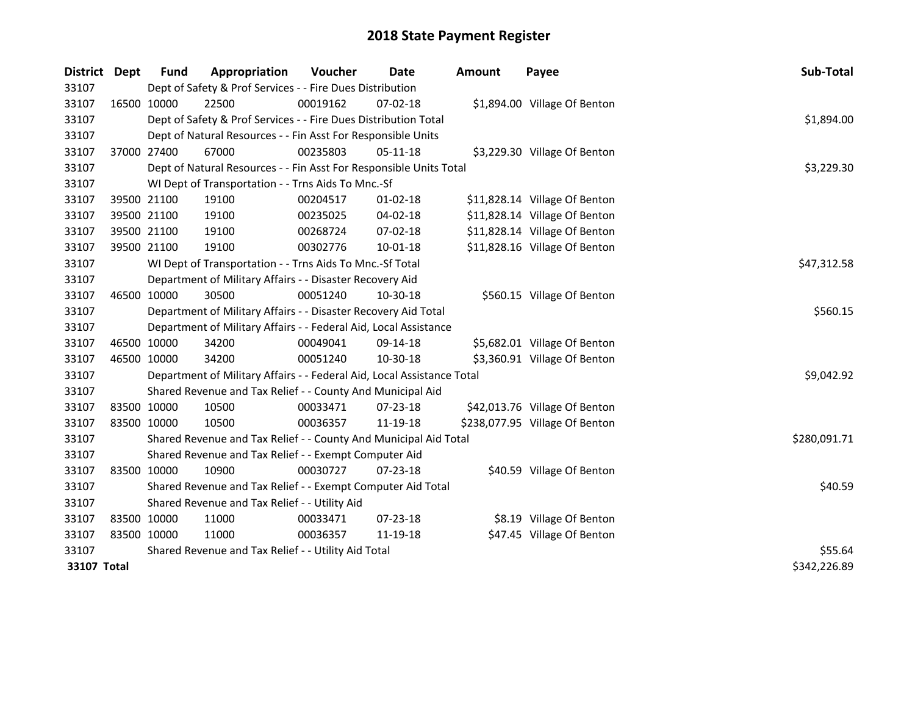# 2018 State Payment Register

| District | Dept | Fund | Appropriation | Voucher | Date | Amount | Payee | Sub-Total |
|---|---|---|---|---|---|---|---|---|
| 33107 | | Dept of Safety & Prof Services - - Fire Dues Distribution | | | | | | |
| 33107 | 16500 | 10000 | 22500 | 00019162 | 07-02-18 | $1,894.00 | Village Of Benton | |
| 33107 | | Dept of Safety & Prof Services - - Fire Dues Distribution Total | | | | | | $1,894.00 |
| 33107 | | Dept of Natural Resources - - Fin Asst For Responsible Units | | | | | | |
| 33107 | 37000 | 27400 | 67000 | 00235803 | 05-11-18 | $3,229.30 | Village Of Benton | |
| 33107 | | Dept of Natural Resources - - Fin Asst For Responsible Units Total | | | | | | $3,229.30 |
| 33107 | | WI Dept of Transportation - - Trns Aids To Mnc.-Sf | | | | | | |
| 33107 | 39500 | 21100 | 19100 | 00204517 | 01-02-18 | $11,828.14 | Village Of Benton | |
| 33107 | 39500 | 21100 | 19100 | 00235025 | 04-02-18 | $11,828.14 | Village Of Benton | |
| 33107 | 39500 | 21100 | 19100 | 00268724 | 07-02-18 | $11,828.14 | Village Of Benton | |
| 33107 | 39500 | 21100 | 19100 | 00302776 | 10-01-18 | $11,828.16 | Village Of Benton | |
| 33107 | | WI Dept of Transportation - - Trns Aids To Mnc.-Sf Total | | | | | | $47,312.58 |
| 33107 | | Department of Military Affairs - - Disaster Recovery Aid | | | | | | |
| 33107 | 46500 | 10000 | 30500 | 00051240 | 10-30-18 | $560.15 | Village Of Benton | |
| 33107 | | Department of Military Affairs - - Disaster Recovery Aid Total | | | | | | $560.15 |
| 33107 | | Department of Military Affairs - - Federal Aid, Local Assistance | | | | | | |
| 33107 | 46500 | 10000 | 34200 | 00049041 | 09-14-18 | $5,682.01 | Village Of Benton | |
| 33107 | 46500 | 10000 | 34200 | 00051240 | 10-30-18 | $3,360.91 | Village Of Benton | |
| 33107 | | Department of Military Affairs - - Federal Aid, Local Assistance Total | | | | | | $9,042.92 |
| 33107 | | Shared Revenue and Tax Relief - - County And Municipal Aid | | | | | | |
| 33107 | 83500 | 10000 | 10500 | 00033471 | 07-23-18 | $42,013.76 | Village Of Benton | |
| 33107 | 83500 | 10000 | 10500 | 00036357 | 11-19-18 | $238,077.95 | Village Of Benton | |
| 33107 | | Shared Revenue and Tax Relief - - County And Municipal Aid Total | | | | | | $280,091.71 |
| 33107 | | Shared Revenue and Tax Relief - - Exempt Computer Aid | | | | | | |
| 33107 | 83500 | 10000 | 10900 | 00030727 | 07-23-18 | $40.59 | Village Of Benton | |
| 33107 | | Shared Revenue and Tax Relief - - Exempt Computer Aid Total | | | | | | $40.59 |
| 33107 | | Shared Revenue and Tax Relief - - Utility Aid | | | | | | |
| 33107 | 83500 | 10000 | 11000 | 00033471 | 07-23-18 | $8.19 | Village Of Benton | |
| 33107 | 83500 | 10000 | 11000 | 00036357 | 11-19-18 | $47.45 | Village Of Benton | |
| 33107 | | Shared Revenue and Tax Relief - - Utility Aid Total | | | | | | $55.64 |
| **33107 Total** | | | | | | | | $342,226.89 |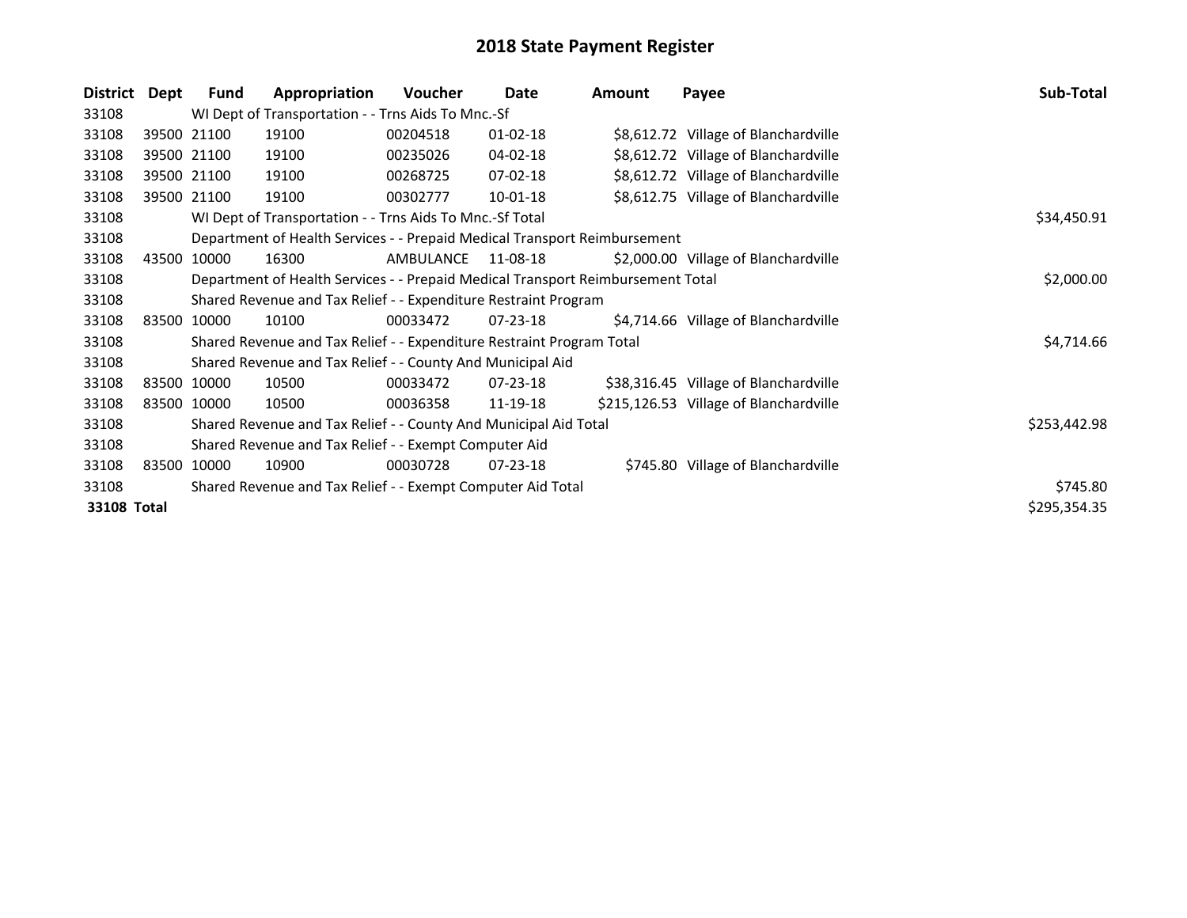# 2018 State Payment Register

| District | Dept | Fund | Appropriation | Voucher | Date | Amount | Payee | Sub-Total |
|---|---|---|---|---|---|---|---|---|
| 33108 | WI Dept of Transportation - - Trns Aids To Mnc.-Sf | | | | | | | |
| 33108 | 39500 | 21100 | 19100 | 00204518 | 01-02-18 | $8,612.72 | Village of Blanchardville | |
| 33108 | 39500 | 21100 | 19100 | 00235026 | 04-02-18 | $8,612.72 | Village of Blanchardville | |
| 33108 | 39500 | 21100 | 19100 | 00268725 | 07-02-18 | $8,612.72 | Village of Blanchardville | |
| 33108 | 39500 | 21100 | 19100 | 00302777 | 10-01-18 | $8,612.75 | Village of Blanchardville | |
| 33108 | WI Dept of Transportation - - Trns Aids To Mnc.-Sf Total | | | | | | | $34,450.91 |
| 33108 | Department of Health Services - - Prepaid Medical Transport Reimbursement | | | | | | | |
| 33108 | 43500 | 10000 | 16300 | AMBULANCE | 11-08-18 | $2,000.00 | Village of Blanchardville | |
| 33108 | Department of Health Services - - Prepaid Medical Transport Reimbursement Total | | | | | | | $2,000.00 |
| 33108 | Shared Revenue and Tax Relief - - Expenditure Restraint Program | | | | | | | |
| 33108 | 83500 | 10000 | 10100 | 00033472 | 07-23-18 | $4,714.66 | Village of Blanchardville | |
| 33108 | Shared Revenue and Tax Relief - - Expenditure Restraint Program Total | | | | | | | $4,714.66 |
| 33108 | Shared Revenue and Tax Relief - - County And Municipal Aid | | | | | | | |
| 33108 | 83500 | 10000 | 10500 | 00033472 | 07-23-18 | $38,316.45 | Village of Blanchardville | |
| 33108 | 83500 | 10000 | 10500 | 00036358 | 11-19-18 | $215,126.53 | Village of Blanchardville | |
| 33108 | Shared Revenue and Tax Relief - - County And Municipal Aid Total | | | | | | | $253,442.98 |
| 33108 | Shared Revenue and Tax Relief - - Exempt Computer Aid | | | | | | | |
| 33108 | 83500 | 10000 | 10900 | 00030728 | 07-23-18 | $745.80 | Village of Blanchardville | |
| 33108 | Shared Revenue and Tax Relief - - Exempt Computer Aid Total | | | | | | | $745.80 |
| **33108 Total** | | | | | | | | $295,354.35 |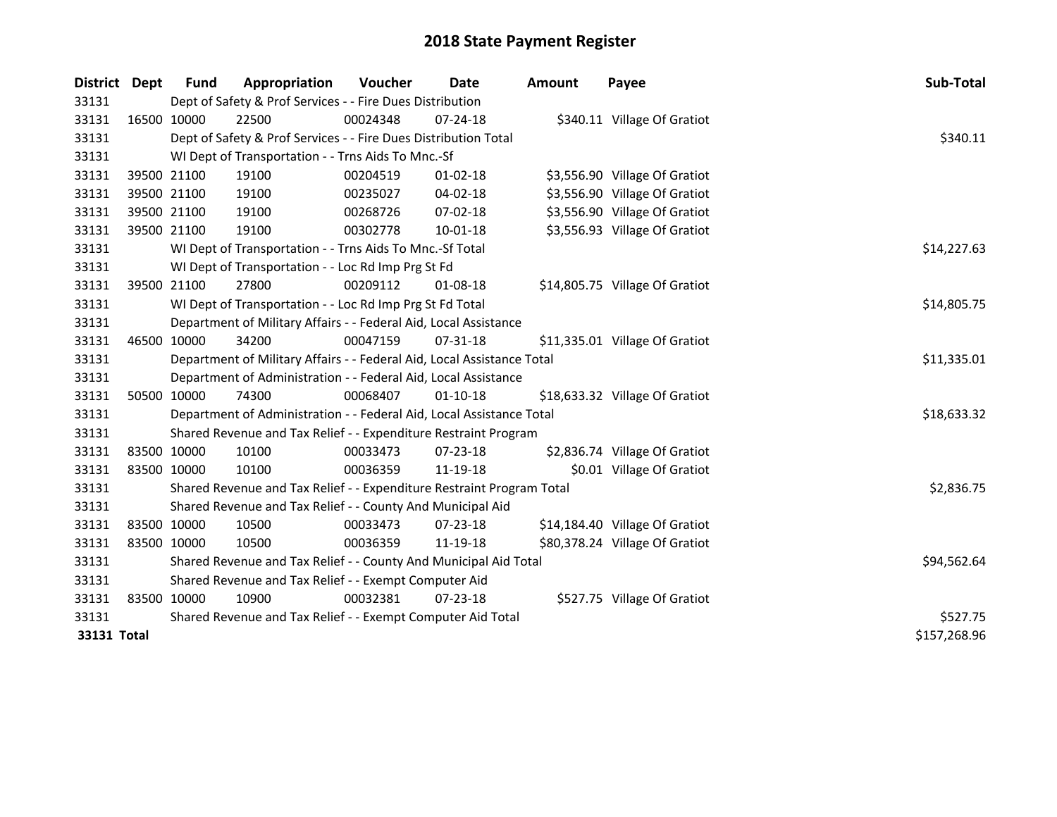# 2018 State Payment Register

| District | Dept | Fund | Appropriation | Voucher | Date | Amount | Payee | Sub-Total |
|---|---|---|---|---|---|---|---|---|
| 33131 | | Dept of Safety & Prof Services - - Fire Dues Distribution | | | | | | |
| 33131 | 16500 | 10000 | 22500 | 00024348 | 07-24-18 | $340.11 | Village Of Gratiot | |
| 33131 | | Dept of Safety & Prof Services - - Fire Dues Distribution Total | | | | | | $340.11 |
| 33131 | | WI Dept of Transportation - - Trns Aids To Mnc.-Sf | | | | | | |
| 33131 | 39500 | 21100 | 19100 | 00204519 | 01-02-18 | $3,556.90 | Village Of Gratiot | |
| 33131 | 39500 | 21100 | 19100 | 00235027 | 04-02-18 | $3,556.90 | Village Of Gratiot | |
| 33131 | 39500 | 21100 | 19100 | 00268726 | 07-02-18 | $3,556.90 | Village Of Gratiot | |
| 33131 | 39500 | 21100 | 19100 | 00302778 | 10-01-18 | $3,556.93 | Village Of Gratiot | |
| 33131 | | WI Dept of Transportation - - Trns Aids To Mnc.-Sf Total | | | | | | $14,227.63 |
| 33131 | | WI Dept of Transportation - - Loc Rd Imp Prg St Fd | | | | | | |
| 33131 | 39500 | 21100 | 27800 | 00209112 | 01-08-18 | $14,805.75 | Village Of Gratiot | |
| 33131 | | WI Dept of Transportation - - Loc Rd Imp Prg St Fd Total | | | | | | $14,805.75 |
| 33131 | | Department of Military Affairs - - Federal Aid, Local Assistance | | | | | | |
| 33131 | 46500 | 10000 | 34200 | 00047159 | 07-31-18 | $11,335.01 | Village Of Gratiot | |
| 33131 | | Department of Military Affairs - - Federal Aid, Local Assistance Total | | | | | | $11,335.01 |
| 33131 | | Department of Administration - - Federal Aid, Local Assistance | | | | | | |
| 33131 | 50500 | 10000 | 74300 | 00068407 | 01-10-18 | $18,633.32 | Village Of Gratiot | |
| 33131 | | Department of Administration - - Federal Aid, Local Assistance Total | | | | | | $18,633.32 |
| 33131 | | Shared Revenue and Tax Relief - - Expenditure Restraint Program | | | | | | |
| 33131 | 83500 | 10000 | 10100 | 00033473 | 07-23-18 | $2,836.74 | Village Of Gratiot | |
| 33131 | 83500 | 10000 | 10100 | 00036359 | 11-19-18 | $0.01 | Village Of Gratiot | |
| 33131 | | Shared Revenue and Tax Relief - - Expenditure Restraint Program Total | | | | | | $2,836.75 |
| 33131 | | Shared Revenue and Tax Relief - - County And Municipal Aid | | | | | | |
| 33131 | 83500 | 10000 | 10500 | 00033473 | 07-23-18 | $14,184.40 | Village Of Gratiot | |
| 33131 | 83500 | 10000 | 10500 | 00036359 | 11-19-18 | $80,378.24 | Village Of Gratiot | |
| 33131 | | Shared Revenue and Tax Relief - - County And Municipal Aid Total | | | | | | $94,562.64 |
| 33131 | | Shared Revenue and Tax Relief - - Exempt Computer Aid | | | | | | |
| 33131 | 83500 | 10000 | 10900 | 00032381 | 07-23-18 | $527.75 | Village Of Gratiot | |
| 33131 | | Shared Revenue and Tax Relief - - Exempt Computer Aid Total | | | | | | $527.75 |
| **33131 Total** | | | | | | | | $157,268.96 |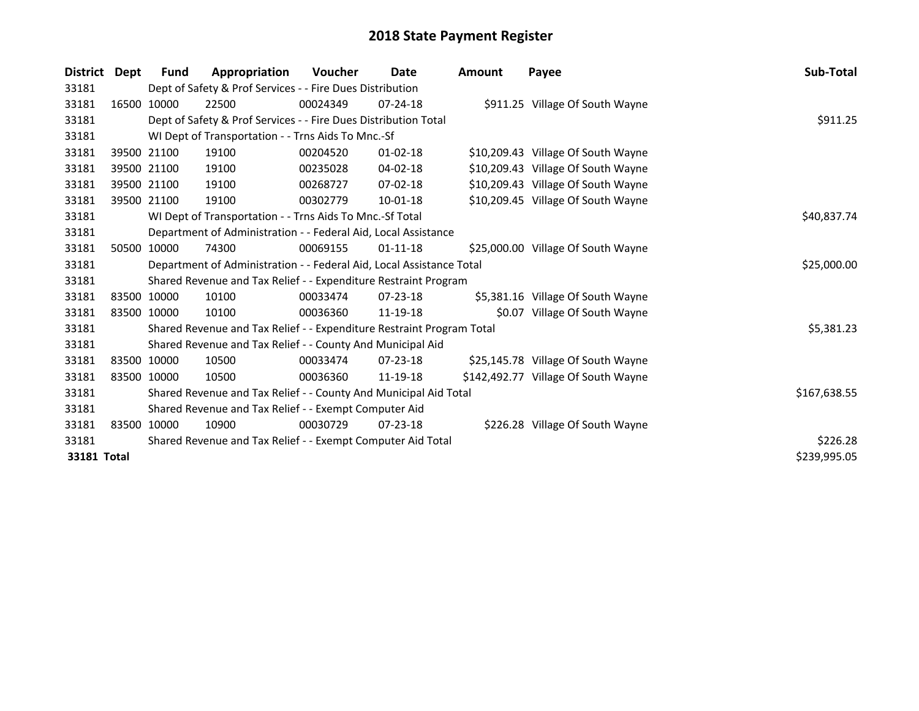# 2018 State Payment Register

| District | Dept | Fund | Appropriation | Voucher | Date | Amount | Payee | Sub-Total |
|---|---|---|---|---|---|---|---|---|
| 33181 | Dept of Safety & Prof Services - - Fire Dues Distribution | | | | | | | |
| 33181 | 16500 | 10000 | 22500 | 00024349 | 07-24-18 | $911.25 | Village Of South Wayne | |
| 33181 | Dept of Safety & Prof Services - - Fire Dues Distribution Total | | | | | | | $911.25 |
| 33181 | WI Dept of Transportation - - Trns Aids To Mnc.-Sf | | | | | | | |
| 33181 | 39500 | 21100 | 19100 | 00204520 | 01-02-18 | $10,209.43 | Village Of South Wayne | |
| 33181 | 39500 | 21100 | 19100 | 00235028 | 04-02-18 | $10,209.43 | Village Of South Wayne | |
| 33181 | 39500 | 21100 | 19100 | 00268727 | 07-02-18 | $10,209.43 | Village Of South Wayne | |
| 33181 | 39500 | 21100 | 19100 | 00302779 | 10-01-18 | $10,209.45 | Village Of South Wayne | |
| 33181 | WI Dept of Transportation - - Trns Aids To Mnc.-Sf Total | | | | | | | $40,837.74 |
| 33181 | Department of Administration - - Federal Aid, Local Assistance | | | | | | | |
| 33181 | 50500 | 10000 | 74300 | 00069155 | 01-11-18 | $25,000.00 | Village Of South Wayne | |
| 33181 | Department of Administration - - Federal Aid, Local Assistance Total | | | | | | | $25,000.00 |
| 33181 | Shared Revenue and Tax Relief - - Expenditure Restraint Program | | | | | | | |
| 33181 | 83500 | 10000 | 10100 | 00033474 | 07-23-18 | $5,381.16 | Village Of South Wayne | |
| 33181 | 83500 | 10000 | 10100 | 00036360 | 11-19-18 | $0.07 | Village Of South Wayne | |
| 33181 | Shared Revenue and Tax Relief - - Expenditure Restraint Program Total | | | | | | | $5,381.23 |
| 33181 | Shared Revenue and Tax Relief - - County And Municipal Aid | | | | | | | |
| 33181 | 83500 | 10000 | 10500 | 00033474 | 07-23-18 | $25,145.78 | Village Of South Wayne | |
| 33181 | 83500 | 10000 | 10500 | 00036360 | 11-19-18 | $142,492.77 | Village Of South Wayne | |
| 33181 | Shared Revenue and Tax Relief - - County And Municipal Aid Total | | | | | | | $167,638.55 |
| 33181 | Shared Revenue and Tax Relief - - Exempt Computer Aid | | | | | | | |
| 33181 | 83500 | 10000 | 10900 | 00030729 | 07-23-18 | $226.28 | Village Of South Wayne | |
| 33181 | Shared Revenue and Tax Relief - - Exempt Computer Aid Total | | | | | | | $226.28 |
| **33181 Total** | | | | | | | | $239,995.05 |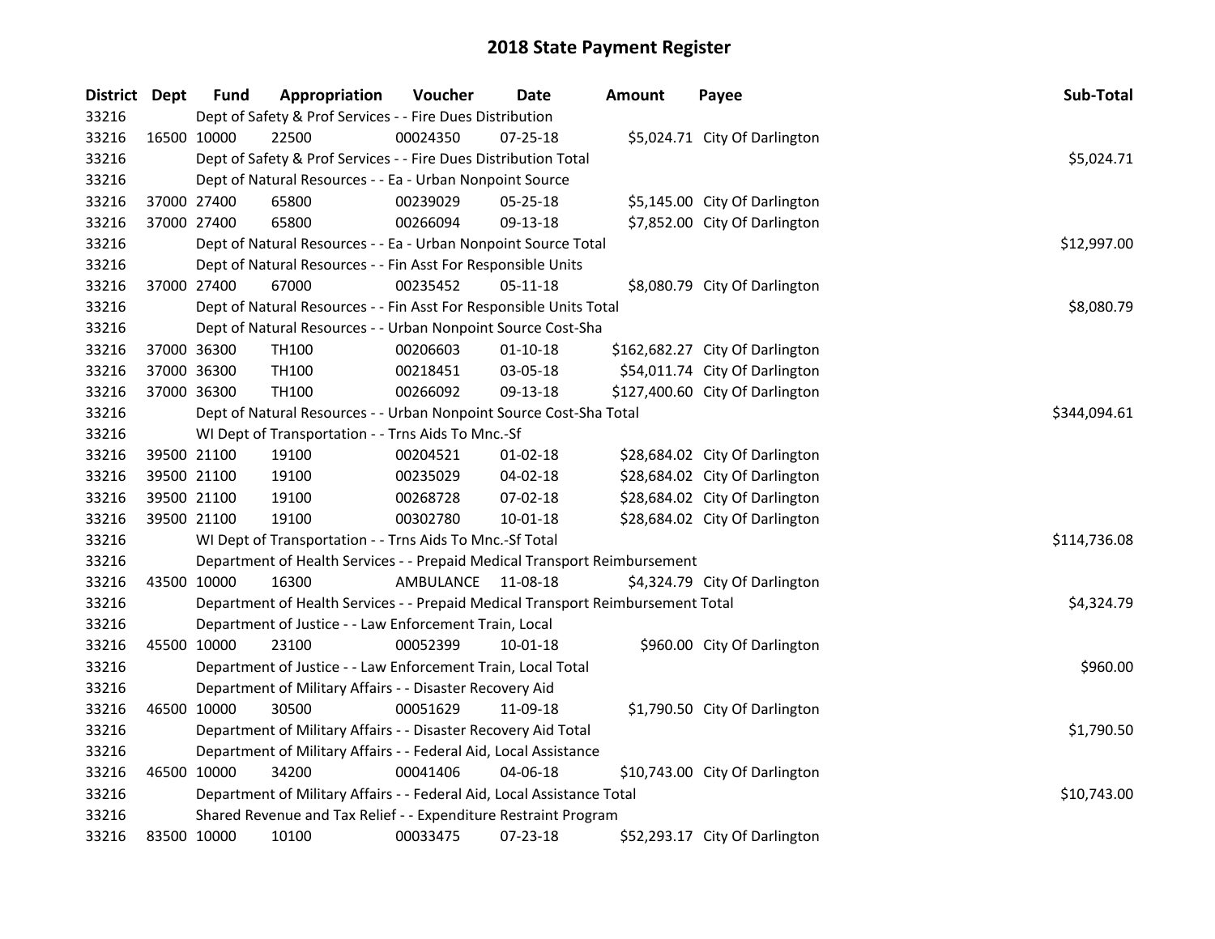# 2018 State Payment Register

| District | Dept | Fund | Appropriation | Voucher | Date | Amount | Payee | Sub-Total |
|---|---|---|---|---|---|---|---|---|
| 33216 | | Dept of Safety & Prof Services - - Fire Dues Distribution | | | | | | |
| 33216 | 16500 | 10000 | 22500 | 00024350 | 07-25-18 | $5,024.71 | City Of Darlington | |
| 33216 | | Dept of Safety & Prof Services - - Fire Dues Distribution Total | | | | | | $5,024.71 |
| 33216 | | Dept of Natural Resources - - Ea - Urban Nonpoint Source | | | | | | |
| 33216 | 37000 | 27400 | 65800 | 00239029 | 05-25-18 | $5,145.00 | City Of Darlington | |
| 33216 | 37000 | 27400 | 65800 | 00266094 | 09-13-18 | $7,852.00 | City Of Darlington | |
| 33216 | | Dept of Natural Resources - - Ea - Urban Nonpoint Source Total | | | | | | $12,997.00 |
| 33216 | | Dept of Natural Resources - - Fin Asst For Responsible Units | | | | | | |
| 33216 | 37000 | 27400 | 67000 | 00235452 | 05-11-18 | $8,080.79 | City Of Darlington | |
| 33216 | | Dept of Natural Resources - - Fin Asst For Responsible Units Total | | | | | | $8,080.79 |
| 33216 | | Dept of Natural Resources - - Urban Nonpoint Source Cost-Sha | | | | | | |
| 33216 | 37000 | 36300 | TH100 | 00206603 | 01-10-18 | $162,682.27 | City Of Darlington | |
| 33216 | 37000 | 36300 | TH100 | 00218451 | 03-05-18 | $54,011.74 | City Of Darlington | |
| 33216 | 37000 | 36300 | TH100 | 00266092 | 09-13-18 | $127,400.60 | City Of Darlington | |
| 33216 | | Dept of Natural Resources - - Urban Nonpoint Source Cost-Sha Total | | | | | | $344,094.61 |
| 33216 | | WI Dept of Transportation - - Trns Aids To Mnc.-Sf | | | | | | |
| 33216 | 39500 | 21100 | 19100 | 00204521 | 01-02-18 | $28,684.02 | City Of Darlington | |
| 33216 | 39500 | 21100 | 19100 | 00235029 | 04-02-18 | $28,684.02 | City Of Darlington | |
| 33216 | 39500 | 21100 | 19100 | 00268728 | 07-02-18 | $28,684.02 | City Of Darlington | |
| 33216 | 39500 | 21100 | 19100 | 00302780 | 10-01-18 | $28,684.02 | City Of Darlington | |
| 33216 | | WI Dept of Transportation - - Trns Aids To Mnc.-Sf Total | | | | | | $114,736.08 |
| 33216 | | Department of Health Services - - Prepaid Medical Transport Reimbursement | | | | | | |
| 33216 | 43500 | 10000 | 16300 | AMBULANCE | 11-08-18 | $4,324.79 | City Of Darlington | |
| 33216 | | Department of Health Services - - Prepaid Medical Transport Reimbursement Total | | | | | | $4,324.79 |
| 33216 | | Department of Justice - - Law Enforcement Train, Local | | | | | | |
| 33216 | 45500 | 10000 | 23100 | 00052399 | 10-01-18 | $960.00 | City Of Darlington | |
| 33216 | | Department of Justice - - Law Enforcement Train, Local Total | | | | | | $960.00 |
| 33216 | | Department of Military Affairs - - Disaster Recovery Aid | | | | | | |
| 33216 | 46500 | 10000 | 30500 | 00051629 | 11-09-18 | $1,790.50 | City Of Darlington | |
| 33216 | | Department of Military Affairs - - Disaster Recovery Aid Total | | | | | | $1,790.50 |
| 33216 | | Department of Military Affairs - - Federal Aid, Local Assistance | | | | | | |
| 33216 | 46500 | 10000 | 34200 | 00041406 | 04-06-18 | $10,743.00 | City Of Darlington | |
| 33216 | | Department of Military Affairs - - Federal Aid, Local Assistance Total | | | | | | $10,743.00 |
| 33216 | | Shared Revenue and Tax Relief - - Expenditure Restraint Program | | | | | | |
| 33216 | 83500 | 10000 | 10100 | 00033475 | 07-23-18 | $52,293.17 | City Of Darlington | |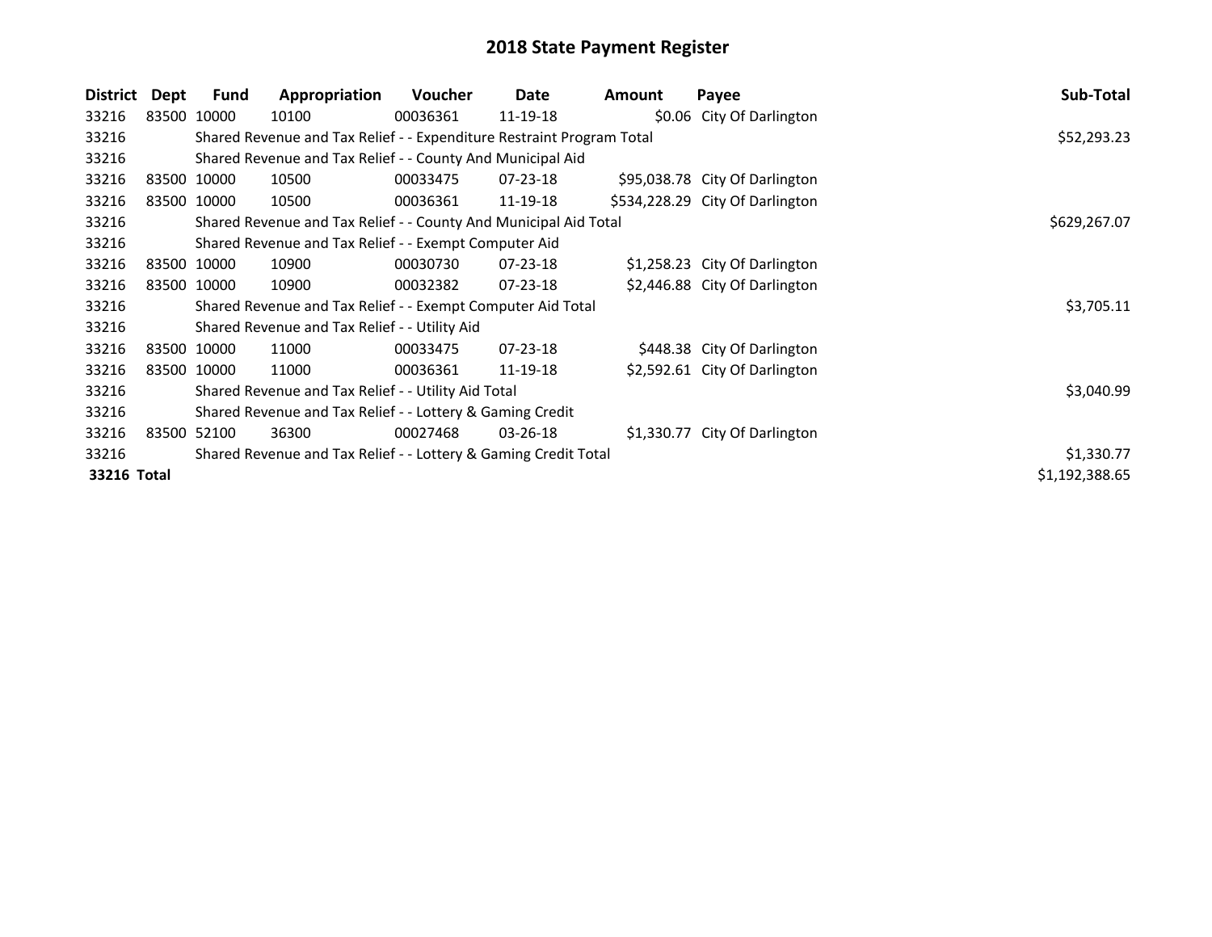# 2018 State Payment Register

| District | Dept | Fund | Appropriation | Voucher | Date | Amount | Payee | Sub-Total |
|---|---|---|---|---|---|---|---|---|
| 33216 | 83500 | 10000 | 10100 | 00036361 | 11-19-18 | $0.06 | City Of Darlington | |
| 33216 | | Shared Revenue and Tax Relief - - Expenditure Restraint Program Total | | | | | | $52,293.23 |
| 33216 | | Shared Revenue and Tax Relief - - County And Municipal Aid | | | | | | |
| 33216 | 83500 | 10000 | 10500 | 00033475 | 07-23-18 | $95,038.78 | City Of Darlington | |
| 33216 | 83500 | 10000 | 10500 | 00036361 | 11-19-18 | $534,228.29 | City Of Darlington | |
| 33216 | | Shared Revenue and Tax Relief - - County And Municipal Aid Total | | | | | | $629,267.07 |
| 33216 | | Shared Revenue and Tax Relief - - Exempt Computer Aid | | | | | | |
| 33216 | 83500 | 10000 | 10900 | 00030730 | 07-23-18 | $1,258.23 | City Of Darlington | |
| 33216 | 83500 | 10000 | 10900 | 00032382 | 07-23-18 | $2,446.88 | City Of Darlington | |
| 33216 | | Shared Revenue and Tax Relief - - Exempt Computer Aid Total | | | | | | $3,705.11 |
| 33216 | | Shared Revenue and Tax Relief - - Utility Aid | | | | | | |
| 33216 | 83500 | 10000 | 11000 | 00033475 | 07-23-18 | $448.38 | City Of Darlington | |
| 33216 | 83500 | 10000 | 11000 | 00036361 | 11-19-18 | $2,592.61 | City Of Darlington | |
| 33216 | | Shared Revenue and Tax Relief - - Utility Aid Total | | | | | | $3,040.99 |
| 33216 | | Shared Revenue and Tax Relief - - Lottery & Gaming Credit | | | | | | |
| 33216 | 83500 | 52100 | 36300 | 00027468 | 03-26-18 | $1,330.77 | City Of Darlington | |
| 33216 | | Shared Revenue and Tax Relief - - Lottery & Gaming Credit Total | | | | | | $1,330.77 |
| **33216 Total** | | | | | | | | $1,192,388.65 |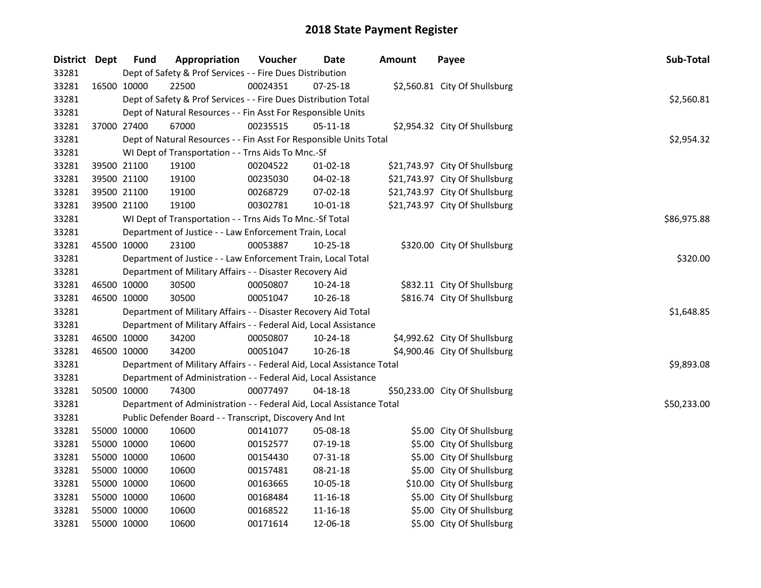# 2018 State Payment Register

| District | Dept | Fund | Appropriation | Voucher | Date | Amount | Payee | Sub-Total |
|---|---|---|---|---|---|---|---|---|
| 33281 | | Dept of Safety & Prof Services - - Fire Dues Distribution | | | | | | |
| 33281 | 16500 | 10000 | 22500 | 00024351 | 07-25-18 | $2,560.81 | City Of Shullsburg | |
| 33281 | | Dept of Safety & Prof Services - - Fire Dues Distribution Total | | | | | | $2,560.81 |
| 33281 | | Dept of Natural Resources - - Fin Asst For Responsible Units | | | | | | |
| 33281 | 37000 | 27400 | 67000 | 00235515 | 05-11-18 | $2,954.32 | City Of Shullsburg | |
| 33281 | | Dept of Natural Resources - - Fin Asst For Responsible Units Total | | | | | | $2,954.32 |
| 33281 | | WI Dept of Transportation - - Trns Aids To Mnc.-Sf | | | | | | |
| 33281 | 39500 | 21100 | 19100 | 00204522 | 01-02-18 | $21,743.97 | City Of Shullsburg | |
| 33281 | 39500 | 21100 | 19100 | 00235030 | 04-02-18 | $21,743.97 | City Of Shullsburg | |
| 33281 | 39500 | 21100 | 19100 | 00268729 | 07-02-18 | $21,743.97 | City Of Shullsburg | |
| 33281 | 39500 | 21100 | 19100 | 00302781 | 10-01-18 | $21,743.97 | City Of Shullsburg | |
| 33281 | | WI Dept of Transportation - - Trns Aids To Mnc.-Sf Total | | | | | | $86,975.88 |
| 33281 | | Department of Justice - - Law Enforcement Train, Local | | | | | | |
| 33281 | 45500 | 10000 | 23100 | 00053887 | 10-25-18 | $320.00 | City Of Shullsburg | |
| 33281 | | Department of Justice - - Law Enforcement Train, Local Total | | | | | | $320.00 |
| 33281 | | Department of Military Affairs - - Disaster Recovery Aid | | | | | | |
| 33281 | 46500 | 10000 | 30500 | 00050807 | 10-24-18 | $832.11 | City Of Shullsburg | |
| 33281 | 46500 | 10000 | 30500 | 00051047 | 10-26-18 | $816.74 | City Of Shullsburg | |
| 33281 | | Department of Military Affairs - - Disaster Recovery Aid Total | | | | | | $1,648.85 |
| 33281 | | Department of Military Affairs - - Federal Aid, Local Assistance | | | | | | |
| 33281 | 46500 | 10000 | 34200 | 00050807 | 10-24-18 | $4,992.62 | City Of Shullsburg | |
| 33281 | 46500 | 10000 | 34200 | 00051047 | 10-26-18 | $4,900.46 | City Of Shullsburg | |
| 33281 | | Department of Military Affairs - - Federal Aid, Local Assistance Total | | | | | | $9,893.08 |
| 33281 | | Department of Administration - - Federal Aid, Local Assistance | | | | | | |
| 33281 | 50500 | 10000 | 74300 | 00077497 | 04-18-18 | $50,233.00 | City Of Shullsburg | |
| 33281 | | Department of Administration - - Federal Aid, Local Assistance Total | | | | | | $50,233.00 |
| 33281 | | Public Defender Board - - Transcript, Discovery And Int | | | | | | |
| 33281 | 55000 | 10000 | 10600 | 00141077 | 05-08-18 | $5.00 | City Of Shullsburg | |
| 33281 | 55000 | 10000 | 10600 | 00152577 | 07-19-18 | $5.00 | City Of Shullsburg | |
| 33281 | 55000 | 10000 | 10600 | 00154430 | 07-31-18 | $5.00 | City Of Shullsburg | |
| 33281 | 55000 | 10000 | 10600 | 00157481 | 08-21-18 | $5.00 | City Of Shullsburg | |
| 33281 | 55000 | 10000 | 10600 | 00163665 | 10-05-18 | $10.00 | City Of Shullsburg | |
| 33281 | 55000 | 10000 | 10600 | 00168484 | 11-16-18 | $5.00 | City Of Shullsburg | |
| 33281 | 55000 | 10000 | 10600 | 00168522 | 11-16-18 | $5.00 | City Of Shullsburg | |
| 33281 | 55000 | 10000 | 10600 | 00171614 | 12-06-18 | $5.00 | City Of Shullsburg | |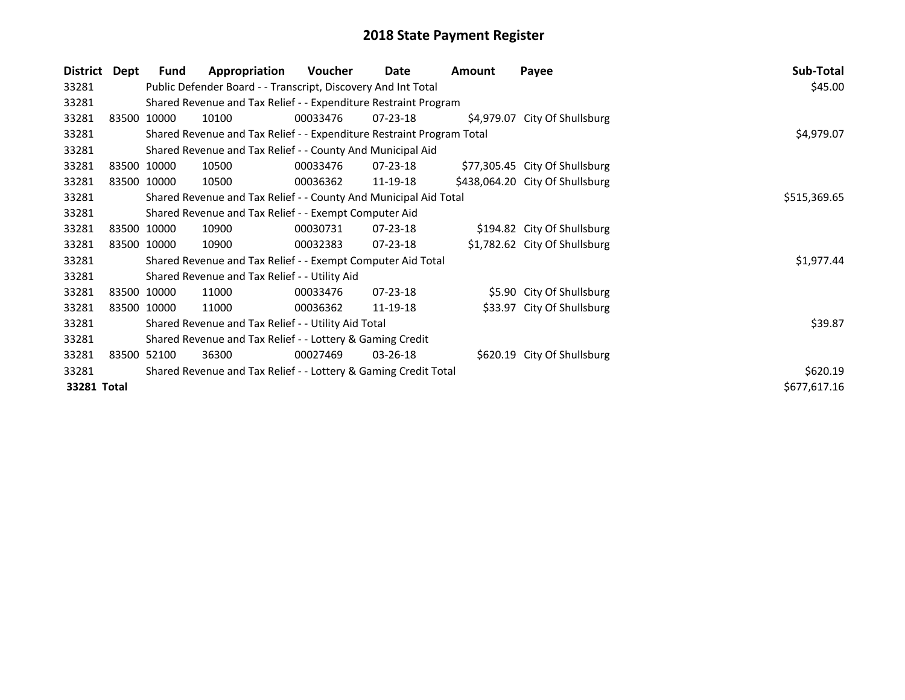# 2018 State Payment Register

| District | Dept | Fund | Appropriation | Voucher | Date | Amount | Payee | Sub-Total |
|---|---|---|---|---|---|---|---|---|
| 33281 | | Public Defender Board - - Transcript, Discovery And Int Total | | | | | | $45.00 |
| 33281 | | Shared Revenue and Tax Relief - - Expenditure Restraint Program | | | | | | |
| 33281 | 83500 | 10000 | 10100 | 00033476 | 07-23-18 | $4,979.07 | City Of Shullsburg | |
| 33281 | | Shared Revenue and Tax Relief - - Expenditure Restraint Program Total | | | | | | $4,979.07 |
| 33281 | | Shared Revenue and Tax Relief - - County And Municipal Aid | | | | | | |
| 33281 | 83500 | 10000 | 10500 | 00033476 | 07-23-18 | $77,305.45 | City Of Shullsburg | |
| 33281 | 83500 | 10000 | 10500 | 00036362 | 11-19-18 | $438,064.20 | City Of Shullsburg | |
| 33281 | | Shared Revenue and Tax Relief - - County And Municipal Aid Total | | | | | | $515,369.65 |
| 33281 | | Shared Revenue and Tax Relief - - Exempt Computer Aid | | | | | | |
| 33281 | 83500 | 10000 | 10900 | 00030731 | 07-23-18 | $194.82 | City Of Shullsburg | |
| 33281 | 83500 | 10000 | 10900 | 00032383 | 07-23-18 | $1,782.62 | City Of Shullsburg | |
| 33281 | | Shared Revenue and Tax Relief - - Exempt Computer Aid Total | | | | | | $1,977.44 |
| 33281 | | Shared Revenue and Tax Relief - - Utility Aid | | | | | | |
| 33281 | 83500 | 10000 | 11000 | 00033476 | 07-23-18 | $5.90 | City Of Shullsburg | |
| 33281 | 83500 | 10000 | 11000 | 00036362 | 11-19-18 | $33.97 | City Of Shullsburg | |
| 33281 | | Shared Revenue and Tax Relief - - Utility Aid Total | | | | | | $39.87 |
| 33281 | | Shared Revenue and Tax Relief - - Lottery & Gaming Credit | | | | | | |
| 33281 | 83500 | 52100 | 36300 | 00027469 | 03-26-18 | $620.19 | City Of Shullsburg | |
| 33281 | | Shared Revenue and Tax Relief - - Lottery & Gaming Credit Total | | | | | | $620.19 |
| **33281 Total** | | | | | | | | $677,617.16 |